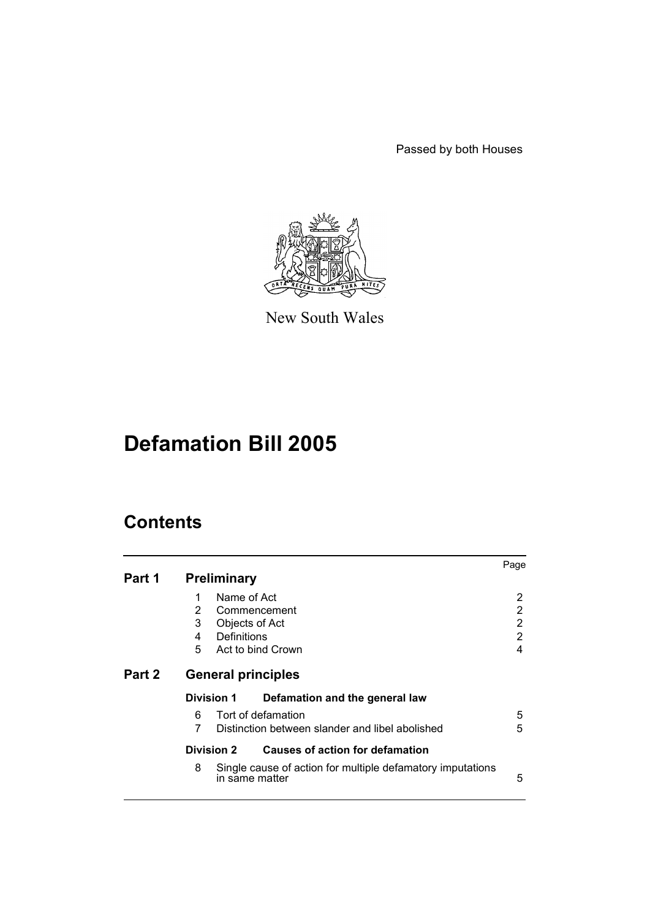Passed by both Houses

New South Wales

# Defamation Bill 2005

## Contents

| | | | Page |
|---|---|---|---|
| **Part 1** | **Preliminary** | | |
| | 1 | Name of Act | 2 |
| | 2 | Commencement | 2 |
| | 3 | Objects of Act | 2 |
| | 4 | Definitions | 2 |
| | 5 | Act to bind Crown | 4 |
| **Part 2** | **General principles** | | |
| | **Division 1** | **Defamation and the general law** | |
| | 6 | Tort of defamation | 5 |
| | 7 | Distinction between slander and libel abolished | 5 |
| | **Division 2** | **Causes of action for defamation** | |
| | 8 | Single cause of action for multiple defamatory imputations in same matter | 5 |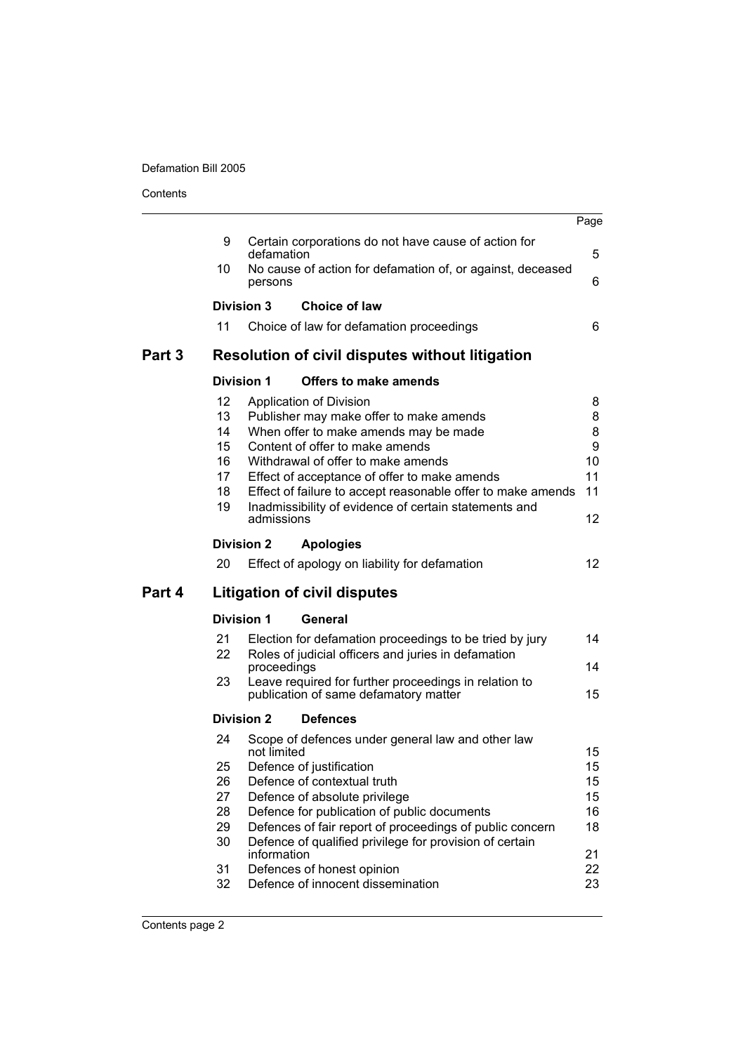| | | Page |
|---|---|---|
| 9 | Certain corporations do not have cause of action for defamation | 5 |
| 10 | No cause of action for defamation of, or against, deceased persons | 6 |
| **Division 3** | **Choice of law** | |
| 11 | Choice of law for defamation proceedings | 6 |

## Part 3 Resolution of civil disputes without litigation

| | | |
|---|---|---|
| **Division 1** | **Offers to make amends** | |
| 12 | Application of Division | 8 |
| 13 | Publisher may make offer to make amends | 8 |
| 14 | When offer to make amends may be made | 8 |
| 15 | Content of offer to make amends | 9 |
| 16 | Withdrawal of offer to make amends | 10 |
| 17 | Effect of acceptance of offer to make amends | 11 |
| 18 | Effect of failure to accept reasonable offer to make amends | 11 |
| 19 | Inadmissibility of evidence of certain statements and admissions | 12 |
| **Division 2** | **Apologies** | |
| 20 | Effect of apology on liability for defamation | 12 |

## Part 4 Litigation of civil disputes

| | | |
|---|---|---|
| **Division 1** | **General** | |
| 21 | Election for defamation proceedings to be tried by jury | 14 |
| 22 | Roles of judicial officers and juries in defamation proceedings | 14 |
| 23 | Leave required for further proceedings in relation to publication of same defamatory matter | 15 |
| **Division 2** | **Defences** | |
| 24 | Scope of defences under general law and other law not limited | 15 |
| 25 | Defence of justification | 15 |
| 26 | Defence of contextual truth | 15 |
| 27 | Defence of absolute privilege | 15 |
| 28 | Defence for publication of public documents | 16 |
| 29 | Defences of fair report of proceedings of public concern | 18 |
| 30 | Defence of qualified privilege for provision of certain information | 21 |
| 31 | Defences of honest opinion | 22 |
| 32 | Defence of innocent dissemination | 23 |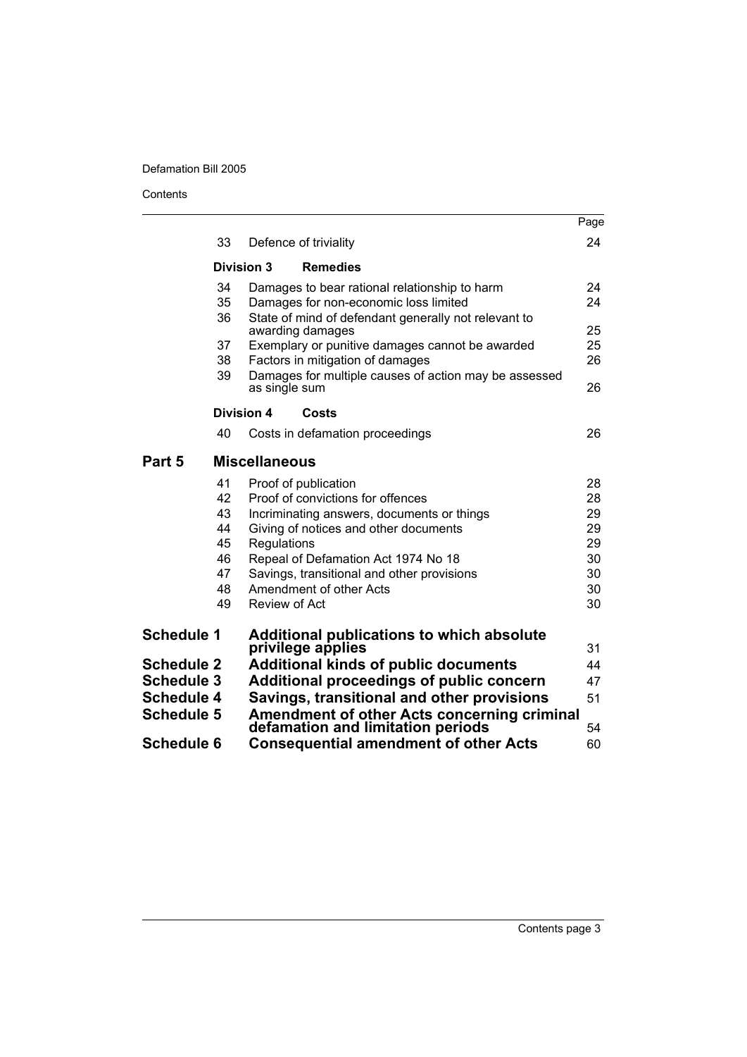| | | | Page |
|---|---|---|---|
| | 33 | Defence of triviality | 24 |
| | **Division 3** | **Remedies** | |
| | 34 | Damages to bear rational relationship to harm | 24 |
| | 35 | Damages for non-economic loss limited | 24 |
| | 36 | State of mind of defendant generally not relevant to awarding damages | 25 |
| | 37 | Exemplary or punitive damages cannot be awarded | 25 |
| | 38 | Factors in mitigation of damages | 26 |
| | 39 | Damages for multiple causes of action may be assessed as single sum | 26 |
| | **Division 4** | **Costs** | |
| | 40 | Costs in defamation proceedings | 26 |
| **Part 5** | **Miscellaneous** | | |
| | 41 | Proof of publication | 28 |
| | 42 | Proof of convictions for offences | 28 |
| | 43 | Incriminating answers, documents or things | 29 |
| | 44 | Giving of notices and other documents | 29 |
| | 45 | Regulations | 29 |
| | 46 | Repeal of Defamation Act 1974 No 18 | 30 |
| | 47 | Savings, transitional and other provisions | 30 |
| | 48 | Amendment of other Acts | 30 |
| | 49 | Review of Act | 30 |
| **Schedule 1** | **Additional publications to which absolute privilege applies** | | 31 |
| **Schedule 2** | **Additional kinds of public documents** | | 44 |
| **Schedule 3** | **Additional proceedings of public concern** | | 47 |
| **Schedule 4** | **Savings, transitional and other provisions** | | 51 |
| **Schedule 5** | **Amendment of other Acts concerning criminal defamation and limitation periods** | | 54 |
| **Schedule 6** | **Consequential amendment of other Acts** | | 60 |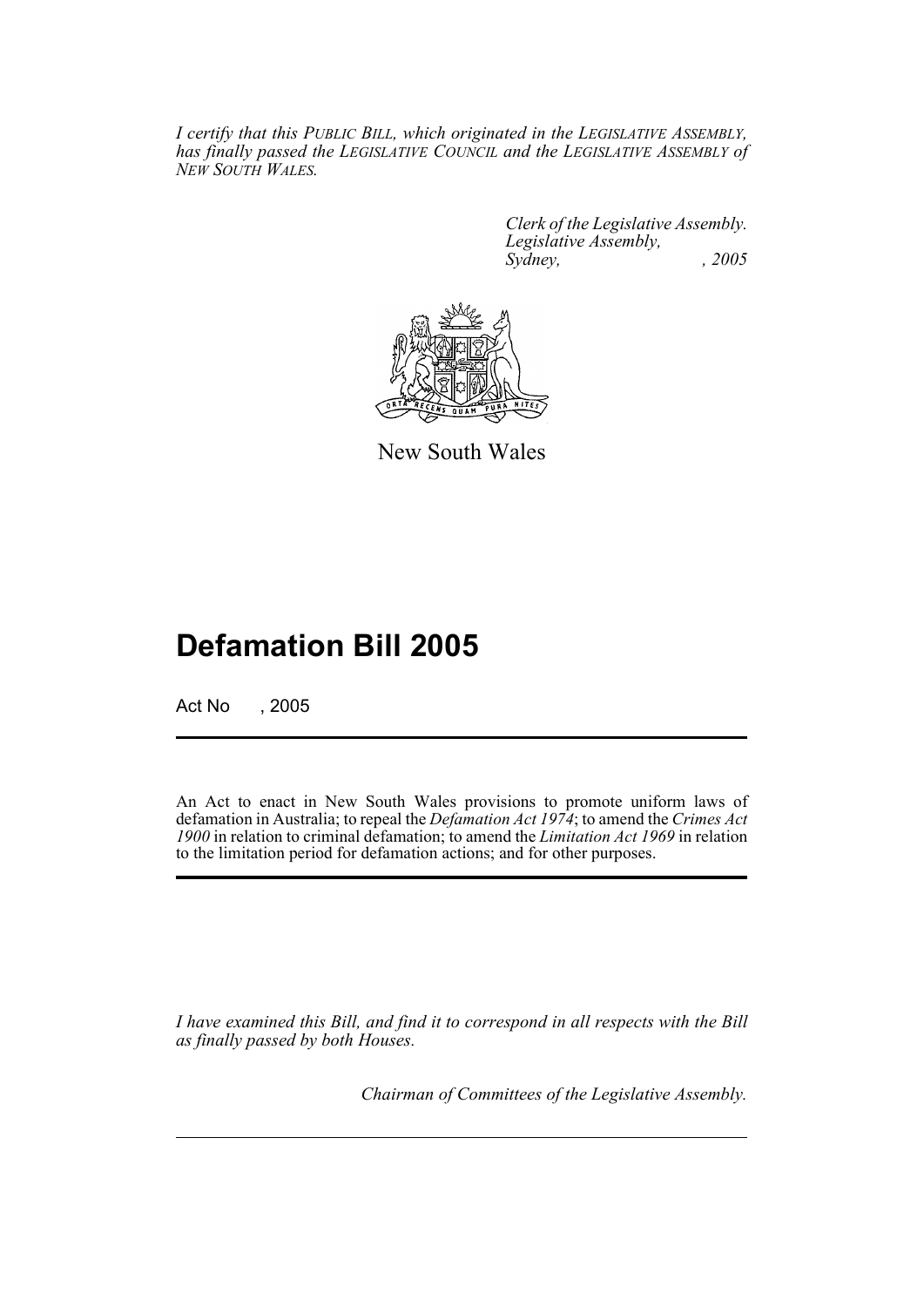*I certify that this PUBLIC BILL, which originated in the LEGISLATIVE ASSEMBLY, has finally passed the LEGISLATIVE COUNCIL and the LEGISLATIVE ASSEMBLY of NEW SOUTH WALES.*

*Clerk of the Legislative Assembly.*
*Legislative Assembly,*
*Sydney, , 2005*

New South Wales

# Defamation Bill 2005

Act No , 2005

An Act to enact in New South Wales provisions to promote uniform laws of defamation in Australia; to repeal the *Defamation Act 1974*; to amend the *Crimes Act 1900* in relation to criminal defamation; to amend the *Limitation Act 1969* in relation to the limitation period for defamation actions; and for other purposes.

*I have examined this Bill, and find it to correspond in all respects with the Bill as finally passed by both Houses.*

*Chairman of Committees of the Legislative Assembly.*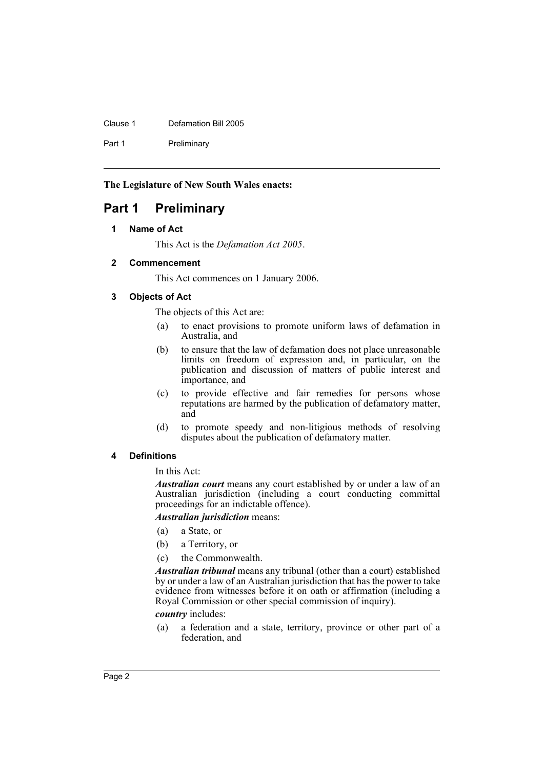**The Legislature of New South Wales enacts:**

# Part 1 Preliminary

### 1 Name of Act

This Act is the *Defamation Act 2005*.

### 2 Commencement

This Act commences on 1 January 2006.

### 3 Objects of Act

The objects of this Act are:

(a) to enact provisions to promote uniform laws of defamation in Australia, and

(b) to ensure that the law of defamation does not place unreasonable limits on freedom of expression and, in particular, on the publication and discussion of matters of public interest and importance, and

(c) to provide effective and fair remedies for persons whose reputations are harmed by the publication of defamatory matter, and

(d) to promote speedy and non-litigious methods of resolving disputes about the publication of defamatory matter.

### 4 Definitions

In this Act:

***Australian court*** means any court established by or under a law of an Australian jurisdiction (including a court conducting committal proceedings for an indictable offence).

***Australian jurisdiction*** means:

(a) a State, or

(b) a Territory, or

(c) the Commonwealth.

***Australian tribunal*** means any tribunal (other than a court) established by or under a law of an Australian jurisdiction that has the power to take evidence from witnesses before it on oath or affirmation (including a Royal Commission or other special commission of inquiry).

***country*** includes:

(a) a federation and a state, territory, province or other part of a federation, and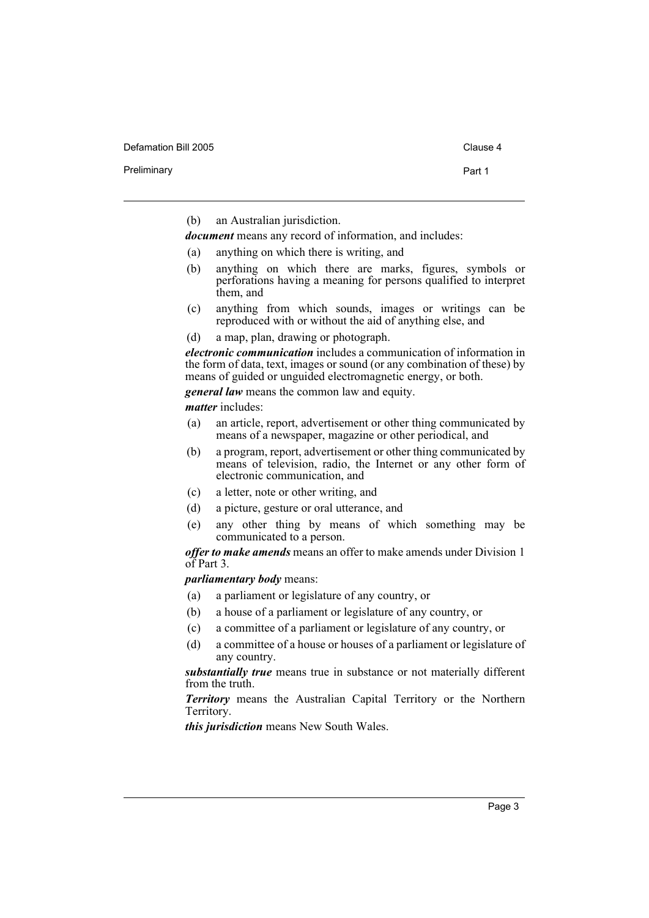(b) an Australian jurisdiction.

***document*** means any record of information, and includes:

(a) anything on which there is writing, and

(b) anything on which there are marks, figures, symbols or perforations having a meaning for persons qualified to interpret them, and

(c) anything from which sounds, images or writings can be reproduced with or without the aid of anything else, and

(d) a map, plan, drawing or photograph.

***electronic communication*** includes a communication of information in the form of data, text, images or sound (or any combination of these) by means of guided or unguided electromagnetic energy, or both.

***general law*** means the common law and equity.

***matter*** includes:

(a) an article, report, advertisement or other thing communicated by means of a newspaper, magazine or other periodical, and

(b) a program, report, advertisement or other thing communicated by means of television, radio, the Internet or any other form of electronic communication, and

(c) a letter, note or other writing, and

(d) a picture, gesture or oral utterance, and

(e) any other thing by means of which something may be communicated to a person.

***offer to make amends*** means an offer to make amends under Division 1 of Part 3.

***parliamentary body*** means:

(a) a parliament or legislature of any country, or

(b) a house of a parliament or legislature of any country, or

(c) a committee of a parliament or legislature of any country, or

(d) a committee of a house or houses of a parliament or legislature of any country.

***substantially true*** means true in substance or not materially different from the truth.

***Territory*** means the Australian Capital Territory or the Northern Territory.

***this jurisdiction*** means New South Wales.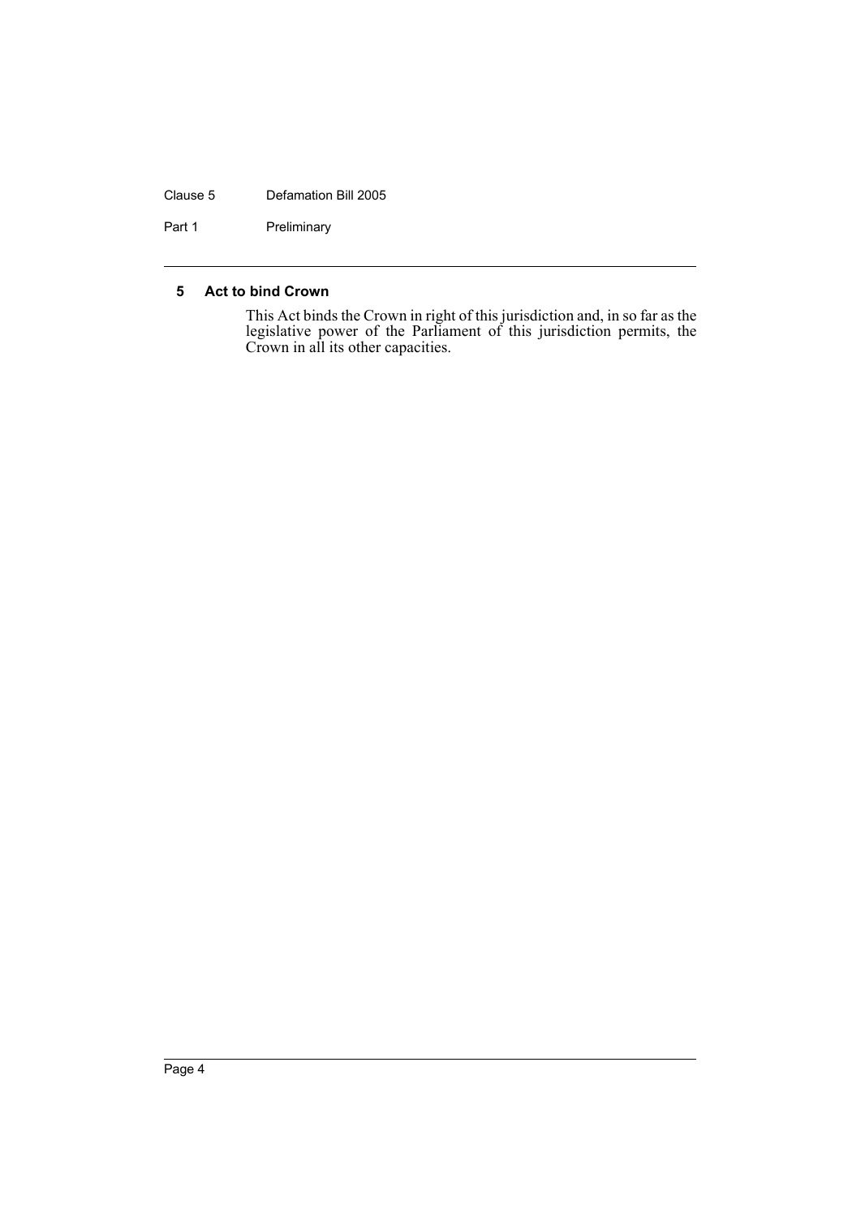### 5 Act to bind Crown

This Act binds the Crown in right of this jurisdiction and, in so far as the legislative power of the Parliament of this jurisdiction permits, the Crown in all its other capacities.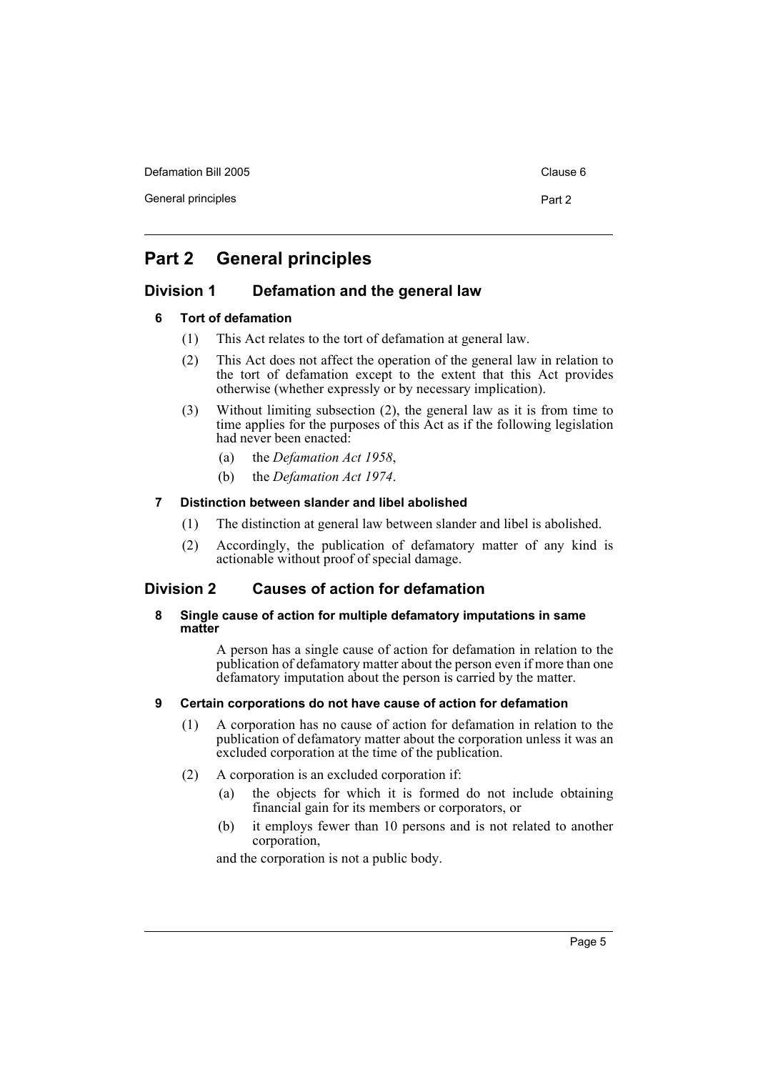# Part 2 General principles

## Division 1 Defamation and the general law

### 6 Tort of defamation

(1) This Act relates to the tort of defamation at general law.

(2) This Act does not affect the operation of the general law in relation to the tort of defamation except to the extent that this Act provides otherwise (whether expressly or by necessary implication).

(3) Without limiting subsection (2), the general law as it is from time to time applies for the purposes of this Act as if the following legislation had never been enacted:

- (a) the *Defamation Act 1958*,
- (b) the *Defamation Act 1974*.

### 7 Distinction between slander and libel abolished

(1) The distinction at general law between slander and libel is abolished.

(2) Accordingly, the publication of defamatory matter of any kind is actionable without proof of special damage.

## Division 2 Causes of action for defamation

### 8 Single cause of action for multiple defamatory imputations in same matter

A person has a single cause of action for defamation in relation to the publication of defamatory matter about the person even if more than one defamatory imputation about the person is carried by the matter.

### 9 Certain corporations do not have cause of action for defamation

(1) A corporation has no cause of action for defamation in relation to the publication of defamatory matter about the corporation unless it was an excluded corporation at the time of the publication.

(2) A corporation is an excluded corporation if:

- (a) the objects for which it is formed do not include obtaining financial gain for its members or corporators, or
- (b) it employs fewer than 10 persons and is not related to another corporation,

and the corporation is not a public body.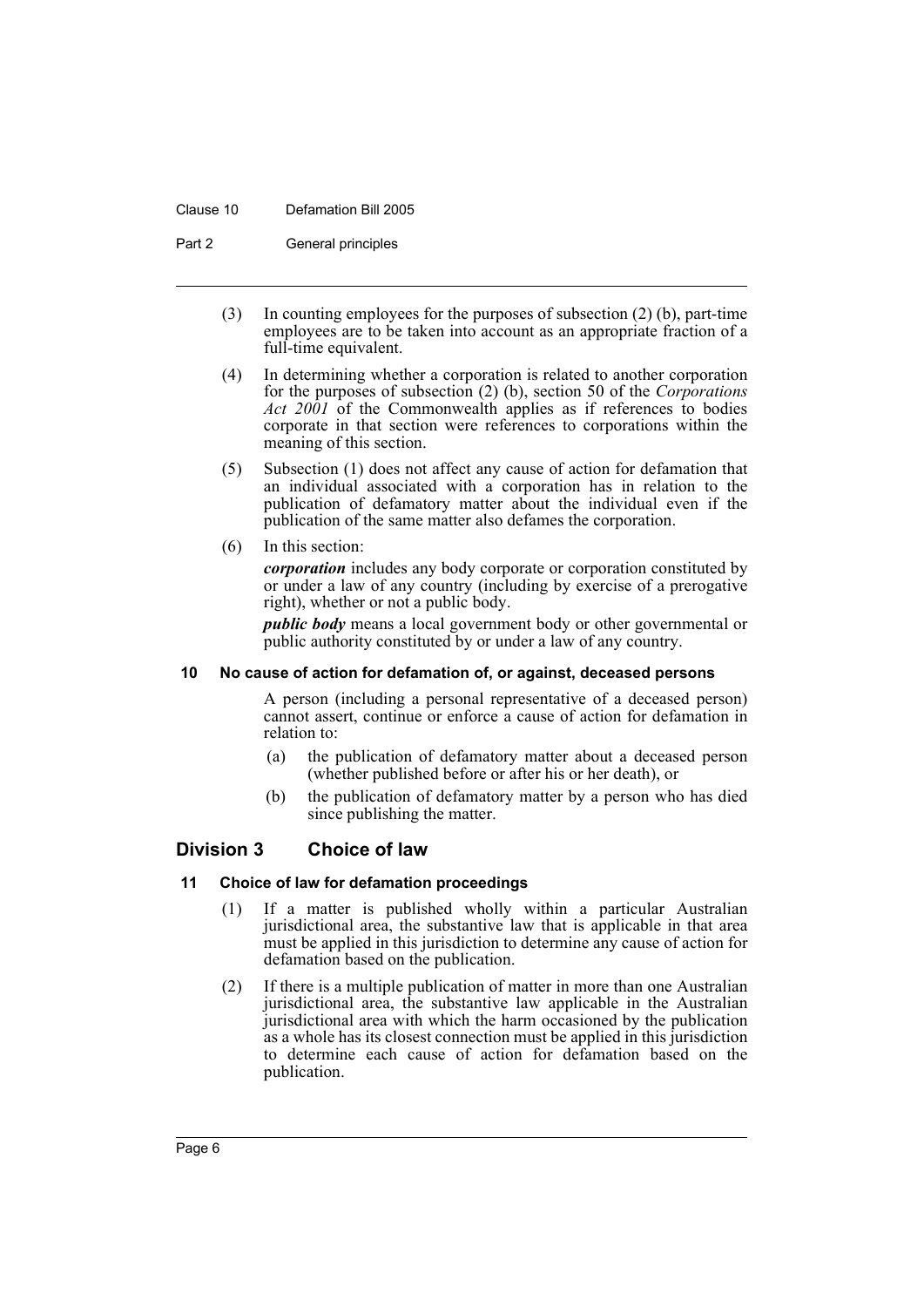(3) In counting employees for the purposes of subsection (2) (b), part-time employees are to be taken into account as an appropriate fraction of a full-time equivalent.

(4) In determining whether a corporation is related to another corporation for the purposes of subsection (2) (b), section 50 of the *Corporations Act 2001* of the Commonwealth applies as if references to bodies corporate in that section were references to corporations within the meaning of this section.

(5) Subsection (1) does not affect any cause of action for defamation that an individual associated with a corporation has in relation to the publication of defamatory matter about the individual even if the publication of the same matter also defames the corporation.

(6) In this section:

***corporation*** includes any body corporate or corporation constituted by or under a law of any country (including by exercise of a prerogative right), whether or not a public body.

***public body*** means a local government body or other governmental or public authority constituted by or under a law of any country.

#### 10 No cause of action for defamation of, or against, deceased persons

A person (including a personal representative of a deceased person) cannot assert, continue or enforce a cause of action for defamation in relation to:

(a) the publication of defamatory matter about a deceased person (whether published before or after his or her death), or

(b) the publication of defamatory matter by a person who has died since publishing the matter.

### Division 3 Choice of law

#### 11 Choice of law for defamation proceedings

(1) If a matter is published wholly within a particular Australian jurisdictional area, the substantive law that is applicable in that area must be applied in this jurisdiction to determine any cause of action for defamation based on the publication.

(2) If there is a multiple publication of matter in more than one Australian jurisdictional area, the substantive law applicable in the Australian jurisdictional area with which the harm occasioned by the publication as a whole has its closest connection must be applied in this jurisdiction to determine each cause of action for defamation based on the publication.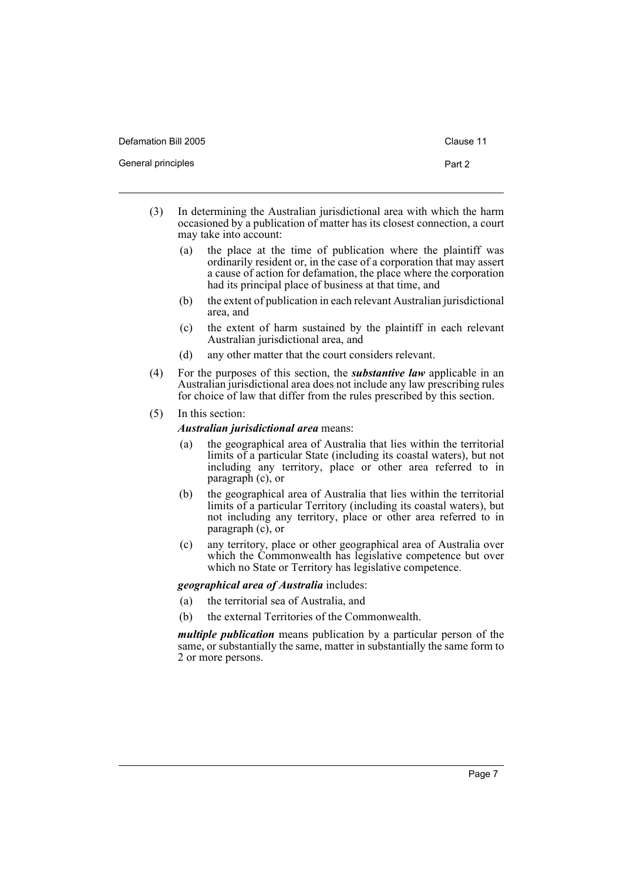(3) In determining the Australian jurisdictional area with which the harm occasioned by a publication of matter has its closest connection, a court may take into account:

  (a) the place at the time of publication where the plaintiff was ordinarily resident or, in the case of a corporation that may assert a cause of action for defamation, the place where the corporation had its principal place of business at that time, and

  (b) the extent of publication in each relevant Australian jurisdictional area, and

  (c) the extent of harm sustained by the plaintiff in each relevant Australian jurisdictional area, and

  (d) any other matter that the court considers relevant.

(4) For the purposes of this section, the ***substantive law*** applicable in an Australian jurisdictional area does not include any law prescribing rules for choice of law that differ from the rules prescribed by this section.

(5) In this section:

***Australian jurisdictional area*** means:

  (a) the geographical area of Australia that lies within the territorial limits of a particular State (including its coastal waters), but not including any territory, place or other area referred to in paragraph (c), or

  (b) the geographical area of Australia that lies within the territorial limits of a particular Territory (including its coastal waters), but not including any territory, place or other area referred to in paragraph (c), or

  (c) any territory, place or other geographical area of Australia over which the Commonwealth has legislative competence but over which no State or Territory has legislative competence.

***geographical area of Australia*** includes:

  (a) the territorial sea of Australia, and

  (b) the external Territories of the Commonwealth.

***multiple publication*** means publication by a particular person of the same, or substantially the same, matter in substantially the same form to 2 or more persons.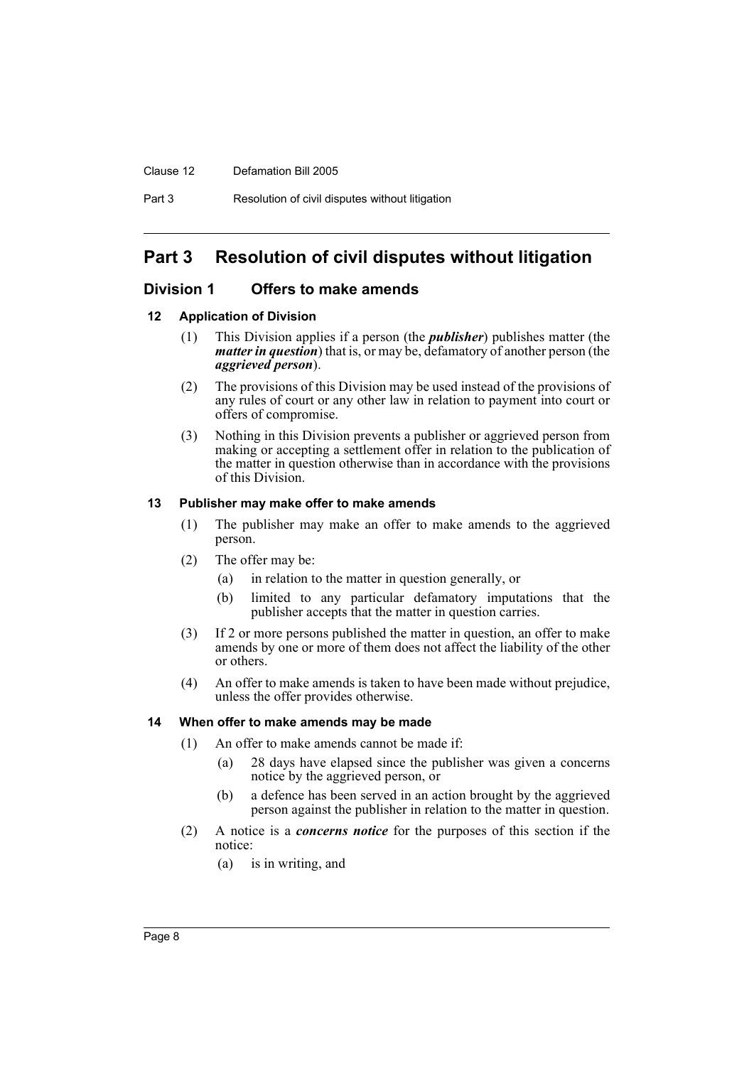# Part 3 Resolution of civil disputes without litigation

## Division 1 Offers to make amends

### 12 Application of Division

(1) This Division applies if a person (the ***publisher***) publishes matter (the ***matter in question***) that is, or may be, defamatory of another person (the ***aggrieved person***).

(2) The provisions of this Division may be used instead of the provisions of any rules of court or any other law in relation to payment into court or offers of compromise.

(3) Nothing in this Division prevents a publisher or aggrieved person from making or accepting a settlement offer in relation to the publication of the matter in question otherwise than in accordance with the provisions of this Division.

### 13 Publisher may make offer to make amends

(1) The publisher may make an offer to make amends to the aggrieved person.

(2) The offer may be:

- (a) in relation to the matter in question generally, or
- (b) limited to any particular defamatory imputations that the publisher accepts that the matter in question carries.

(3) If 2 or more persons published the matter in question, an offer to make amends by one or more of them does not affect the liability of the other or others.

(4) An offer to make amends is taken to have been made without prejudice, unless the offer provides otherwise.

### 14 When offer to make amends may be made

(1) An offer to make amends cannot be made if:

- (a) 28 days have elapsed since the publisher was given a concerns notice by the aggrieved person, or
- (b) a defence has been served in an action brought by the aggrieved person against the publisher in relation to the matter in question.

(2) A notice is a ***concerns notice*** for the purposes of this section if the notice:

- (a) is in writing, and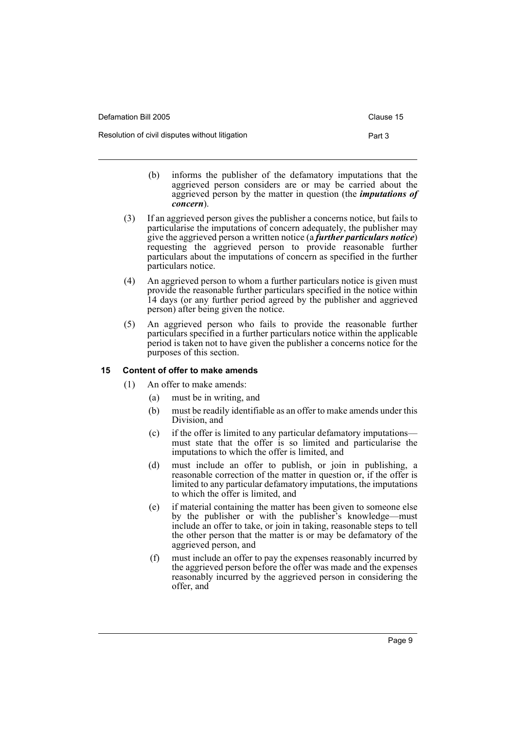(b) informs the publisher of the defamatory imputations that the aggrieved person considers are or may be carried about the aggrieved person by the matter in question (the ***imputations of concern***).

(3) If an aggrieved person gives the publisher a concerns notice, but fails to particularise the imputations of concern adequately, the publisher may give the aggrieved person a written notice (a ***further particulars notice***) requesting the aggrieved person to provide reasonable further particulars about the imputations of concern as specified in the further particulars notice.

(4) An aggrieved person to whom a further particulars notice is given must provide the reasonable further particulars specified in the notice within 14 days (or any further period agreed by the publisher and aggrieved person) after being given the notice.

(5) An aggrieved person who fails to provide the reasonable further particulars specified in a further particulars notice within the applicable period is taken not to have given the publisher a concerns notice for the purposes of this section.

### 15 Content of offer to make amends

(1) An offer to make amends:

(a) must be in writing, and

(b) must be readily identifiable as an offer to make amends under this Division, and

(c) if the offer is limited to any particular defamatory imputations—must state that the offer is so limited and particularise the imputations to which the offer is limited, and

(d) must include an offer to publish, or join in publishing, a reasonable correction of the matter in question or, if the offer is limited to any particular defamatory imputations, the imputations to which the offer is limited, and

(e) if material containing the matter has been given to someone else by the publisher or with the publisher's knowledge—must include an offer to take, or join in taking, reasonable steps to tell the other person that the matter is or may be defamatory of the aggrieved person, and

(f) must include an offer to pay the expenses reasonably incurred by the aggrieved person before the offer was made and the expenses reasonably incurred by the aggrieved person in considering the offer, and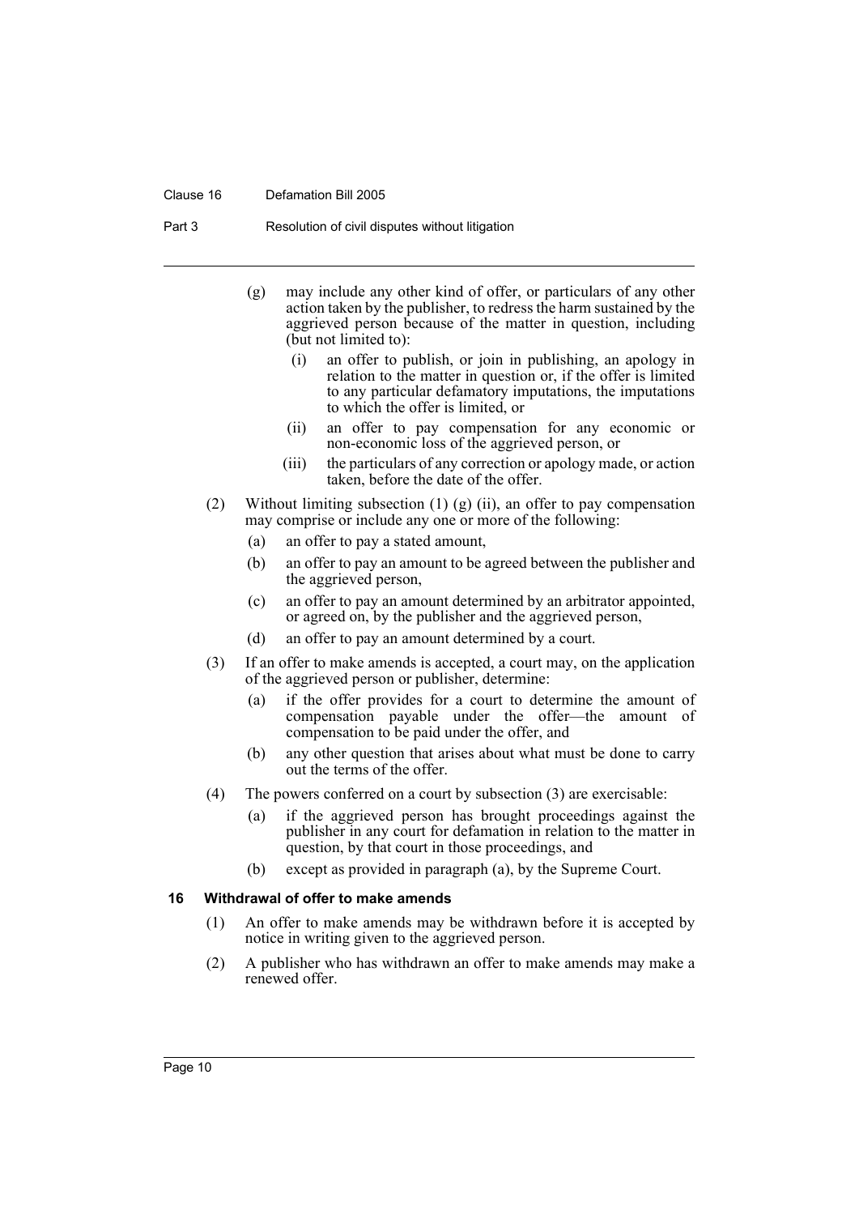(g) may include any other kind of offer, or particulars of any other action taken by the publisher, to redress the harm sustained by the aggrieved person because of the matter in question, including (but not limited to):

  (i) an offer to publish, or join in publishing, an apology in relation to the matter in question or, if the offer is limited to any particular defamatory imputations, the imputations to which the offer is limited, or

  (ii) an offer to pay compensation for any economic or non-economic loss of the aggrieved person, or

  (iii) the particulars of any correction or apology made, or action taken, before the date of the offer.

(2) Without limiting subsection (1) (g) (ii), an offer to pay compensation may comprise or include any one or more of the following:

  (a) an offer to pay a stated amount,

  (b) an offer to pay an amount to be agreed between the publisher and the aggrieved person,

  (c) an offer to pay an amount determined by an arbitrator appointed, or agreed on, by the publisher and the aggrieved person,

  (d) an offer to pay an amount determined by a court.

(3) If an offer to make amends is accepted, a court may, on the application of the aggrieved person or publisher, determine:

  (a) if the offer provides for a court to determine the amount of compensation payable under the offer—the amount of compensation to be paid under the offer, and

  (b) any other question that arises about what must be done to carry out the terms of the offer.

(4) The powers conferred on a court by subsection (3) are exercisable:

  (a) if the aggrieved person has brought proceedings against the publisher in any court for defamation in relation to the matter in question, by that court in those proceedings, and

  (b) except as provided in paragraph (a), by the Supreme Court.

### 16 Withdrawal of offer to make amends

(1) An offer to make amends may be withdrawn before it is accepted by notice in writing given to the aggrieved person.

(2) A publisher who has withdrawn an offer to make amends may make a renewed offer.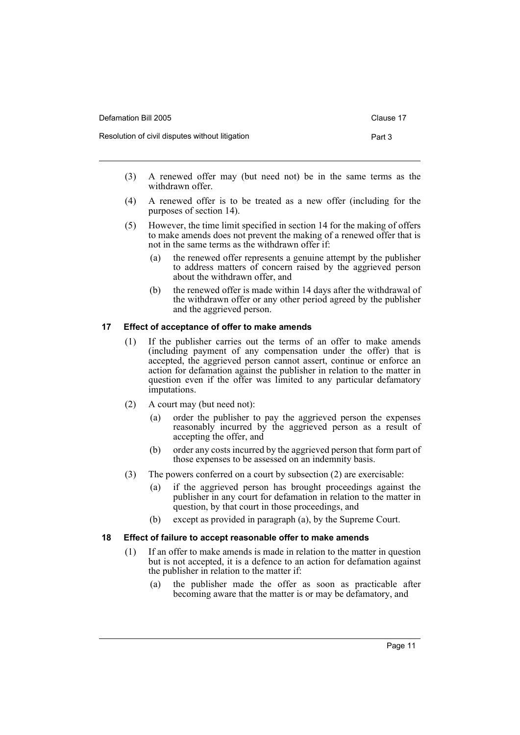(3) A renewed offer may (but need not) be in the same terms as the withdrawn offer.

(4) A renewed offer is to be treated as a new offer (including for the purposes of section 14).

(5) However, the time limit specified in section 14 for the making of offers to make amends does not prevent the making of a renewed offer that is not in the same terms as the withdrawn offer if:

(a) the renewed offer represents a genuine attempt by the publisher to address matters of concern raised by the aggrieved person about the withdrawn offer, and

(b) the renewed offer is made within 14 days after the withdrawal of the withdrawn offer or any other period agreed by the publisher and the aggrieved person.

### 17 Effect of acceptance of offer to make amends

(1) If the publisher carries out the terms of an offer to make amends (including payment of any compensation under the offer) that is accepted, the aggrieved person cannot assert, continue or enforce an action for defamation against the publisher in relation to the matter in question even if the offer was limited to any particular defamatory imputations.

(2) A court may (but need not):

(a) order the publisher to pay the aggrieved person the expenses reasonably incurred by the aggrieved person as a result of accepting the offer, and

(b) order any costs incurred by the aggrieved person that form part of those expenses to be assessed on an indemnity basis.

(3) The powers conferred on a court by subsection (2) are exercisable:

(a) if the aggrieved person has brought proceedings against the publisher in any court for defamation in relation to the matter in question, by that court in those proceedings, and

(b) except as provided in paragraph (a), by the Supreme Court.

### 18 Effect of failure to accept reasonable offer to make amends

(1) If an offer to make amends is made in relation to the matter in question but is not accepted, it is a defence to an action for defamation against the publisher in relation to the matter if:

(a) the publisher made the offer as soon as practicable after becoming aware that the matter is or may be defamatory, and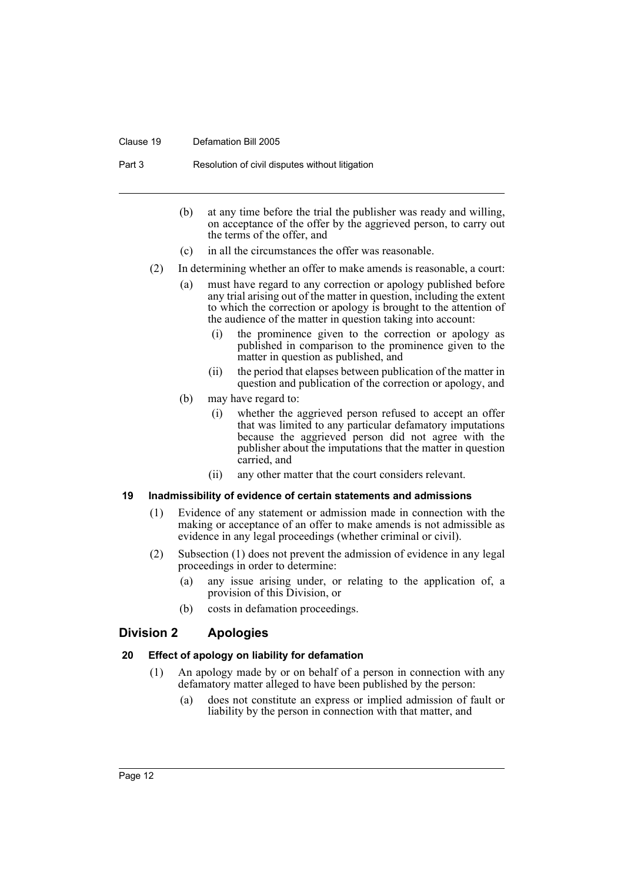(b) at any time before the trial the publisher was ready and willing, on acceptance of the offer by the aggrieved person, to carry out the terms of the offer, and

(c) in all the circumstances the offer was reasonable.

(2) In determining whether an offer to make amends is reasonable, a court:

(a) must have regard to any correction or apology published before any trial arising out of the matter in question, including the extent to which the correction or apology is brought to the attention of the audience of the matter in question taking into account:

(i) the prominence given to the correction or apology as published in comparison to the prominence given to the matter in question as published, and

(ii) the period that elapses between publication of the matter in question and publication of the correction or apology, and

(b) may have regard to:

(i) whether the aggrieved person refused to accept an offer that was limited to any particular defamatory imputations because the aggrieved person did not agree with the publisher about the imputations that the matter in question carried, and

(ii) any other matter that the court considers relevant.

### 19 Inadmissibility of evidence of certain statements and admissions

(1) Evidence of any statement or admission made in connection with the making or acceptance of an offer to make amends is not admissible as evidence in any legal proceedings (whether criminal or civil).

(2) Subsection (1) does not prevent the admission of evidence in any legal proceedings in order to determine:

(a) any issue arising under, or relating to the application of, a provision of this Division, or

(b) costs in defamation proceedings.

## Division 2 Apologies

### 20 Effect of apology on liability for defamation

(1) An apology made by or on behalf of a person in connection with any defamatory matter alleged to have been published by the person:

(a) does not constitute an express or implied admission of fault or liability by the person in connection with that matter, and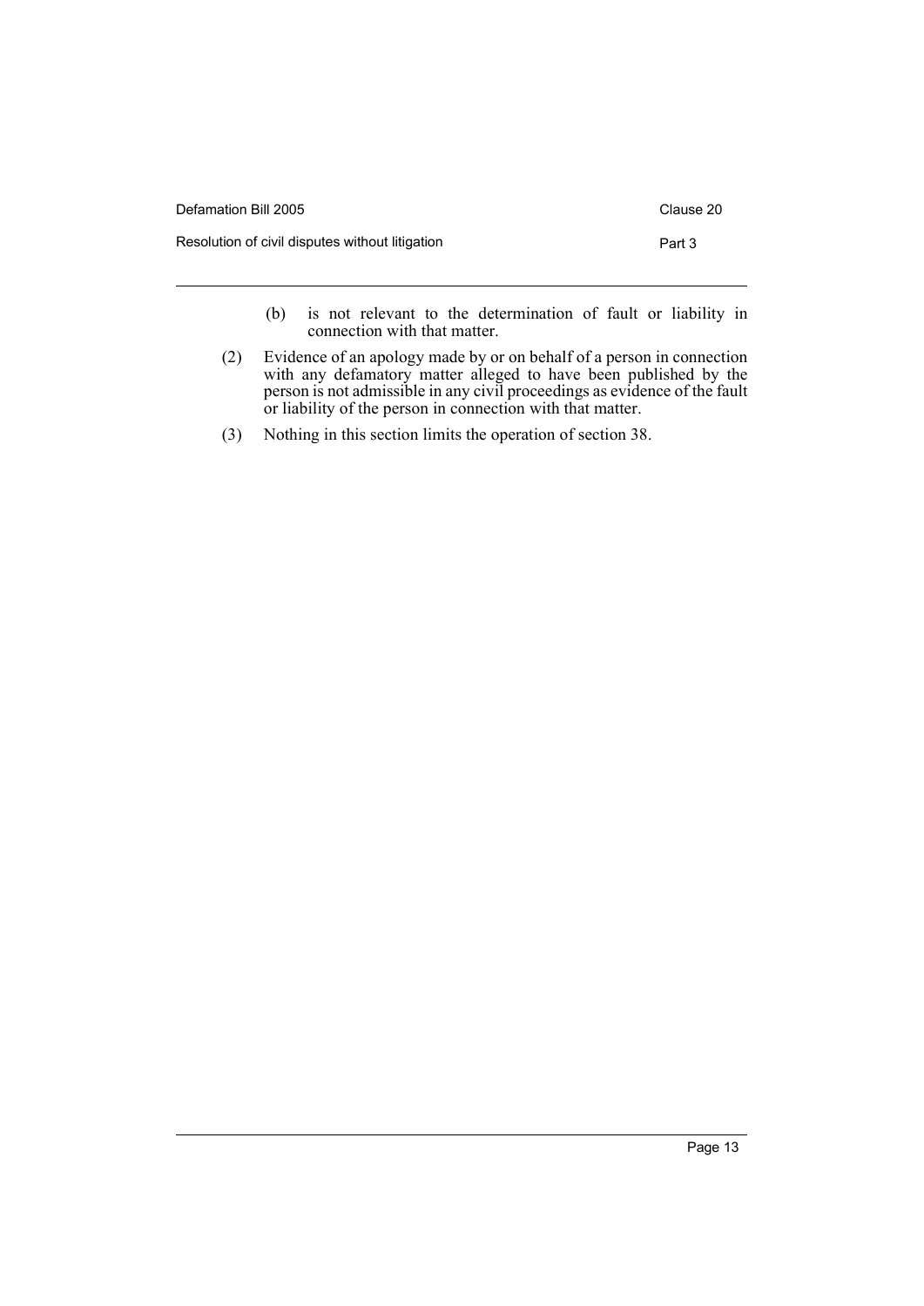(b) is not relevant to the determination of fault or liability in connection with that matter.

(2) Evidence of an apology made by or on behalf of a person in connection with any defamatory matter alleged to have been published by the person is not admissible in any civil proceedings as evidence of the fault or liability of the person in connection with that matter.

(3) Nothing in this section limits the operation of section 38.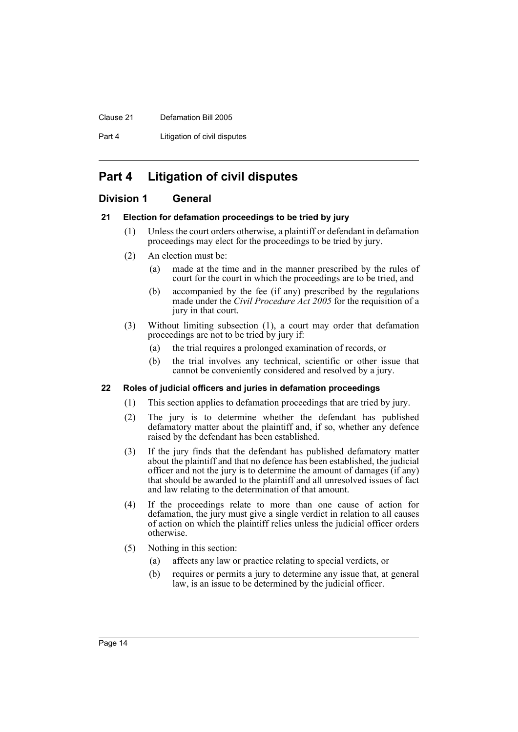# Part 4 Litigation of civil disputes

## Division 1 General

### 21 Election for defamation proceedings to be tried by jury

(1) Unless the court orders otherwise, a plaintiff or defendant in defamation proceedings may elect for the proceedings to be tried by jury.

(2) An election must be:

- (a) made at the time and in the manner prescribed by the rules of court for the court in which the proceedings are to be tried, and
- (b) accompanied by the fee (if any) prescribed by the regulations made under the *Civil Procedure Act 2005* for the requisition of a jury in that court.

(3) Without limiting subsection (1), a court may order that defamation proceedings are not to be tried by jury if:

- (a) the trial requires a prolonged examination of records, or
- (b) the trial involves any technical, scientific or other issue that cannot be conveniently considered and resolved by a jury.

### 22 Roles of judicial officers and juries in defamation proceedings

(1) This section applies to defamation proceedings that are tried by jury.

(2) The jury is to determine whether the defendant has published defamatory matter about the plaintiff and, if so, whether any defence raised by the defendant has been established.

(3) If the jury finds that the defendant has published defamatory matter about the plaintiff and that no defence has been established, the judicial officer and not the jury is to determine the amount of damages (if any) that should be awarded to the plaintiff and all unresolved issues of fact and law relating to the determination of that amount.

(4) If the proceedings relate to more than one cause of action for defamation, the jury must give a single verdict in relation to all causes of action on which the plaintiff relies unless the judicial officer orders otherwise.

(5) Nothing in this section:

- (a) affects any law or practice relating to special verdicts, or
- (b) requires or permits a jury to determine any issue that, at general law, is an issue to be determined by the judicial officer.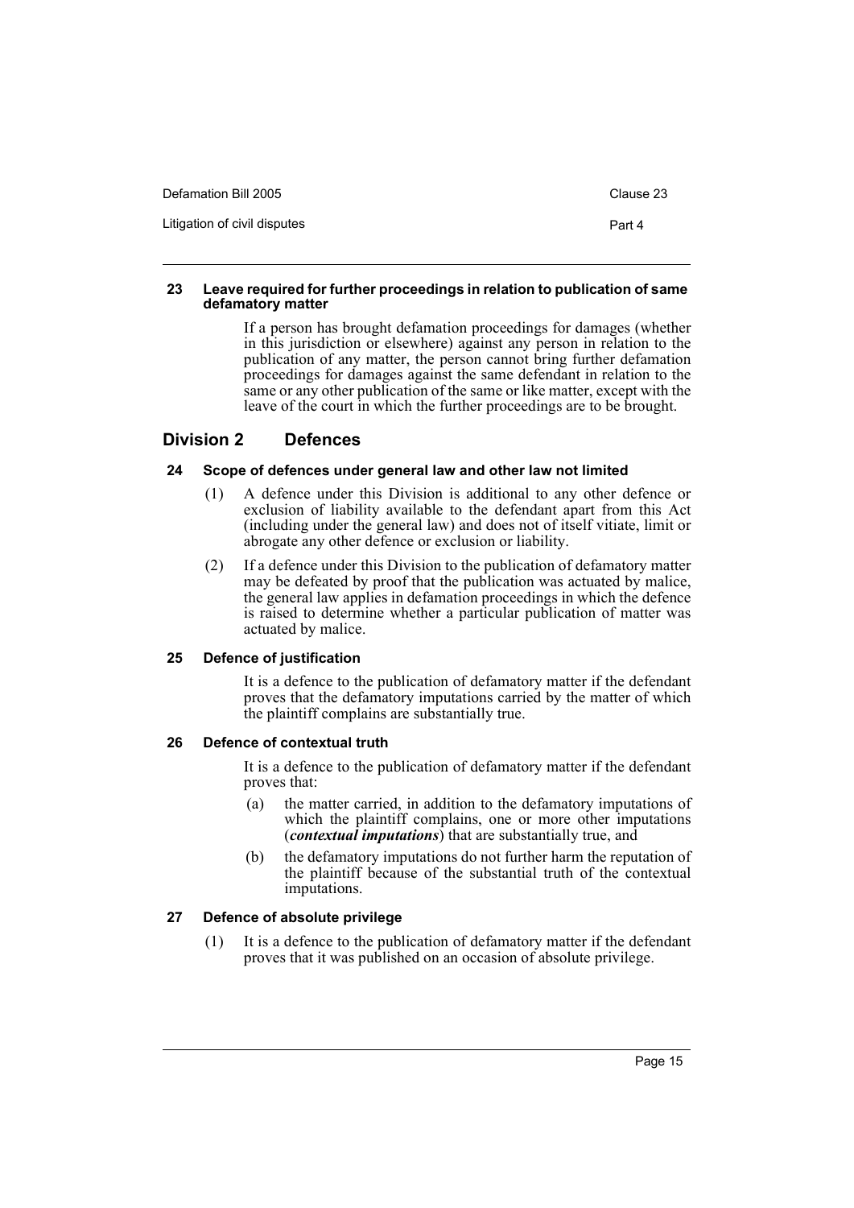#### 23 Leave required for further proceedings in relation to publication of same defamatory matter

If a person has brought defamation proceedings for damages (whether in this jurisdiction or elsewhere) against any person in relation to the publication of any matter, the person cannot bring further defamation proceedings for damages against the same defendant in relation to the same or any other publication of the same or like matter, except with the leave of the court in which the further proceedings are to be brought.

### Division 2 Defences

#### 24 Scope of defences under general law and other law not limited

(1) A defence under this Division is additional to any other defence or exclusion of liability available to the defendant apart from this Act (including under the general law) and does not of itself vitiate, limit or abrogate any other defence or exclusion or liability.

(2) If a defence under this Division to the publication of defamatory matter may be defeated by proof that the publication was actuated by malice, the general law applies in defamation proceedings in which the defence is raised to determine whether a particular publication of matter was actuated by malice.

#### 25 Defence of justification

It is a defence to the publication of defamatory matter if the defendant proves that the defamatory imputations carried by the matter of which the plaintiff complains are substantially true.

#### 26 Defence of contextual truth

It is a defence to the publication of defamatory matter if the defendant proves that:

(a) the matter carried, in addition to the defamatory imputations of which the plaintiff complains, one or more other imputations (***contextual imputations***) that are substantially true, and

(b) the defamatory imputations do not further harm the reputation of the plaintiff because of the substantial truth of the contextual imputations.

#### 27 Defence of absolute privilege

(1) It is a defence to the publication of defamatory matter if the defendant proves that it was published on an occasion of absolute privilege.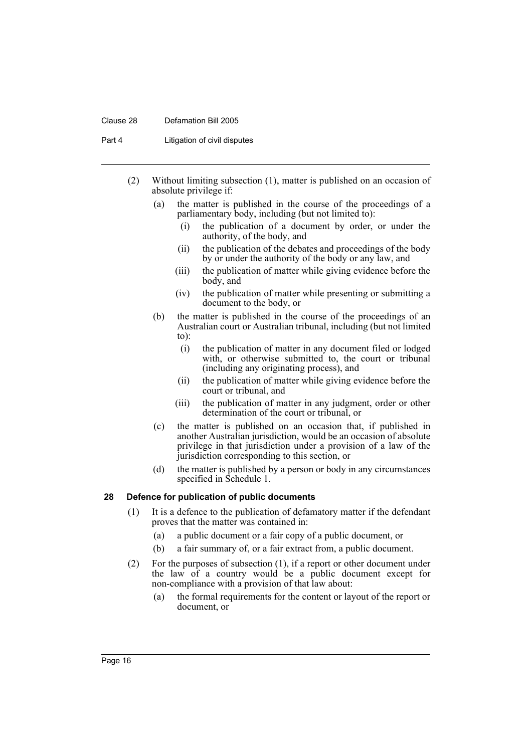(2) Without limiting subsection (1), matter is published on an occasion of absolute privilege if:

 (a) the matter is published in the course of the proceedings of a parliamentary body, including (but not limited to):

  (i) the publication of a document by order, or under the authority, of the body, and

  (ii) the publication of the debates and proceedings of the body by or under the authority of the body or any law, and

  (iii) the publication of matter while giving evidence before the body, and

  (iv) the publication of matter while presenting or submitting a document to the body, or

 (b) the matter is published in the course of the proceedings of an Australian court or Australian tribunal, including (but not limited to):

  (i) the publication of matter in any document filed or lodged with, or otherwise submitted to, the court or tribunal (including any originating process), and

  (ii) the publication of matter while giving evidence before the court or tribunal, and

  (iii) the publication of matter in any judgment, order or other determination of the court or tribunal, or

 (c) the matter is published on an occasion that, if published in another Australian jurisdiction, would be an occasion of absolute privilege in that jurisdiction under a provision of a law of the jurisdiction corresponding to this section, or

 (d) the matter is published by a person or body in any circumstances specified in Schedule 1.

### 28 Defence for publication of public documents

(1) It is a defence to the publication of defamatory matter if the defendant proves that the matter was contained in:

 (a) a public document or a fair copy of a public document, or

 (b) a fair summary of, or a fair extract from, a public document.

(2) For the purposes of subsection (1), if a report or other document under the law of a country would be a public document except for non-compliance with a provision of that law about:

 (a) the formal requirements for the content or layout of the report or document, or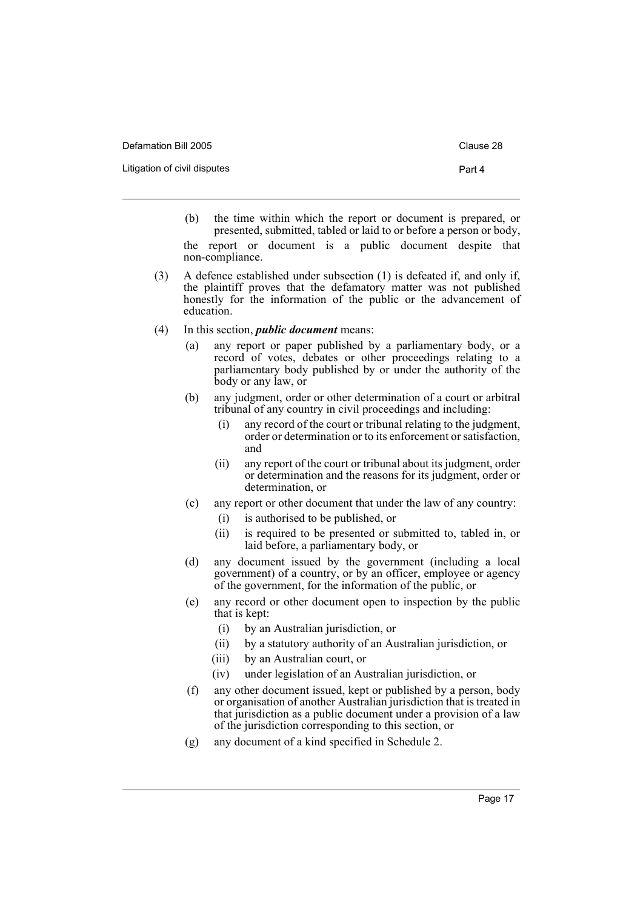(b) the time within which the report or document is prepared, or presented, submitted, tabled or laid to or before a person or body,

the report or document is a public document despite that non-compliance.

(3) A defence established under subsection (1) is defeated if, and only if, the plaintiff proves that the defamatory matter was not published honestly for the information of the public or the advancement of education.

(4) In this section, ***public document*** means:

(a) any report or paper published by a parliamentary body, or a record of votes, debates or other proceedings relating to a parliamentary body published by or under the authority of the body or any law, or

(b) any judgment, order or other determination of a court or arbitral tribunal of any country in civil proceedings and including:

(i) any record of the court or tribunal relating to the judgment, order or determination or to its enforcement or satisfaction, and

(ii) any report of the court or tribunal about its judgment, order or determination and the reasons for its judgment, order or determination, or

(c) any report or other document that under the law of any country:

(i) is authorised to be published, or

(ii) is required to be presented or submitted to, tabled in, or laid before, a parliamentary body, or

(d) any document issued by the government (including a local government) of a country, or by an officer, employee or agency of the government, for the information of the public, or

(e) any record or other document open to inspection by the public that is kept:

(i) by an Australian jurisdiction, or

(ii) by a statutory authority of an Australian jurisdiction, or

(iii) by an Australian court, or

(iv) under legislation of an Australian jurisdiction, or

(f) any other document issued, kept or published by a person, body or organisation of another Australian jurisdiction that is treated in that jurisdiction as a public document under a provision of a law of the jurisdiction corresponding to this section, or

(g) any document of a kind specified in Schedule 2.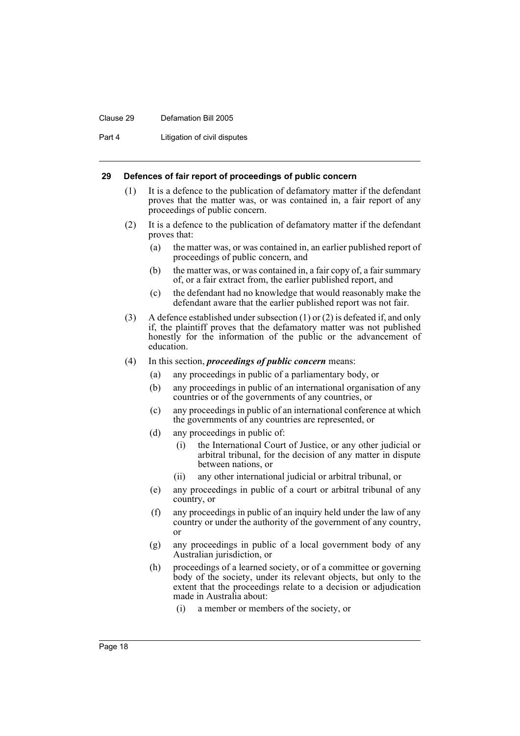### 29 Defences of fair report of proceedings of public concern

(1) It is a defence to the publication of defamatory matter if the defendant proves that the matter was, or was contained in, a fair report of any proceedings of public concern.

(2) It is a defence to the publication of defamatory matter if the defendant proves that:

   (a) the matter was, or was contained in, an earlier published report of proceedings of public concern, and

   (b) the matter was, or was contained in, a fair copy of, a fair summary of, or a fair extract from, the earlier published report, and

   (c) the defendant had no knowledge that would reasonably make the defendant aware that the earlier published report was not fair.

(3) A defence established under subsection (1) or (2) is defeated if, and only if, the plaintiff proves that the defamatory matter was not published honestly for the information of the public or the advancement of education.

(4) In this section, ***proceedings of public concern*** means:

   (a) any proceedings in public of a parliamentary body, or

   (b) any proceedings in public of an international organisation of any countries or of the governments of any countries, or

   (c) any proceedings in public of an international conference at which the governments of any countries are represented, or

   (d) any proceedings in public of:

      (i) the International Court of Justice, or any other judicial or arbitral tribunal, for the decision of any matter in dispute between nations, or

      (ii) any other international judicial or arbitral tribunal, or

   (e) any proceedings in public of a court or arbitral tribunal of any country, or

   (f) any proceedings in public of an inquiry held under the law of any country or under the authority of the government of any country, or

   (g) any proceedings in public of a local government body of any Australian jurisdiction, or

   (h) proceedings of a learned society, or of a committee or governing body of the society, under its relevant objects, but only to the extent that the proceedings relate to a decision or adjudication made in Australia about:

      (i) a member or members of the society, or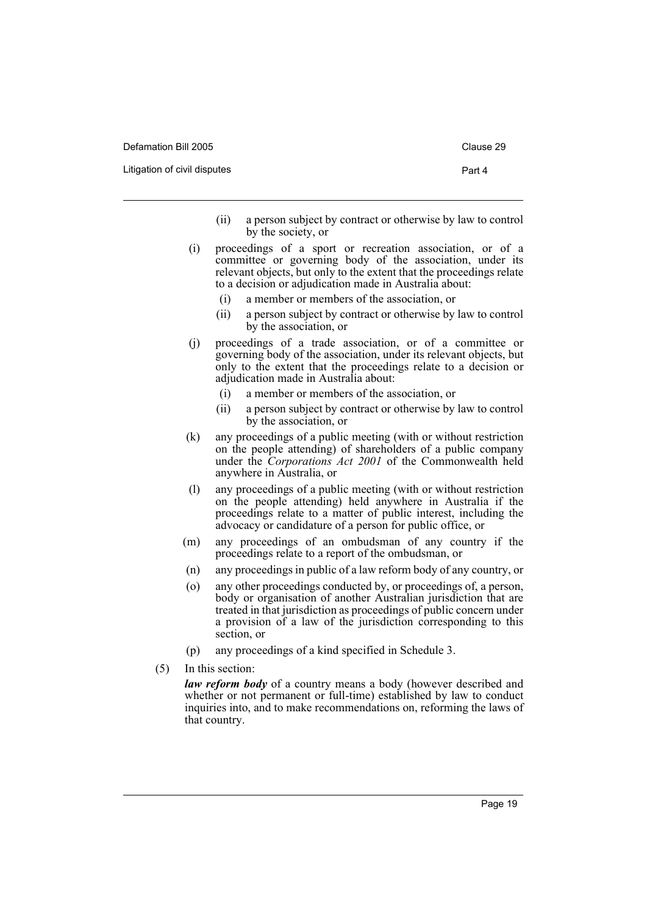(ii) a person subject by contract or otherwise by law to control by the society, or

(i) proceedings of a sport or recreation association, or of a committee or governing body of the association, under its relevant objects, but only to the extent that the proceedings relate to a decision or adjudication made in Australia about:

(i) a member or members of the association, or

(ii) a person subject by contract or otherwise by law to control by the association, or

(j) proceedings of a trade association, or of a committee or governing body of the association, under its relevant objects, but only to the extent that the proceedings relate to a decision or adjudication made in Australia about:

(i) a member or members of the association, or

(ii) a person subject by contract or otherwise by law to control by the association, or

(k) any proceedings of a public meeting (with or without restriction on the people attending) of shareholders of a public company under the *Corporations Act 2001* of the Commonwealth held anywhere in Australia, or

(l) any proceedings of a public meeting (with or without restriction on the people attending) held anywhere in Australia if the proceedings relate to a matter of public interest, including the advocacy or candidature of a person for public office, or

(m) any proceedings of an ombudsman of any country if the proceedings relate to a report of the ombudsman, or

(n) any proceedings in public of a law reform body of any country, or

(o) any other proceedings conducted by, or proceedings of, a person, body or organisation of another Australian jurisdiction that are treated in that jurisdiction as proceedings of public concern under a provision of a law of the jurisdiction corresponding to this section, or

(p) any proceedings of a kind specified in Schedule 3.

(5) In this section:

***law reform body*** of a country means a body (however described and whether or not permanent or full-time) established by law to conduct inquiries into, and to make recommendations on, reforming the laws of that country.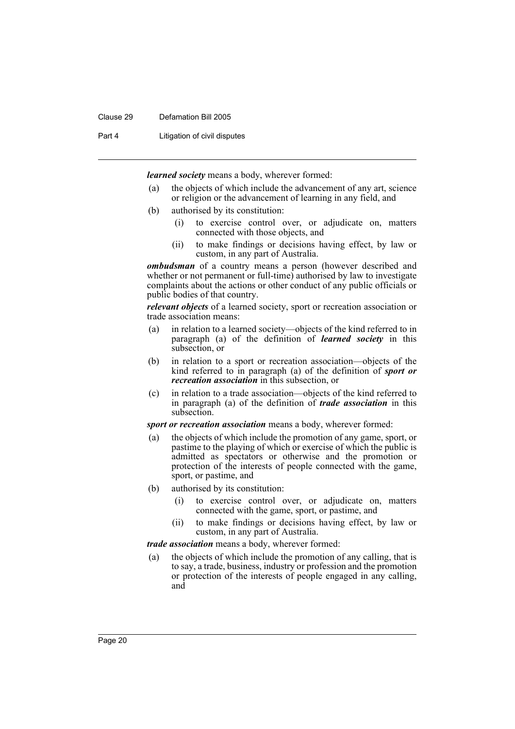***learned society*** means a body, wherever formed:

(a) the objects of which include the advancement of any art, science or religion or the advancement of learning in any field, and

(b) authorised by its constitution:

  (i) to exercise control over, or adjudicate on, matters connected with those objects, and

  (ii) to make findings or decisions having effect, by law or custom, in any part of Australia.

***ombudsman*** of a country means a person (however described and whether or not permanent or full-time) authorised by law to investigate complaints about the actions or other conduct of any public officials or public bodies of that country.

***relevant objects*** of a learned society, sport or recreation association or trade association means:

(a) in relation to a learned society—objects of the kind referred to in paragraph (a) of the definition of ***learned society*** in this subsection, or

(b) in relation to a sport or recreation association—objects of the kind referred to in paragraph (a) of the definition of ***sport or recreation association*** in this subsection, or

(c) in relation to a trade association—objects of the kind referred to in paragraph (a) of the definition of ***trade association*** in this subsection.

***sport or recreation association*** means a body, wherever formed:

(a) the objects of which include the promotion of any game, sport, or pastime to the playing of which or exercise of which the public is admitted as spectators or otherwise and the promotion or protection of the interests of people connected with the game, sport, or pastime, and

(b) authorised by its constitution:

  (i) to exercise control over, or adjudicate on, matters connected with the game, sport, or pastime, and

  (ii) to make findings or decisions having effect, by law or custom, in any part of Australia.

***trade association*** means a body, wherever formed:

(a) the objects of which include the promotion of any calling, that is to say, a trade, business, industry or profession and the promotion or protection of the interests of people engaged in any calling, and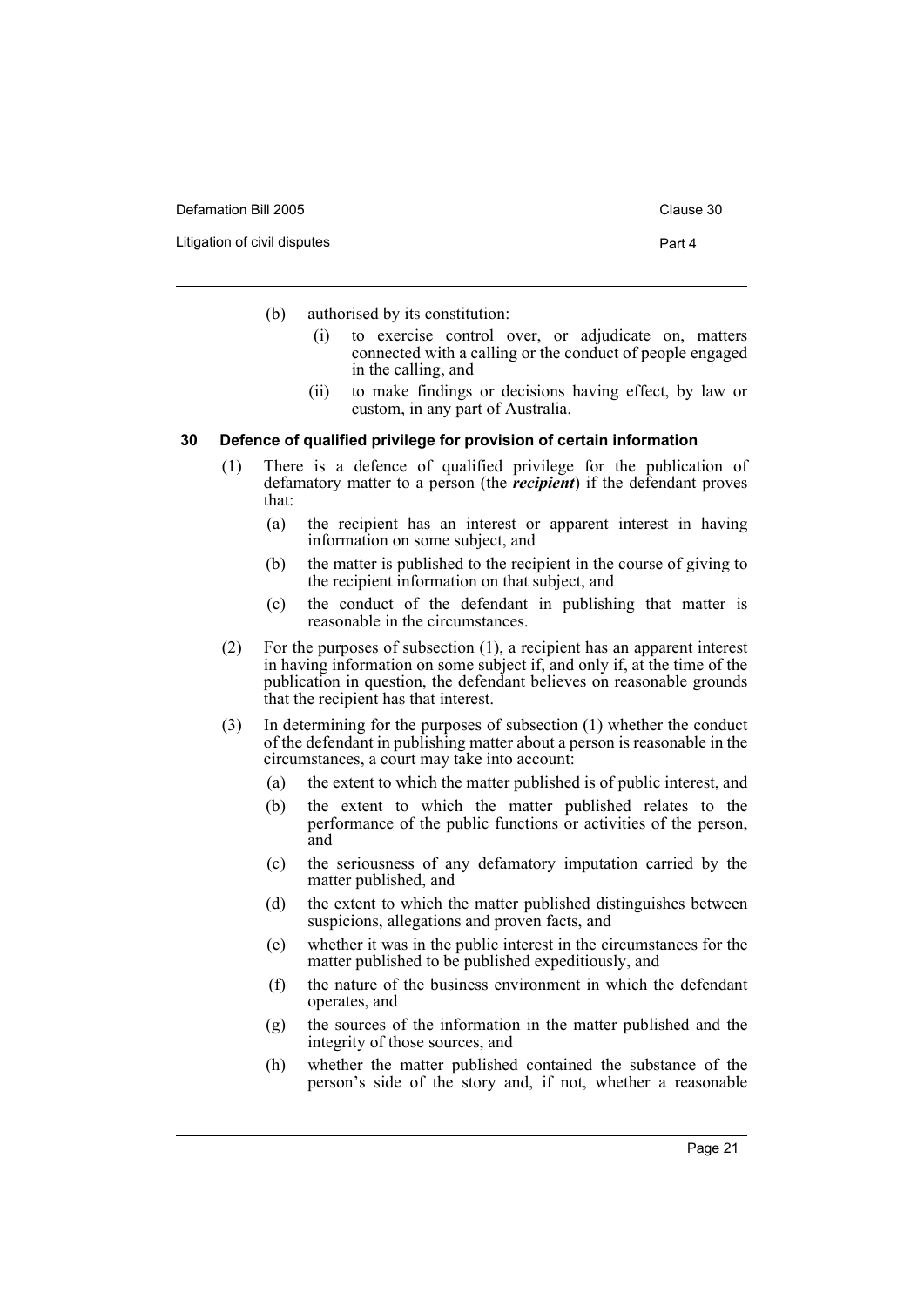(b) authorised by its constitution:

   (i) to exercise control over, or adjudicate on, matters connected with a calling or the conduct of people engaged in the calling, and

   (ii) to make findings or decisions having effect, by law or custom, in any part of Australia.

**30 Defence of qualified privilege for provision of certain information**

(1) There is a defence of qualified privilege for the publication of defamatory matter to a person (the ***recipient***) if the defendant proves that:

   (a) the recipient has an interest or apparent interest in having information on some subject, and

   (b) the matter is published to the recipient in the course of giving to the recipient information on that subject, and

   (c) the conduct of the defendant in publishing that matter is reasonable in the circumstances.

(2) For the purposes of subsection (1), a recipient has an apparent interest in having information on some subject if, and only if, at the time of the publication in question, the defendant believes on reasonable grounds that the recipient has that interest.

(3) In determining for the purposes of subsection (1) whether the conduct of the defendant in publishing matter about a person is reasonable in the circumstances, a court may take into account:

   (a) the extent to which the matter published is of public interest, and

   (b) the extent to which the matter published relates to the performance of the public functions or activities of the person, and

   (c) the seriousness of any defamatory imputation carried by the matter published, and

   (d) the extent to which the matter published distinguishes between suspicions, allegations and proven facts, and

   (e) whether it was in the public interest in the circumstances for the matter published to be published expeditiously, and

   (f) the nature of the business environment in which the defendant operates, and

   (g) the sources of the information in the matter published and the integrity of those sources, and

   (h) whether the matter published contained the substance of the person's side of the story and, if not, whether a reasonable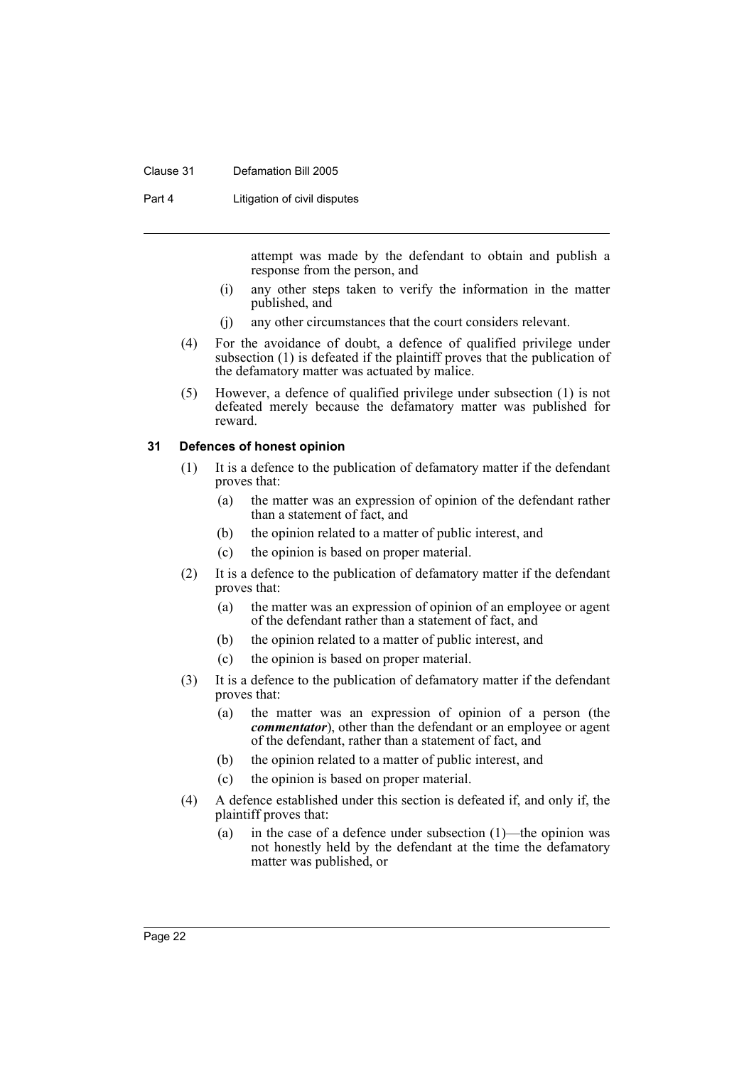attempt was made by the defendant to obtain and publish a response from the person, and

(i) any other steps taken to verify the information in the matter published, and

(j) any other circumstances that the court considers relevant.

(4) For the avoidance of doubt, a defence of qualified privilege under subsection (1) is defeated if the plaintiff proves that the publication of the defamatory matter was actuated by malice.

(5) However, a defence of qualified privilege under subsection (1) is not defeated merely because the defamatory matter was published for reward.

### 31 Defences of honest opinion

(1) It is a defence to the publication of defamatory matter if the defendant proves that:

(a) the matter was an expression of opinion of the defendant rather than a statement of fact, and

(b) the opinion related to a matter of public interest, and

(c) the opinion is based on proper material.

(2) It is a defence to the publication of defamatory matter if the defendant proves that:

(a) the matter was an expression of opinion of an employee or agent of the defendant rather than a statement of fact, and

(b) the opinion related to a matter of public interest, and

(c) the opinion is based on proper material.

(3) It is a defence to the publication of defamatory matter if the defendant proves that:

(a) the matter was an expression of opinion of a person (the ***commentator***), other than the defendant or an employee or agent of the defendant, rather than a statement of fact, and

(b) the opinion related to a matter of public interest, and

(c) the opinion is based on proper material.

(4) A defence established under this section is defeated if, and only if, the plaintiff proves that:

(a) in the case of a defence under subsection (1)—the opinion was not honestly held by the defendant at the time the defamatory matter was published, or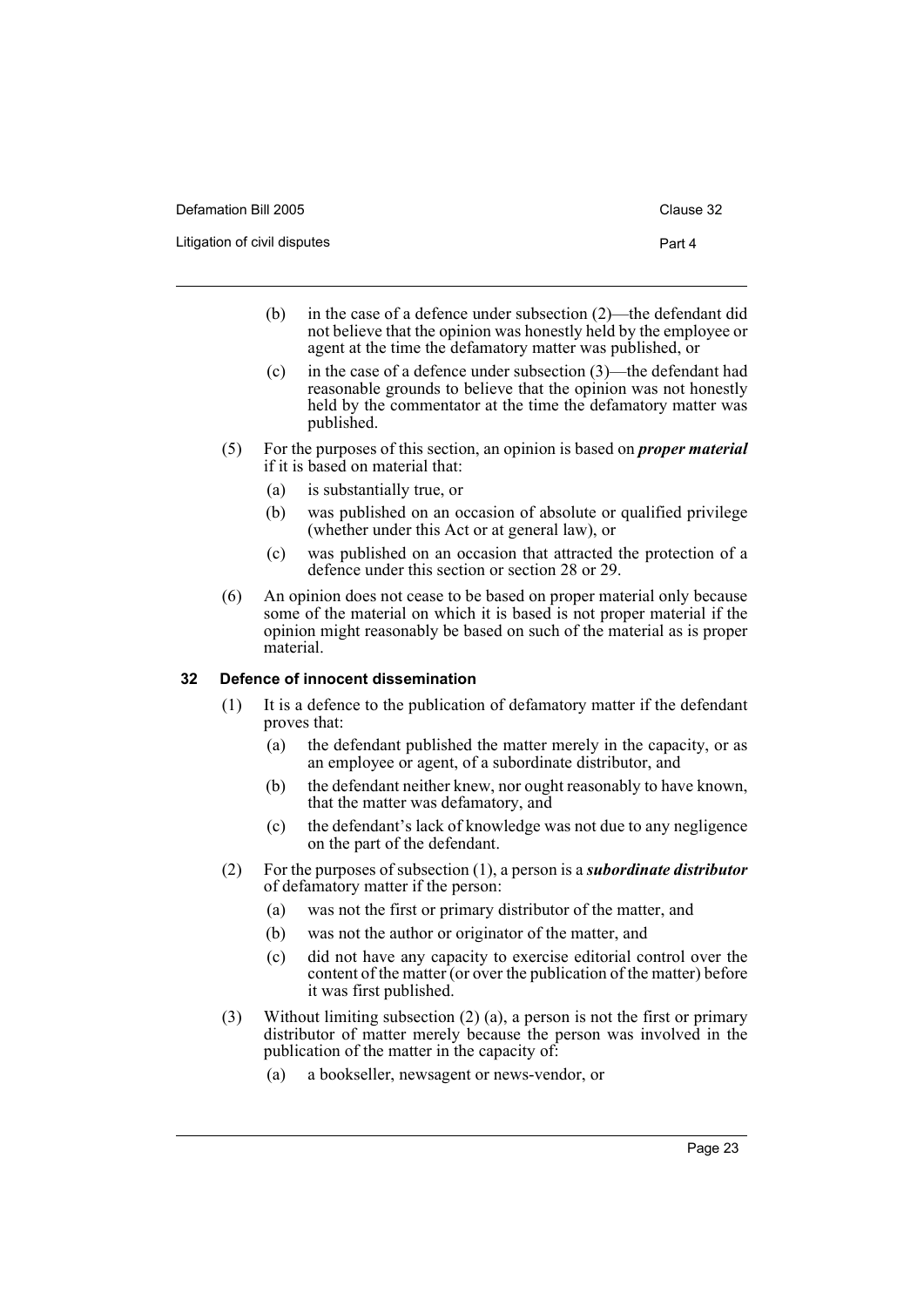(b) in the case of a defence under subsection (2)—the defendant did not believe that the opinion was honestly held by the employee or agent at the time the defamatory matter was published, or

(c) in the case of a defence under subsection (3)—the defendant had reasonable grounds to believe that the opinion was not honestly held by the commentator at the time the defamatory matter was published.

(5) For the purposes of this section, an opinion is based on ***proper material*** if it is based on material that:

(a) is substantially true, or

(b) was published on an occasion of absolute or qualified privilege (whether under this Act or at general law), or

(c) was published on an occasion that attracted the protection of a defence under this section or section 28 or 29.

(6) An opinion does not cease to be based on proper material only because some of the material on which it is based is not proper material if the opinion might reasonably be based on such of the material as is proper material.

**32 Defence of innocent dissemination**

(1) It is a defence to the publication of defamatory matter if the defendant proves that:

(a) the defendant published the matter merely in the capacity, or as an employee or agent, of a subordinate distributor, and

(b) the defendant neither knew, nor ought reasonably to have known, that the matter was defamatory, and

(c) the defendant's lack of knowledge was not due to any negligence on the part of the defendant.

(2) For the purposes of subsection (1), a person is a ***subordinate distributor*** of defamatory matter if the person:

(a) was not the first or primary distributor of the matter, and

(b) was not the author or originator of the matter, and

(c) did not have any capacity to exercise editorial control over the content of the matter (or over the publication of the matter) before it was first published.

(3) Without limiting subsection (2) (a), a person is not the first or primary distributor of matter merely because the person was involved in the publication of the matter in the capacity of:

(a) a bookseller, newsagent or news-vendor, or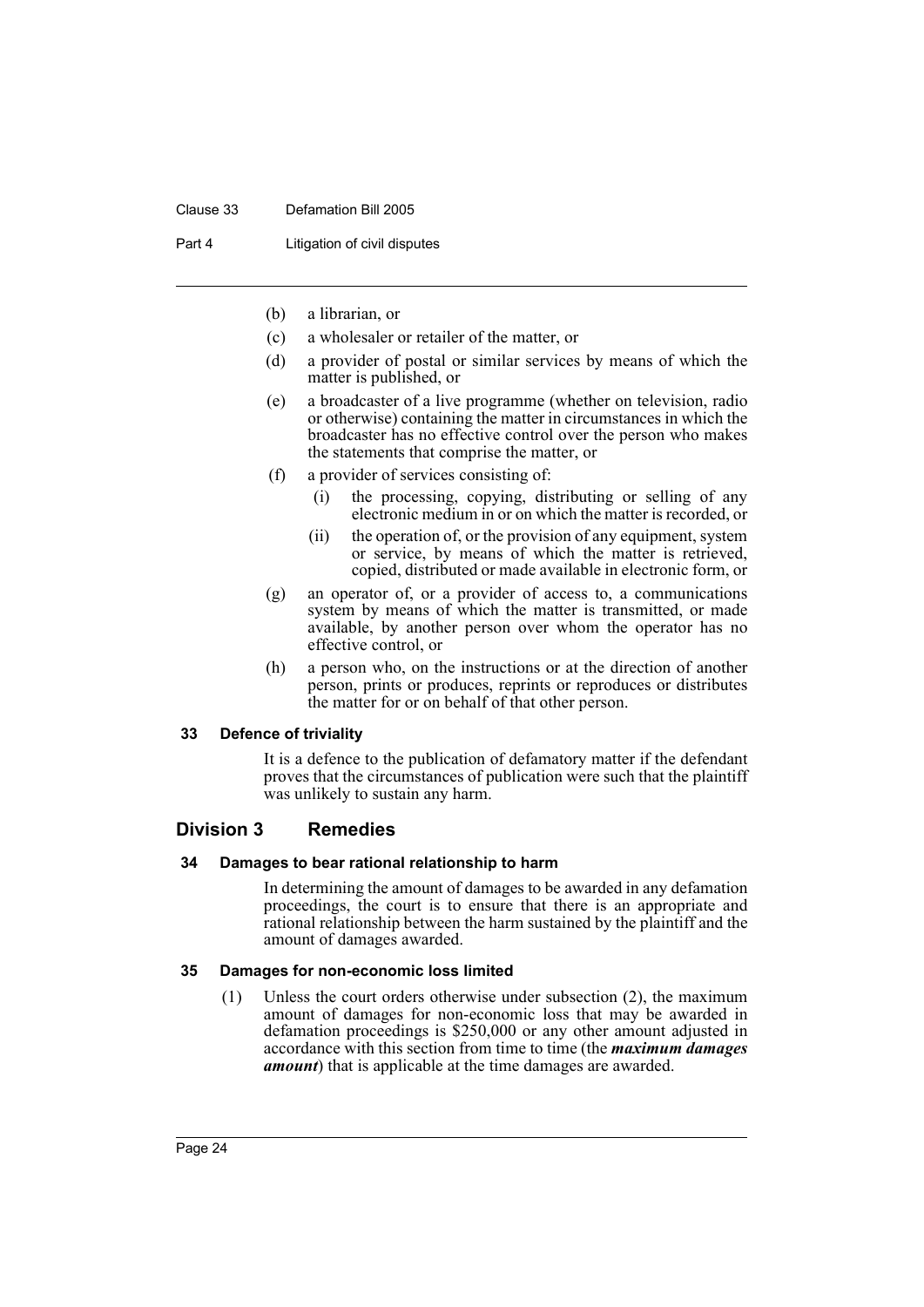(b) a librarian, or

(c) a wholesaler or retailer of the matter, or

(d) a provider of postal or similar services by means of which the matter is published, or

(e) a broadcaster of a live programme (whether on television, radio or otherwise) containing the matter in circumstances in which the broadcaster has no effective control over the person who makes the statements that comprise the matter, or

(f) a provider of services consisting of:

  (i) the processing, copying, distributing or selling of any electronic medium in or on which the matter is recorded, or

  (ii) the operation of, or the provision of any equipment, system or service, by means of which the matter is retrieved, copied, distributed or made available in electronic form, or

(g) an operator of, or a provider of access to, a communications system by means of which the matter is transmitted, or made available, by another person over whom the operator has no effective control, or

(h) a person who, on the instructions or at the direction of another person, prints or produces, reprints or reproduces or distributes the matter for or on behalf of that other person.

#### 33 Defence of triviality

It is a defence to the publication of defamatory matter if the defendant proves that the circumstances of publication were such that the plaintiff was unlikely to sustain any harm.

## Division 3 Remedies

#### 34 Damages to bear rational relationship to harm

In determining the amount of damages to be awarded in any defamation proceedings, the court is to ensure that there is an appropriate and rational relationship between the harm sustained by the plaintiff and the amount of damages awarded.

#### 35 Damages for non-economic loss limited

(1) Unless the court orders otherwise under subsection (2), the maximum amount of damages for non-economic loss that may be awarded in defamation proceedings is $250,000 or any other amount adjusted in accordance with this section from time to time (the ***maximum damages amount***) that is applicable at the time damages are awarded.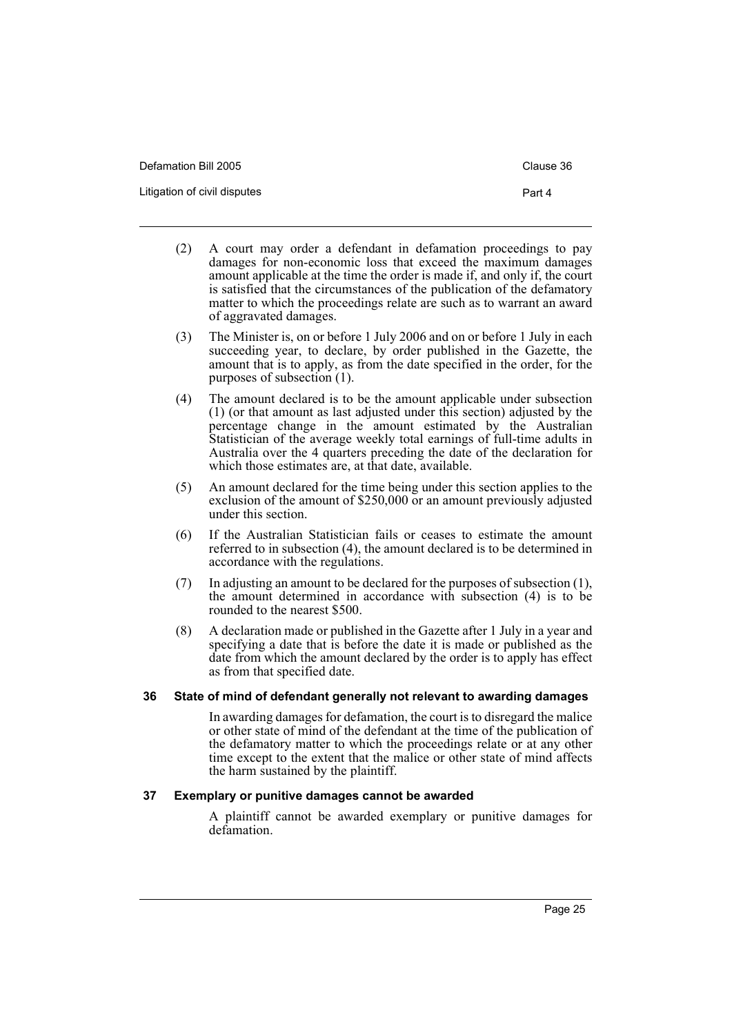(2) A court may order a defendant in defamation proceedings to pay damages for non-economic loss that exceed the maximum damages amount applicable at the time the order is made if, and only if, the court is satisfied that the circumstances of the publication of the defamatory matter to which the proceedings relate are such as to warrant an award of aggravated damages.

(3) The Minister is, on or before 1 July 2006 and on or before 1 July in each succeeding year, to declare, by order published in the Gazette, the amount that is to apply, as from the date specified in the order, for the purposes of subsection (1).

(4) The amount declared is to be the amount applicable under subsection (1) (or that amount as last adjusted under this section) adjusted by the percentage change in the amount estimated by the Australian Statistician of the average weekly total earnings of full-time adults in Australia over the 4 quarters preceding the date of the declaration for which those estimates are, at that date, available.

(5) An amount declared for the time being under this section applies to the exclusion of the amount of $250,000 or an amount previously adjusted under this section.

(6) If the Australian Statistician fails or ceases to estimate the amount referred to in subsection (4), the amount declared is to be determined in accordance with the regulations.

(7) In adjusting an amount to be declared for the purposes of subsection (1), the amount determined in accordance with subsection (4) is to be rounded to the nearest $500.

(8) A declaration made or published in the Gazette after 1 July in a year and specifying a date that is before the date it is made or published as the date from which the amount declared by the order is to apply has effect as from that specified date.

### 36 State of mind of defendant generally not relevant to awarding damages

In awarding damages for defamation, the court is to disregard the malice or other state of mind of the defendant at the time of the publication of the defamatory matter to which the proceedings relate or at any other time except to the extent that the malice or other state of mind affects the harm sustained by the plaintiff.

### 37 Exemplary or punitive damages cannot be awarded

A plaintiff cannot be awarded exemplary or punitive damages for defamation.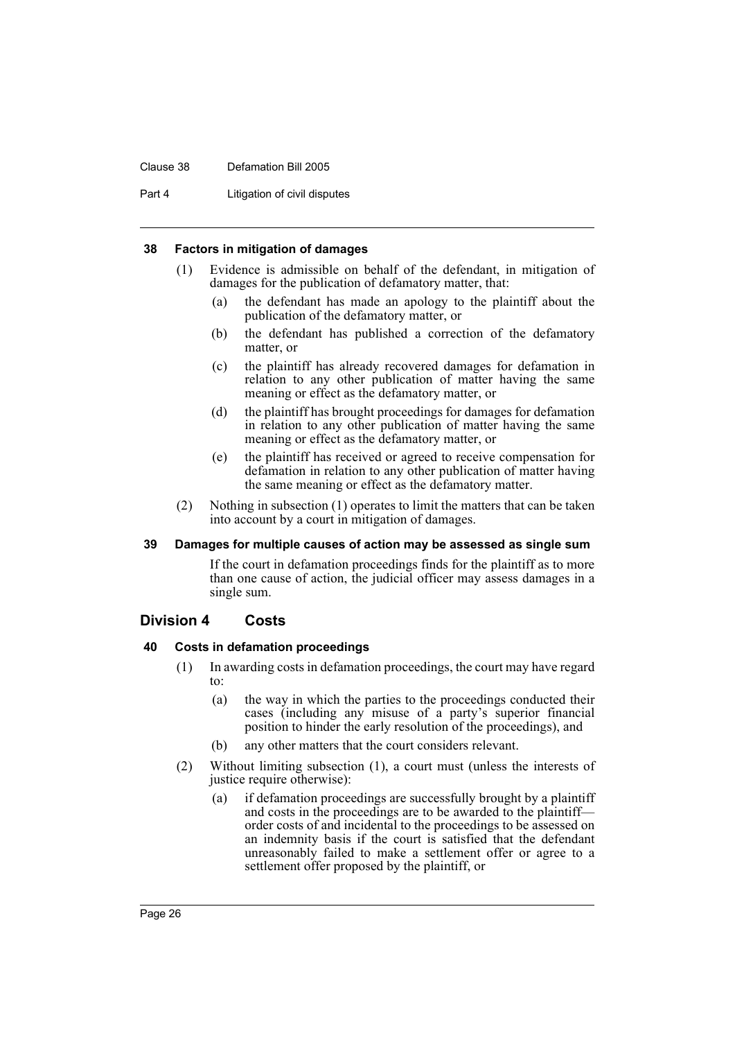**38 Factors in mitigation of damages**

(1) Evidence is admissible on behalf of the defendant, in mitigation of damages for the publication of defamatory matter, that:

- (a) the defendant has made an apology to the plaintiff about the publication of the defamatory matter, or
- (b) the defendant has published a correction of the defamatory matter, or
- (c) the plaintiff has already recovered damages for defamation in relation to any other publication of matter having the same meaning or effect as the defamatory matter, or
- (d) the plaintiff has brought proceedings for damages for defamation in relation to any other publication of matter having the same meaning or effect as the defamatory matter, or
- (e) the plaintiff has received or agreed to receive compensation for defamation in relation to any other publication of matter having the same meaning or effect as the defamatory matter.

(2) Nothing in subsection (1) operates to limit the matters that can be taken into account by a court in mitigation of damages.

**39 Damages for multiple causes of action may be assessed as single sum**

If the court in defamation proceedings finds for the plaintiff as to more than one cause of action, the judicial officer may assess damages in a single sum.

## Division 4 Costs

**40 Costs in defamation proceedings**

(1) In awarding costs in defamation proceedings, the court may have regard to:

- (a) the way in which the parties to the proceedings conducted their cases (including any misuse of a party's superior financial position to hinder the early resolution of the proceedings), and
- (b) any other matters that the court considers relevant.

(2) Without limiting subsection (1), a court must (unless the interests of justice require otherwise):

- (a) if defamation proceedings are successfully brought by a plaintiff and costs in the proceedings are to be awarded to the plaintiff—order costs of and incidental to the proceedings to be assessed on an indemnity basis if the court is satisfied that the defendant unreasonably failed to make a settlement offer or agree to a settlement offer proposed by the plaintiff, or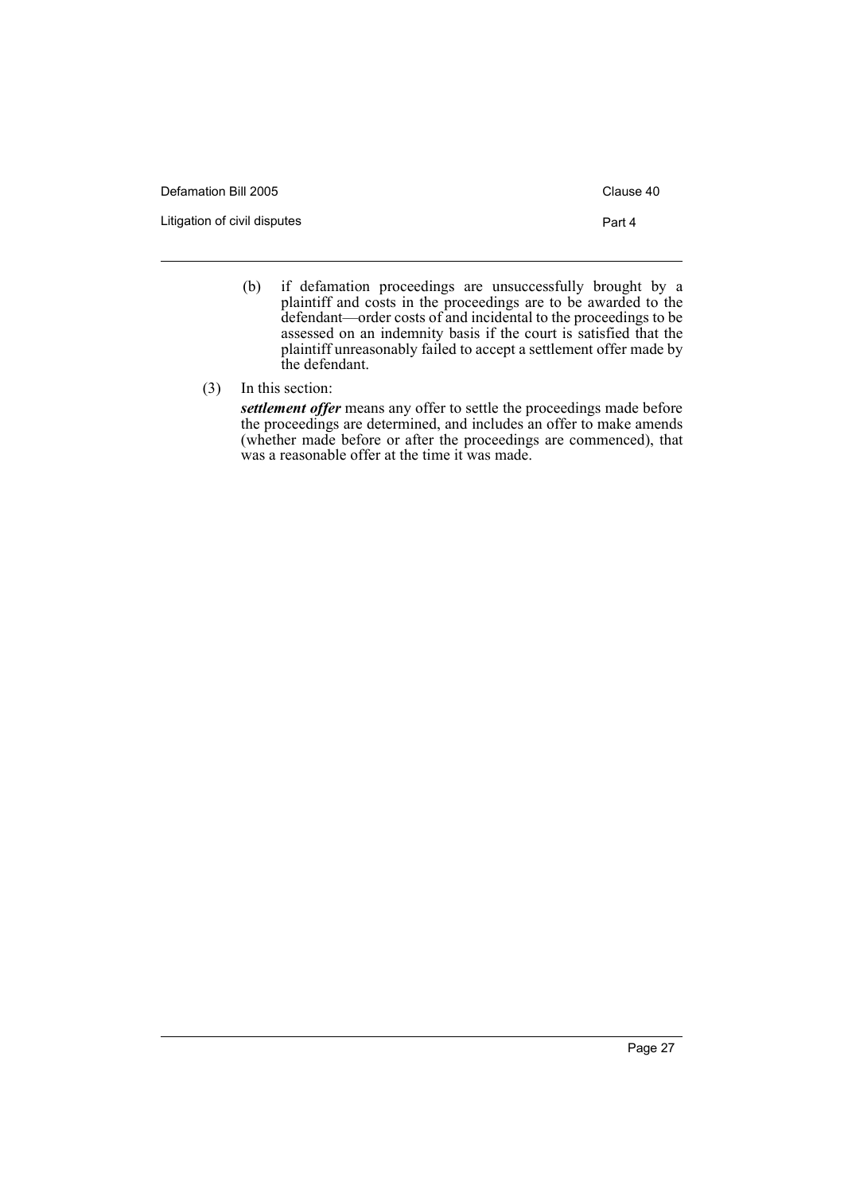(b) if defamation proceedings are unsuccessfully brought by a plaintiff and costs in the proceedings are to be awarded to the defendant—order costs of and incidental to the proceedings to be assessed on an indemnity basis if the court is satisfied that the plaintiff unreasonably failed to accept a settlement offer made by the defendant.

(3) In this section:

***settlement offer*** means any offer to settle the proceedings made before the proceedings are determined, and includes an offer to make amends (whether made before or after the proceedings are commenced), that was a reasonable offer at the time it was made.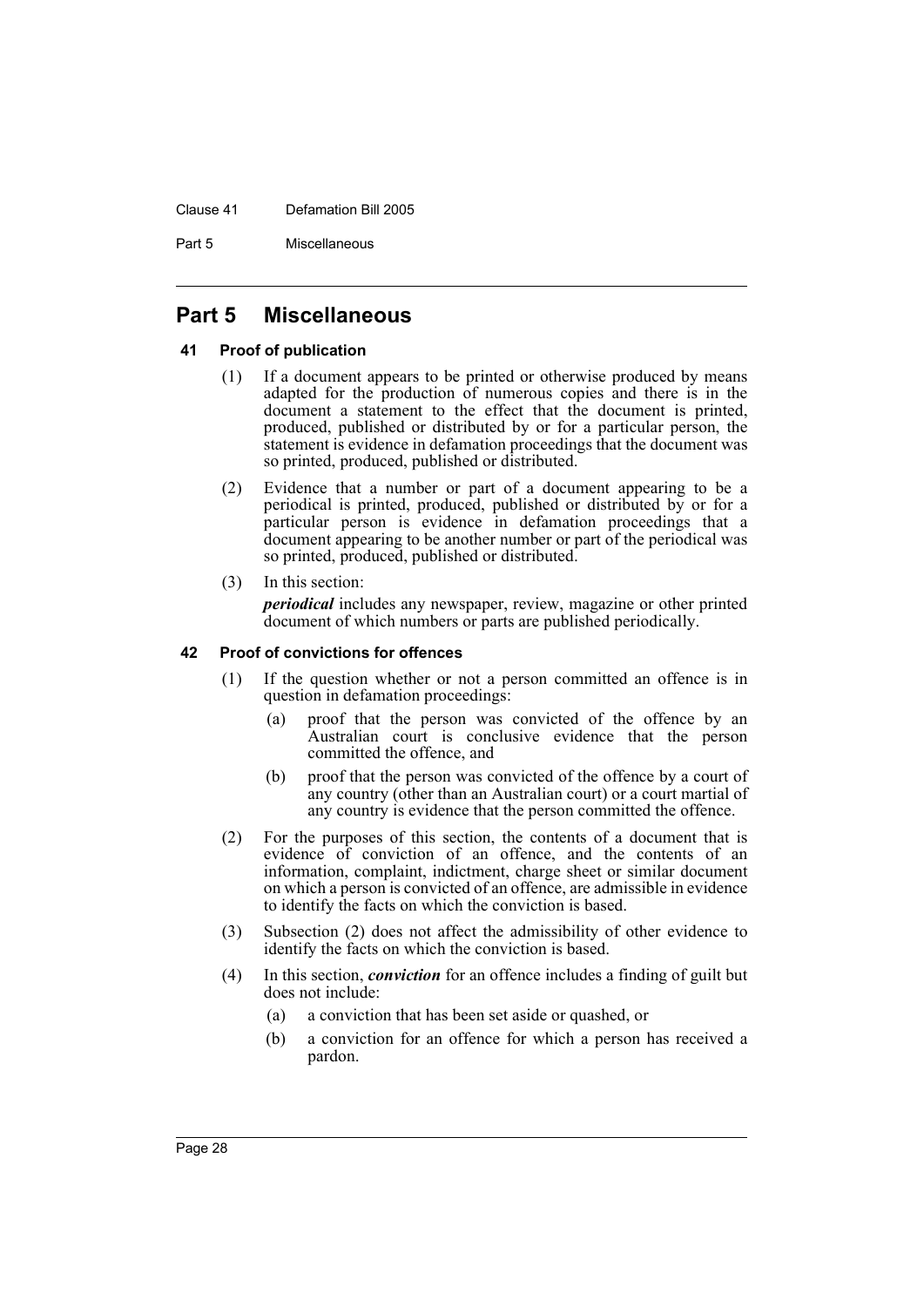# Part 5 Miscellaneous

### 41 Proof of publication

(1) If a document appears to be printed or otherwise produced by means adapted for the production of numerous copies and there is in the document a statement to the effect that the document is printed, produced, published or distributed by or for a particular person, the statement is evidence in defamation proceedings that the document was so printed, produced, published or distributed.

(2) Evidence that a number or part of a document appearing to be a periodical is printed, produced, published or distributed by or for a particular person is evidence in defamation proceedings that a document appearing to be another number or part of the periodical was so printed, produced, published or distributed.

(3) In this section:

***periodical*** includes any newspaper, review, magazine or other printed document of which numbers or parts are published periodically.

### 42 Proof of convictions for offences

(1) If the question whether or not a person committed an offence is in question in defamation proceedings:

- (a) proof that the person was convicted of the offence by an Australian court is conclusive evidence that the person committed the offence, and
- (b) proof that the person was convicted of the offence by a court of any country (other than an Australian court) or a court martial of any country is evidence that the person committed the offence.

(2) For the purposes of this section, the contents of a document that is evidence of conviction of an offence, and the contents of an information, complaint, indictment, charge sheet or similar document on which a person is convicted of an offence, are admissible in evidence to identify the facts on which the conviction is based.

(3) Subsection (2) does not affect the admissibility of other evidence to identify the facts on which the conviction is based.

(4) In this section, ***conviction*** for an offence includes a finding of guilt but does not include:

- (a) a conviction that has been set aside or quashed, or
- (b) a conviction for an offence for which a person has received a pardon.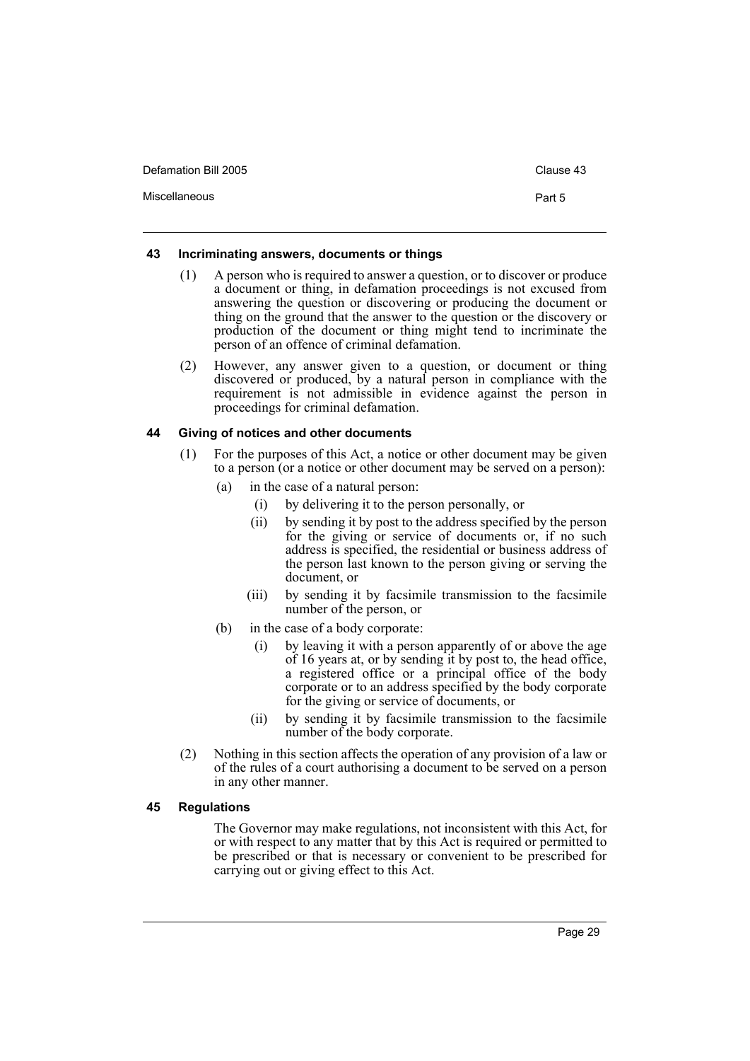### 43 Incriminating answers, documents or things

(1) A person who is required to answer a question, or to discover or produce a document or thing, in defamation proceedings is not excused from answering the question or discovering or producing the document or thing on the ground that the answer to the question or the discovery or production of the document or thing might tend to incriminate the person of an offence of criminal defamation.

(2) However, any answer given to a question, or document or thing discovered or produced, by a natural person in compliance with the requirement is not admissible in evidence against the person in proceedings for criminal defamation.

### 44 Giving of notices and other documents

(1) For the purposes of this Act, a notice or other document may be given to a person (or a notice or other document may be served on a person):

- (a) in the case of a natural person:
  - (i) by delivering it to the person personally, or
  - (ii) by sending it by post to the address specified by the person for the giving or service of documents or, if no such address is specified, the residential or business address of the person last known to the person giving or serving the document, or
  - (iii) by sending it by facsimile transmission to the facsimile number of the person, or
- (b) in the case of a body corporate:
  - (i) by leaving it with a person apparently of or above the age of 16 years at, or by sending it by post to, the head office, a registered office or a principal office of the body corporate or to an address specified by the body corporate for the giving or service of documents, or
  - (ii) by sending it by facsimile transmission to the facsimile number of the body corporate.

(2) Nothing in this section affects the operation of any provision of a law or of the rules of a court authorising a document to be served on a person in any other manner.

### 45 Regulations

The Governor may make regulations, not inconsistent with this Act, for or with respect to any matter that by this Act is required or permitted to be prescribed or that is necessary or convenient to be prescribed for carrying out or giving effect to this Act.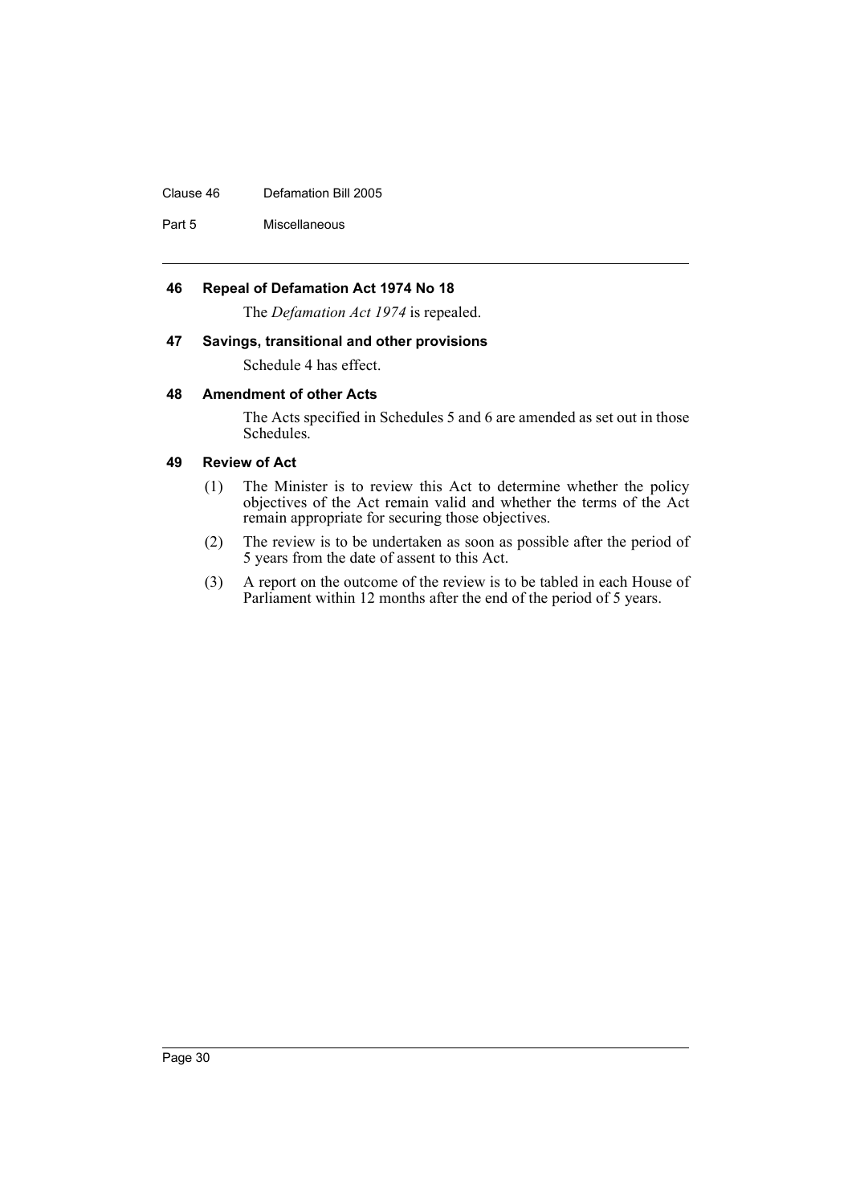### 46 Repeal of Defamation Act 1974 No 18

The *Defamation Act 1974* is repealed.

### 47 Savings, transitional and other provisions

Schedule 4 has effect.

### 48 Amendment of other Acts

The Acts specified in Schedules 5 and 6 are amended as set out in those Schedules.

### 49 Review of Act

(1) The Minister is to review this Act to determine whether the policy objectives of the Act remain valid and whether the terms of the Act remain appropriate for securing those objectives.

(2) The review is to be undertaken as soon as possible after the period of 5 years from the date of assent to this Act.

(3) A report on the outcome of the review is to be tabled in each House of Parliament within 12 months after the end of the period of 5 years.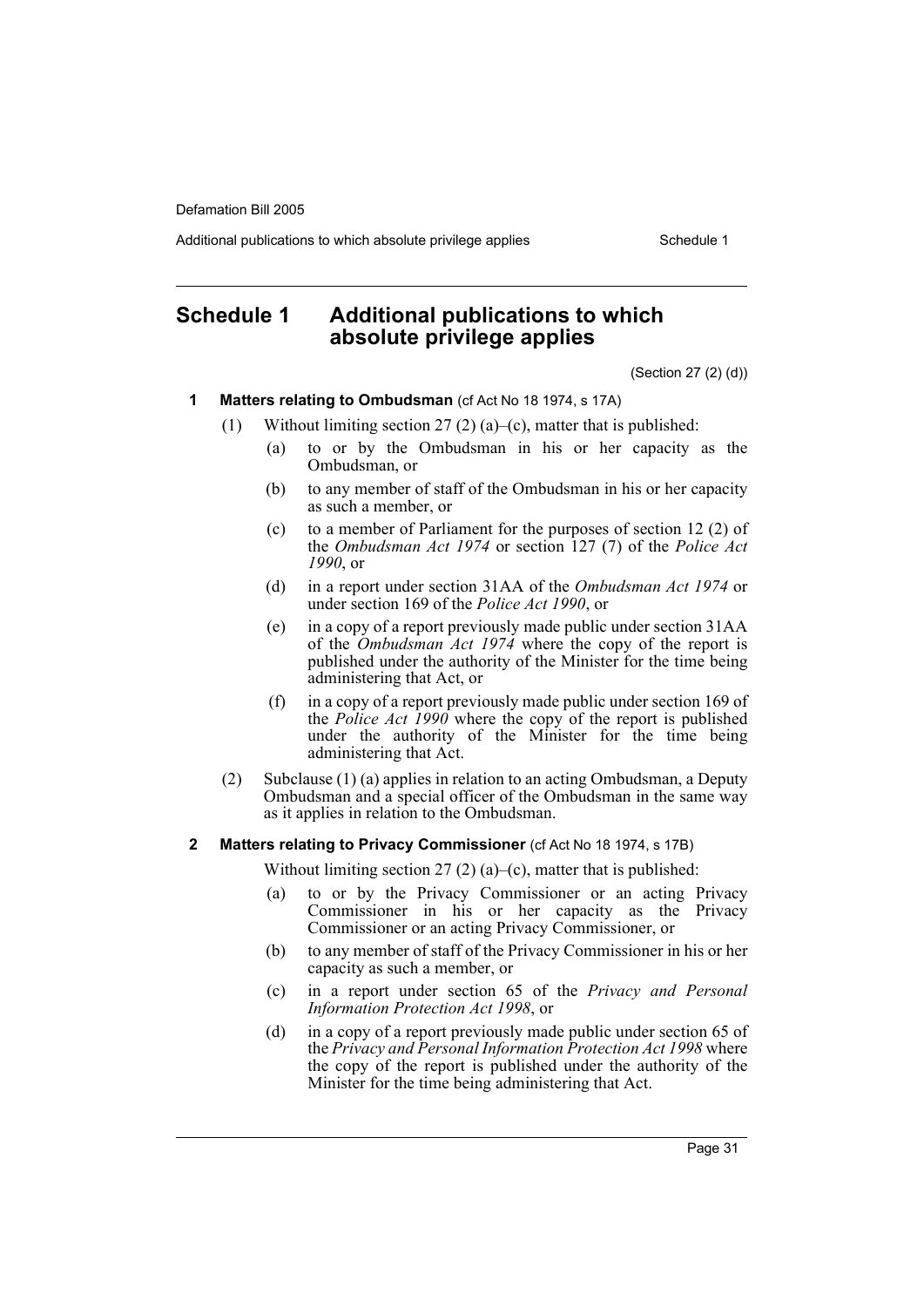# Schedule 1 Additional publications to which absolute privilege applies

(Section 27 (2) (d))

**1 Matters relating to Ombudsman** (cf Act No 18 1974, s 17A)

(1) Without limiting section 27 (2) (a)–(c), matter that is published:

- (a) to or by the Ombudsman in his or her capacity as the Ombudsman, or
- (b) to any member of staff of the Ombudsman in his or her capacity as such a member, or
- (c) to a member of Parliament for the purposes of section 12 (2) of the *Ombudsman Act 1974* or section 127 (7) of the *Police Act 1990*, or
- (d) in a report under section 31AA of the *Ombudsman Act 1974* or under section 169 of the *Police Act 1990*, or
- (e) in a copy of a report previously made public under section 31AA of the *Ombudsman Act 1974* where the copy of the report is published under the authority of the Minister for the time being administering that Act, or
- (f) in a copy of a report previously made public under section 169 of the *Police Act 1990* where the copy of the report is published under the authority of the Minister for the time being administering that Act.

(2) Subclause (1) (a) applies in relation to an acting Ombudsman, a Deputy Ombudsman and a special officer of the Ombudsman in the same way as it applies in relation to the Ombudsman.

**2 Matters relating to Privacy Commissioner** (cf Act No 18 1974, s 17B)

Without limiting section 27 (2) (a)–(c), matter that is published:

- (a) to or by the Privacy Commissioner or an acting Privacy Commissioner in his or her capacity as the Privacy Commissioner or an acting Privacy Commissioner, or
- (b) to any member of staff of the Privacy Commissioner in his or her capacity as such a member, or
- (c) in a report under section 65 of the *Privacy and Personal Information Protection Act 1998*, or
- (d) in a copy of a report previously made public under section 65 of the *Privacy and Personal Information Protection Act 1998* where the copy of the report is published under the authority of the Minister for the time being administering that Act.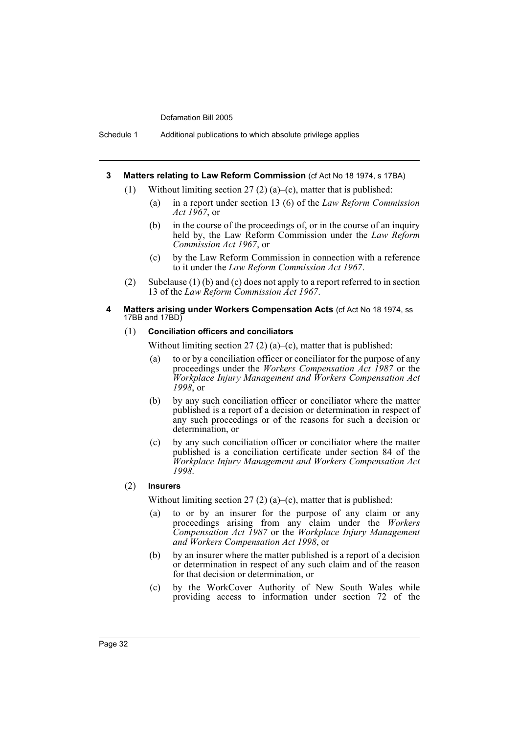**3 Matters relating to Law Reform Commission** (cf Act No 18 1974, s 17BA)

(1) Without limiting section 27 (2) (a)–(c), matter that is published:

- (a) in a report under section 13 (6) of the *Law Reform Commission Act 1967*, or
- (b) in the course of the proceedings of, or in the course of an inquiry held by, the Law Reform Commission under the *Law Reform Commission Act 1967*, or
- (c) by the Law Reform Commission in connection with a reference to it under the *Law Reform Commission Act 1967*.

(2) Subclause (1) (b) and (c) does not apply to a report referred to in section 13 of the *Law Reform Commission Act 1967*.

**4 Matters arising under Workers Compensation Acts** (cf Act No 18 1974, ss 17BB and 17BD)

(1) **Conciliation officers and conciliators**

Without limiting section 27 (2) (a)–(c), matter that is published:

- (a) to or by a conciliation officer or conciliator for the purpose of any proceedings under the *Workers Compensation Act 1987* or the *Workplace Injury Management and Workers Compensation Act 1998*, or
- (b) by any such conciliation officer or conciliator where the matter published is a report of a decision or determination in respect of any such proceedings or of the reasons for such a decision or determination, or
- (c) by any such conciliation officer or conciliator where the matter published is a conciliation certificate under section 84 of the *Workplace Injury Management and Workers Compensation Act 1998*.

(2) **Insurers**

Without limiting section 27 (2) (a)–(c), matter that is published:

- (a) to or by an insurer for the purpose of any claim or any proceedings arising from any claim under the *Workers Compensation Act 1987* or the *Workplace Injury Management and Workers Compensation Act 1998*, or
- (b) by an insurer where the matter published is a report of a decision or determination in respect of any such claim and of the reason for that decision or determination, or
- (c) by the WorkCover Authority of New South Wales while providing access to information under section 72 of the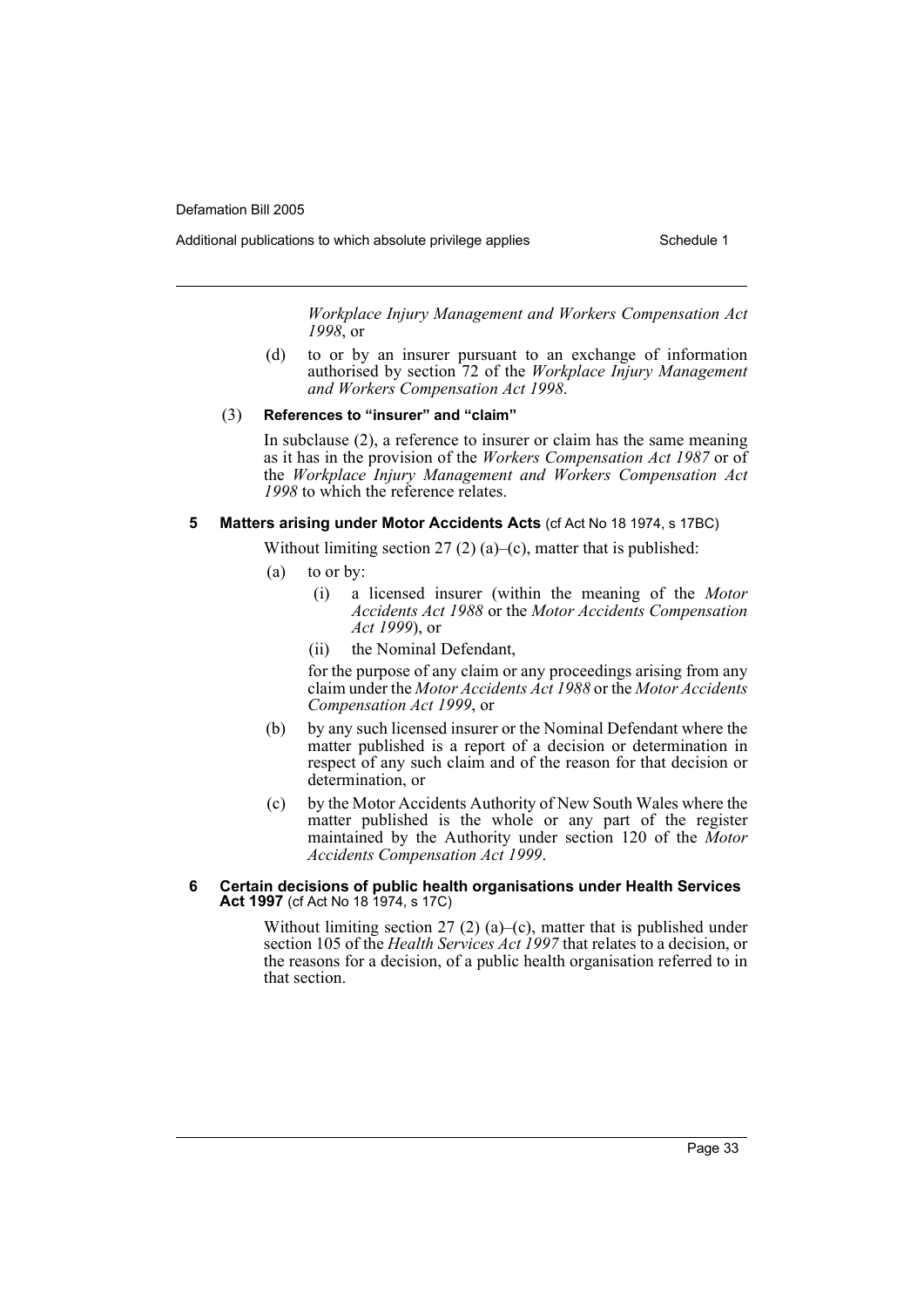*Workplace Injury Management and Workers Compensation Act 1998*, or

(d) to or by an insurer pursuant to an exchange of information authorised by section 72 of the *Workplace Injury Management and Workers Compensation Act 1998*.

(3) **References to "insurer" and "claim"**

In subclause (2), a reference to insurer or claim has the same meaning as it has in the provision of the *Workers Compensation Act 1987* or of the *Workplace Injury Management and Workers Compensation Act 1998* to which the reference relates.

### 5 Matters arising under Motor Accidents Acts (cf Act No 18 1974, s 17BC)

Without limiting section 27 (2) (a)–(c), matter that is published:

(a) to or by:

(i) a licensed insurer (within the meaning of the *Motor Accidents Act 1988* or the *Motor Accidents Compensation Act 1999*), or

(ii) the Nominal Defendant,

for the purpose of any claim or any proceedings arising from any claim under the *Motor Accidents Act 1988* or the *Motor Accidents Compensation Act 1999*, or

(b) by any such licensed insurer or the Nominal Defendant where the matter published is a report of a decision or determination in respect of any such claim and of the reason for that decision or determination, or

(c) by the Motor Accidents Authority of New South Wales where the matter published is the whole or any part of the register maintained by the Authority under section 120 of the *Motor Accidents Compensation Act 1999*.

### 6 Certain decisions of public health organisations under Health Services Act 1997 (cf Act No 18 1974, s 17C)

Without limiting section 27 (2) (a)–(c), matter that is published under section 105 of the *Health Services Act 1997* that relates to a decision, or the reasons for a decision, of a public health organisation referred to in that section.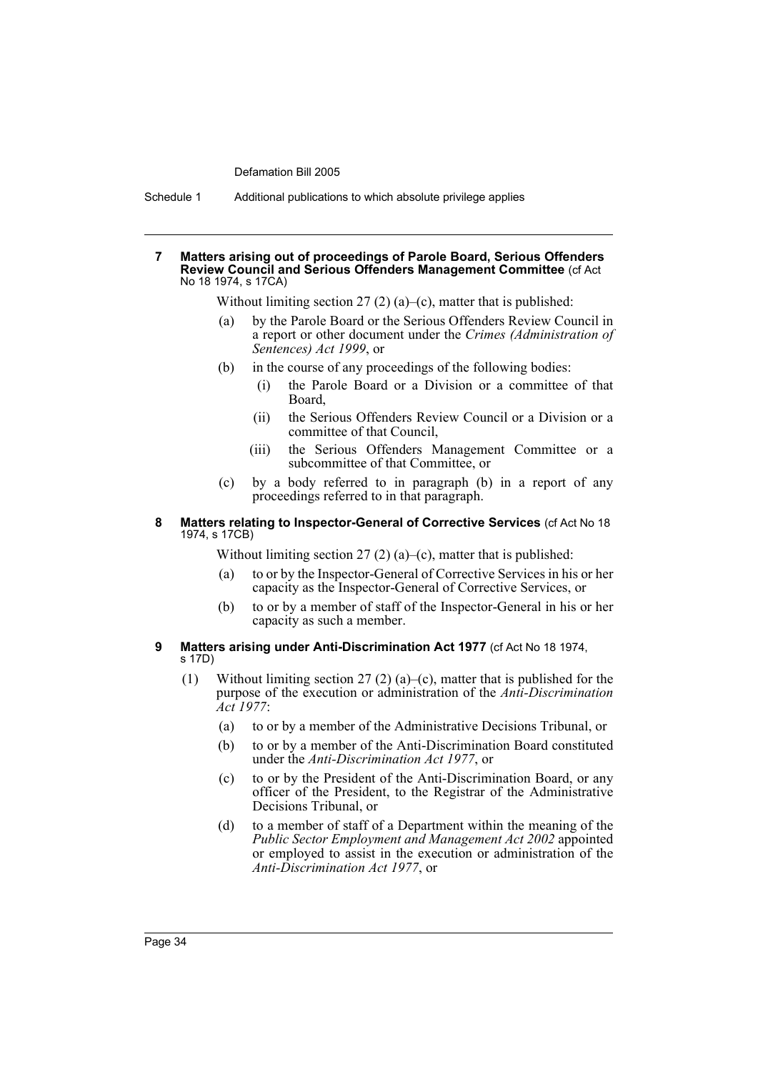**7 Matters arising out of proceedings of Parole Board, Serious Offenders Review Council and Serious Offenders Management Committee** (cf Act No 18 1974, s 17CA)

Without limiting section 27 (2) (a)–(c), matter that is published:

(a) by the Parole Board or the Serious Offenders Review Council in a report or other document under the *Crimes (Administration of Sentences) Act 1999*, or

(b) in the course of any proceedings of the following bodies:

  (i) the Parole Board or a Division or a committee of that Board,

  (ii) the Serious Offenders Review Council or a Division or a committee of that Council,

  (iii) the Serious Offenders Management Committee or a subcommittee of that Committee, or

(c) by a body referred to in paragraph (b) in a report of any proceedings referred to in that paragraph.

**8 Matters relating to Inspector-General of Corrective Services** (cf Act No 18 1974, s 17CB)

Without limiting section 27 (2) (a)–(c), matter that is published:

(a) to or by the Inspector-General of Corrective Services in his or her capacity as the Inspector-General of Corrective Services, or

(b) to or by a member of staff of the Inspector-General in his or her capacity as such a member.

**9 Matters arising under Anti-Discrimination Act 1977** (cf Act No 18 1974, s 17D)

(1) Without limiting section 27 (2) (a)–(c), matter that is published for the purpose of the execution or administration of the *Anti-Discrimination Act 1977*:

(a) to or by a member of the Administrative Decisions Tribunal, or

(b) to or by a member of the Anti-Discrimination Board constituted under the *Anti-Discrimination Act 1977*, or

(c) to or by the President of the Anti-Discrimination Board, or any officer of the President, to the Registrar of the Administrative Decisions Tribunal, or

(d) to a member of staff of a Department within the meaning of the *Public Sector Employment and Management Act 2002* appointed or employed to assist in the execution or administration of the *Anti-Discrimination Act 1977*, or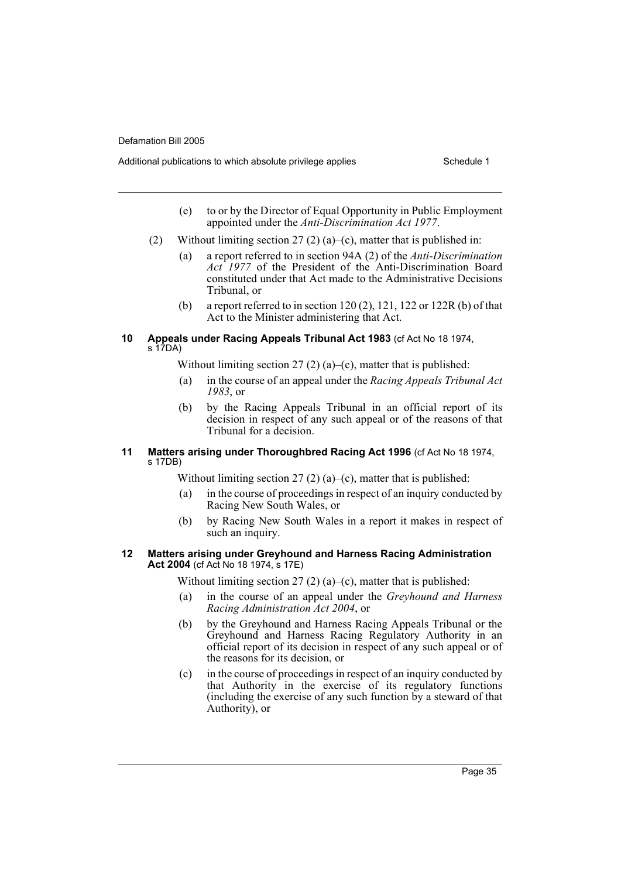(e) to or by the Director of Equal Opportunity in Public Employment appointed under the *Anti-Discrimination Act 1977*.

(2) Without limiting section 27 (2) (a)–(c), matter that is published in:

(a) a report referred to in section 94A (2) of the *Anti-Discrimination Act 1977* of the President of the Anti-Discrimination Board constituted under that Act made to the Administrative Decisions Tribunal, or

(b) a report referred to in section 120 (2), 121, 122 or 122R (b) of that Act to the Minister administering that Act.

### 10 Appeals under Racing Appeals Tribunal Act 1983 (cf Act No 18 1974, s 17DA)

Without limiting section 27 (2) (a)–(c), matter that is published:

(a) in the course of an appeal under the *Racing Appeals Tribunal Act 1983*, or

(b) by the Racing Appeals Tribunal in an official report of its decision in respect of any such appeal or of the reasons of that Tribunal for a decision.

### 11 Matters arising under Thoroughbred Racing Act 1996 (cf Act No 18 1974, s 17DB)

Without limiting section 27 (2) (a)–(c), matter that is published:

(a) in the course of proceedings in respect of an inquiry conducted by Racing New South Wales, or

(b) by Racing New South Wales in a report it makes in respect of such an inquiry.

### 12 Matters arising under Greyhound and Harness Racing Administration Act 2004 (cf Act No 18 1974, s 17E)

Without limiting section 27 (2) (a)–(c), matter that is published:

(a) in the course of an appeal under the *Greyhound and Harness Racing Administration Act 2004*, or

(b) by the Greyhound and Harness Racing Appeals Tribunal or the Greyhound and Harness Racing Regulatory Authority in an official report of its decision in respect of any such appeal or of the reasons for its decision, or

(c) in the course of proceedings in respect of an inquiry conducted by that Authority in the exercise of its regulatory functions (including the exercise of any such function by a steward of that Authority), or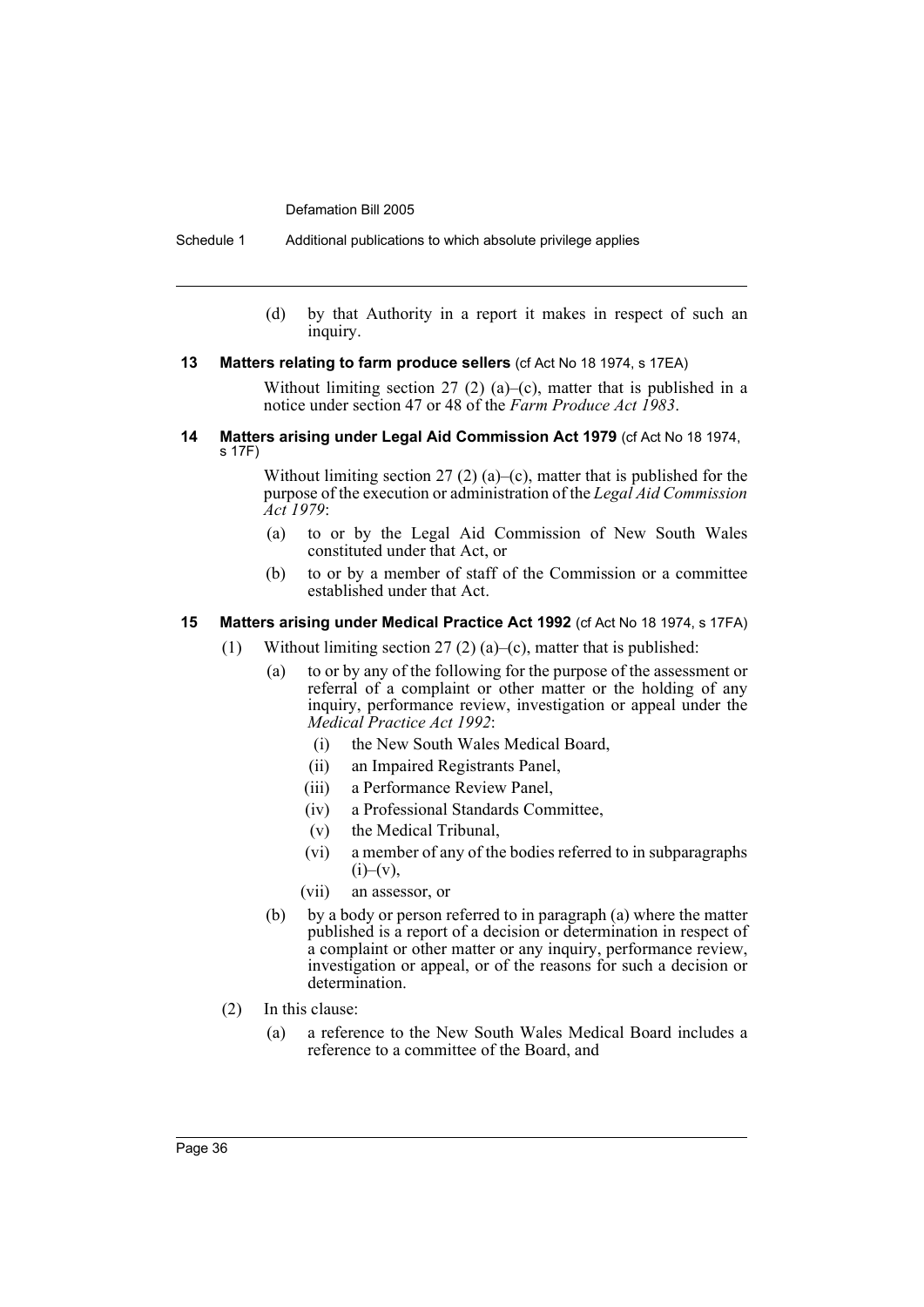(d) by that Authority in a report it makes in respect of such an inquiry.

### 13 Matters relating to farm produce sellers (cf Act No 18 1974, s 17EA)

Without limiting section 27 (2) (a)–(c), matter that is published in a notice under section 47 or 48 of the *Farm Produce Act 1983*.

### 14 Matters arising under Legal Aid Commission Act 1979 (cf Act No 18 1974, s 17F)

Without limiting section 27 (2) (a)–(c), matter that is published for the purpose of the execution or administration of the *Legal Aid Commission Act 1979*:

(a) to or by the Legal Aid Commission of New South Wales constituted under that Act, or

(b) to or by a member of staff of the Commission or a committee established under that Act.

### 15 Matters arising under Medical Practice Act 1992 (cf Act No 18 1974, s 17FA)

(1) Without limiting section 27 (2) (a)–(c), matter that is published:

(a) to or by any of the following for the purpose of the assessment or referral of a complaint or other matter or the holding of any inquiry, performance review, investigation or appeal under the *Medical Practice Act 1992*:

(i) the New South Wales Medical Board,

(ii) an Impaired Registrants Panel,

(iii) a Performance Review Panel,

(iv) a Professional Standards Committee,

(v) the Medical Tribunal,

(vi) a member of any of the bodies referred to in subparagraphs (i)–(v),

(vii) an assessor, or

(b) by a body or person referred to in paragraph (a) where the matter published is a report of a decision or determination in respect of a complaint or other matter or any inquiry, performance review, investigation or appeal, or of the reasons for such a decision or determination.

(2) In this clause:

(a) a reference to the New South Wales Medical Board includes a reference to a committee of the Board, and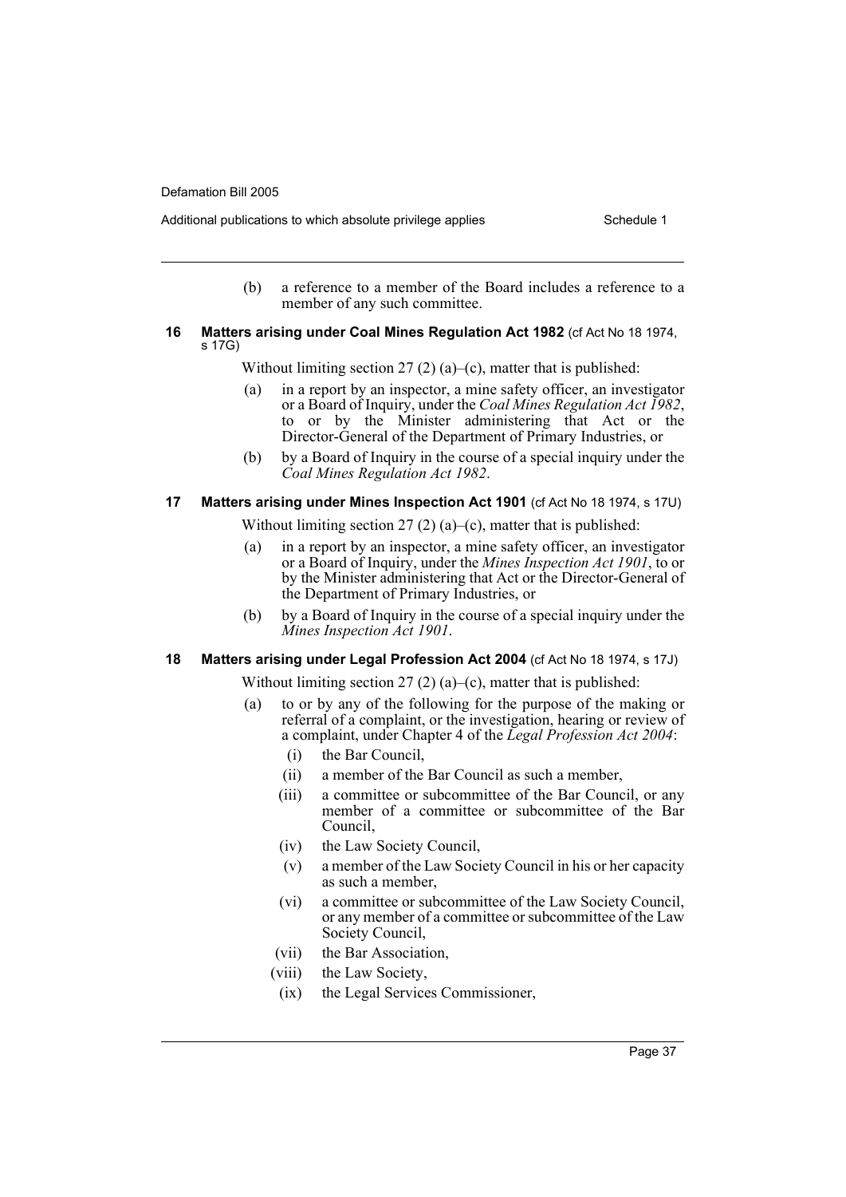(b) a reference to a member of the Board includes a reference to a member of any such committee.

### 16 Matters arising under Coal Mines Regulation Act 1982 (cf Act No 18 1974, s 17G)

Without limiting section 27 (2) (a)–(c), matter that is published:

(a) in a report by an inspector, a mine safety officer, an investigator or a Board of Inquiry, under the *Coal Mines Regulation Act 1982*, to or by the Minister administering that Act or the Director-General of the Department of Primary Industries, or

(b) by a Board of Inquiry in the course of a special inquiry under the *Coal Mines Regulation Act 1982*.

### 17 Matters arising under Mines Inspection Act 1901 (cf Act No 18 1974, s 17U)

Without limiting section 27 (2) (a)–(c), matter that is published:

(a) in a report by an inspector, a mine safety officer, an investigator or a Board of Inquiry, under the *Mines Inspection Act 1901*, to or by the Minister administering that Act or the Director-General of the Department of Primary Industries, or

(b) by a Board of Inquiry in the course of a special inquiry under the *Mines Inspection Act 1901*.

### 18 Matters arising under Legal Profession Act 2004 (cf Act No 18 1974, s 17J)

Without limiting section 27 (2) (a)–(c), matter that is published:

(a) to or by any of the following for the purpose of the making or referral of a complaint, or the investigation, hearing or review of a complaint, under Chapter 4 of the *Legal Profession Act 2004*:

  (i) the Bar Council,

  (ii) a member of the Bar Council as such a member,

  (iii) a committee or subcommittee of the Bar Council, or any member of a committee or subcommittee of the Bar Council,

  (iv) the Law Society Council,

  (v) a member of the Law Society Council in his or her capacity as such a member,

  (vi) a committee or subcommittee of the Law Society Council, or any member of a committee or subcommittee of the Law Society Council,

  (vii) the Bar Association,

  (viii) the Law Society,

  (ix) the Legal Services Commissioner,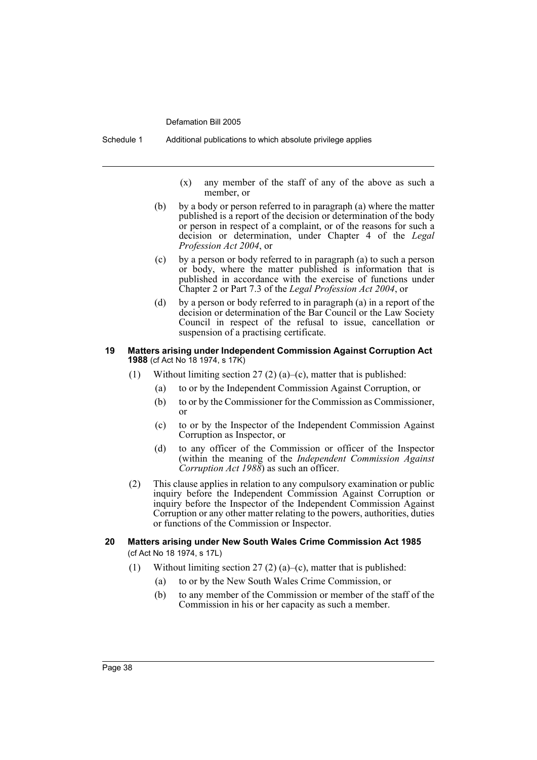(x) any member of the staff of any of the above as such a member, or

(b) by a body or person referred to in paragraph (a) where the matter published is a report of the decision or determination of the body or person in respect of a complaint, or of the reasons for such a decision or determination, under Chapter 4 of the *Legal Profession Act 2004*, or

(c) by a person or body referred to in paragraph (a) to such a person or body, where the matter published is information that is published in accordance with the exercise of functions under Chapter 2 or Part 7.3 of the *Legal Profession Act 2004*, or

(d) by a person or body referred to in paragraph (a) in a report of the decision or determination of the Bar Council or the Law Society Council in respect of the refusal to issue, cancellation or suspension of a practising certificate.

### 19 Matters arising under Independent Commission Against Corruption Act 1988 (cf Act No 18 1974, s 17K)

(1) Without limiting section 27 (2) (a)–(c), matter that is published:

(a) to or by the Independent Commission Against Corruption, or

(b) to or by the Commissioner for the Commission as Commissioner, or

(c) to or by the Inspector of the Independent Commission Against Corruption as Inspector, or

(d) to any officer of the Commission or officer of the Inspector (within the meaning of the *Independent Commission Against Corruption Act 1988*) as such an officer.

(2) This clause applies in relation to any compulsory examination or public inquiry before the Independent Commission Against Corruption or inquiry before the Inspector of the Independent Commission Against Corruption or any other matter relating to the powers, authorities, duties or functions of the Commission or Inspector.

### 20 Matters arising under New South Wales Crime Commission Act 1985 (cf Act No 18 1974, s 17L)

(1) Without limiting section 27 (2) (a)–(c), matter that is published:

(a) to or by the New South Wales Crime Commission, or

(b) to any member of the Commission or member of the staff of the Commission in his or her capacity as such a member.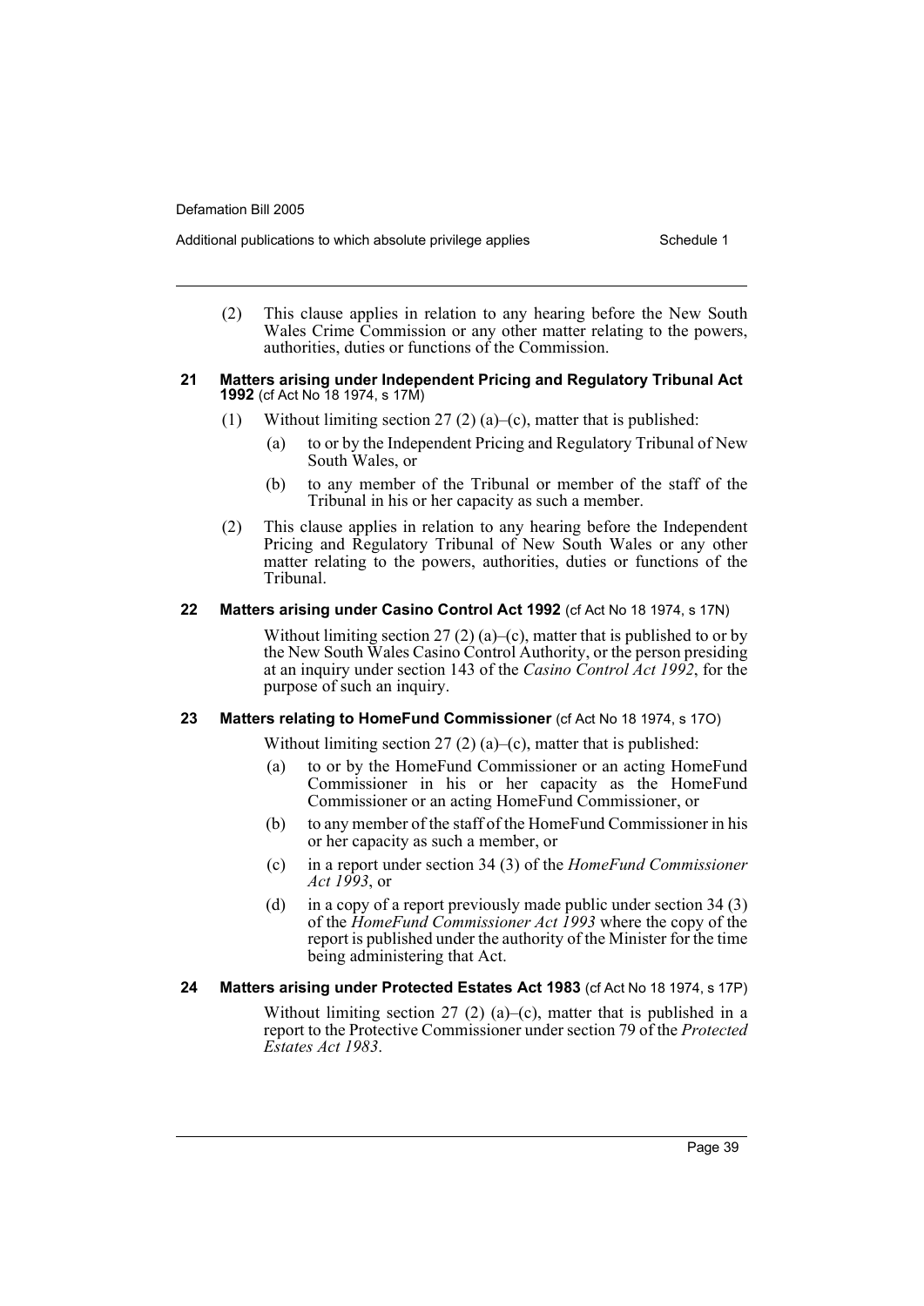(2) This clause applies in relation to any hearing before the New South Wales Crime Commission or any other matter relating to the powers, authorities, duties or functions of the Commission.

### 21 Matters arising under Independent Pricing and Regulatory Tribunal Act 1992 (cf Act No 18 1974, s 17M)

(1) Without limiting section 27 (2) (a)–(c), matter that is published:

- (a) to or by the Independent Pricing and Regulatory Tribunal of New South Wales, or
- (b) to any member of the Tribunal or member of the staff of the Tribunal in his or her capacity as such a member.

(2) This clause applies in relation to any hearing before the Independent Pricing and Regulatory Tribunal of New South Wales or any other matter relating to the powers, authorities, duties or functions of the Tribunal.

### 22 Matters arising under Casino Control Act 1992 (cf Act No 18 1974, s 17N)

Without limiting section 27 (2) (a)–(c), matter that is published to or by the New South Wales Casino Control Authority, or the person presiding at an inquiry under section 143 of the *Casino Control Act 1992*, for the purpose of such an inquiry.

### 23 Matters relating to HomeFund Commissioner (cf Act No 18 1974, s 17O)

Without limiting section 27 (2) (a)–(c), matter that is published:

- (a) to or by the HomeFund Commissioner or an acting HomeFund Commissioner in his or her capacity as the HomeFund Commissioner or an acting HomeFund Commissioner, or
- (b) to any member of the staff of the HomeFund Commissioner in his or her capacity as such a member, or
- (c) in a report under section 34 (3) of the *HomeFund Commissioner Act 1993*, or
- (d) in a copy of a report previously made public under section 34 (3) of the *HomeFund Commissioner Act 1993* where the copy of the report is published under the authority of the Minister for the time being administering that Act.

### 24 Matters arising under Protected Estates Act 1983 (cf Act No 18 1974, s 17P)

Without limiting section 27 (2) (a)–(c), matter that is published in a report to the Protective Commissioner under section 79 of the *Protected Estates Act 1983*.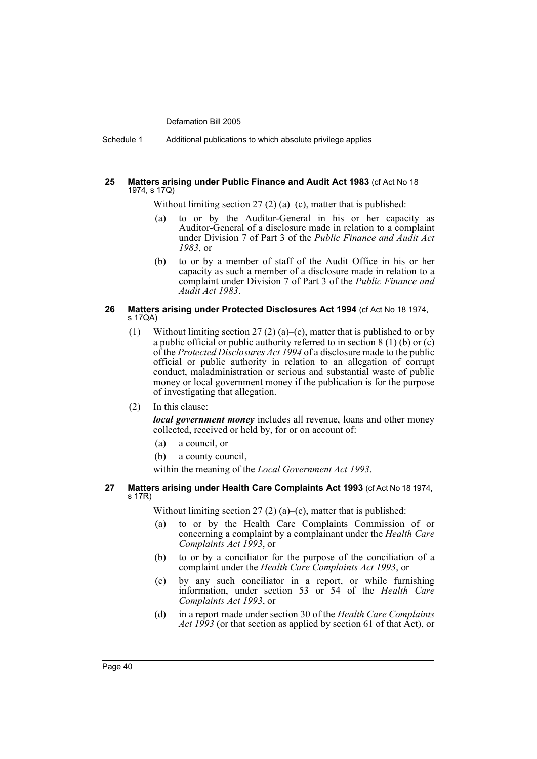#### 25 Matters arising under Public Finance and Audit Act 1983 (cf Act No 18 1974, s 17Q)

Without limiting section 27 (2) (a)–(c), matter that is published:

(a) to or by the Auditor-General in his or her capacity as Auditor-General of a disclosure made in relation to a complaint under Division 7 of Part 3 of the *Public Finance and Audit Act 1983*, or

(b) to or by a member of staff of the Audit Office in his or her capacity as such a member of a disclosure made in relation to a complaint under Division 7 of Part 3 of the *Public Finance and Audit Act 1983*.

#### 26 Matters arising under Protected Disclosures Act 1994 (cf Act No 18 1974, s 17QA)

(1) Without limiting section 27 (2) (a)–(c), matter that is published to or by a public official or public authority referred to in section 8 (1) (b) or (c) of the *Protected Disclosures Act 1994* of a disclosure made to the public official or public authority in relation to an allegation of corrupt conduct, maladministration or serious and substantial waste of public money or local government money if the publication is for the purpose of investigating that allegation.

(2) In this clause:

***local government money*** includes all revenue, loans and other money collected, received or held by, for or on account of:

(a) a council, or

(b) a county council,

within the meaning of the *Local Government Act 1993*.

#### 27 Matters arising under Health Care Complaints Act 1993 (cf Act No 18 1974, s 17R)

Without limiting section 27 (2) (a)–(c), matter that is published:

(a) to or by the Health Care Complaints Commission of or concerning a complaint by a complainant under the *Health Care Complaints Act 1993*, or

(b) to or by a conciliator for the purpose of the conciliation of a complaint under the *Health Care Complaints Act 1993*, or

(c) by any such conciliator in a report, or while furnishing information, under section 53 or 54 of the *Health Care Complaints Act 1993*, or

(d) in a report made under section 30 of the *Health Care Complaints Act 1993* (or that section as applied by section 61 of that Act), or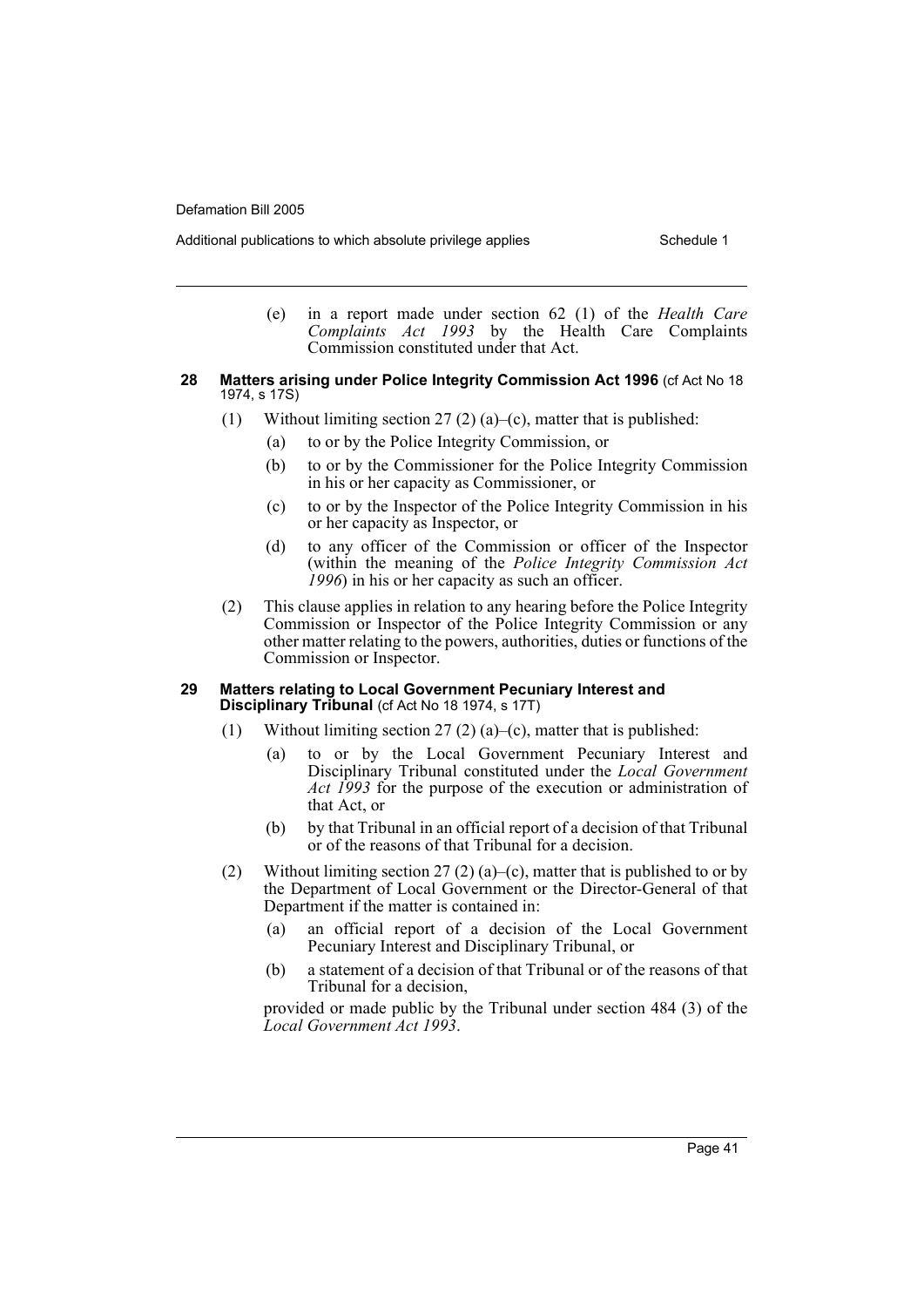(e) in a report made under section 62 (1) of the *Health Care Complaints Act 1993* by the Health Care Complaints Commission constituted under that Act.

### 28 Matters arising under Police Integrity Commission Act 1996 (cf Act No 18 1974, s 17S)

(1) Without limiting section 27 (2) (a)–(c), matter that is published:

(a) to or by the Police Integrity Commission, or

(b) to or by the Commissioner for the Police Integrity Commission in his or her capacity as Commissioner, or

(c) to or by the Inspector of the Police Integrity Commission in his or her capacity as Inspector, or

(d) to any officer of the Commission or officer of the Inspector (within the meaning of the *Police Integrity Commission Act 1996*) in his or her capacity as such an officer.

(2) This clause applies in relation to any hearing before the Police Integrity Commission or Inspector of the Police Integrity Commission or any other matter relating to the powers, authorities, duties or functions of the Commission or Inspector.

### 29 Matters relating to Local Government Pecuniary Interest and Disciplinary Tribunal (cf Act No 18 1974, s 17T)

(1) Without limiting section 27 (2) (a)–(c), matter that is published:

(a) to or by the Local Government Pecuniary Interest and Disciplinary Tribunal constituted under the *Local Government Act 1993* for the purpose of the execution or administration of that Act, or

(b) by that Tribunal in an official report of a decision of that Tribunal or of the reasons of that Tribunal for a decision.

(2) Without limiting section 27 (2) (a)–(c), matter that is published to or by the Department of Local Government or the Director-General of that Department if the matter is contained in:

(a) an official report of a decision of the Local Government Pecuniary Interest and Disciplinary Tribunal, or

(b) a statement of a decision of that Tribunal or of the reasons of that Tribunal for a decision,

provided or made public by the Tribunal under section 484 (3) of the *Local Government Act 1993*.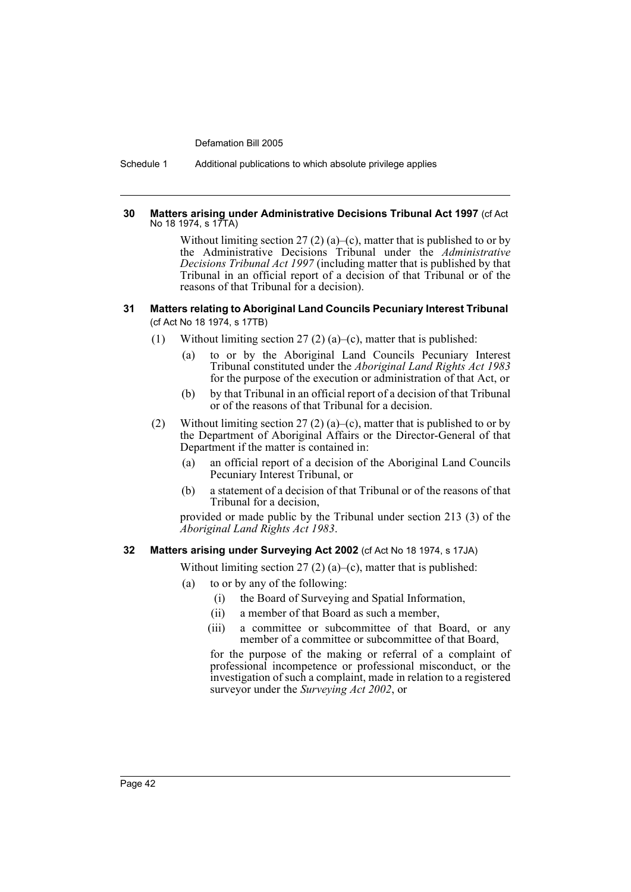**30 Matters arising under Administrative Decisions Tribunal Act 1997** (cf Act No 18 1974, s 17TA)

Without limiting section 27 (2) (a)–(c), matter that is published to or by the Administrative Decisions Tribunal under the *Administrative Decisions Tribunal Act 1997* (including matter that is published by that Tribunal in an official report of a decision of that Tribunal or of the reasons of that Tribunal for a decision).

**31 Matters relating to Aboriginal Land Councils Pecuniary Interest Tribunal** (cf Act No 18 1974, s 17TB)

(1) Without limiting section 27 (2) (a)–(c), matter that is published:

- (a) to or by the Aboriginal Land Councils Pecuniary Interest Tribunal constituted under the *Aboriginal Land Rights Act 1983* for the purpose of the execution or administration of that Act, or
- (b) by that Tribunal in an official report of a decision of that Tribunal or of the reasons of that Tribunal for a decision.

(2) Without limiting section 27 (2) (a)–(c), matter that is published to or by the Department of Aboriginal Affairs or the Director-General of that Department if the matter is contained in:

- (a) an official report of a decision of the Aboriginal Land Councils Pecuniary Interest Tribunal, or
- (b) a statement of a decision of that Tribunal or of the reasons of that Tribunal for a decision,

provided or made public by the Tribunal under section 213 (3) of the *Aboriginal Land Rights Act 1983*.

**32 Matters arising under Surveying Act 2002** (cf Act No 18 1974, s 17JA)

Without limiting section 27 (2) (a)–(c), matter that is published:

- (a) to or by any of the following:
  - (i) the Board of Surveying and Spatial Information,
  - (ii) a member of that Board as such a member,
  - (iii) a committee or subcommittee of that Board, or any member of a committee or subcommittee of that Board,

  for the purpose of the making or referral of a complaint of professional incompetence or professional misconduct, or the investigation of such a complaint, made in relation to a registered surveyor under the *Surveying Act 2002*, or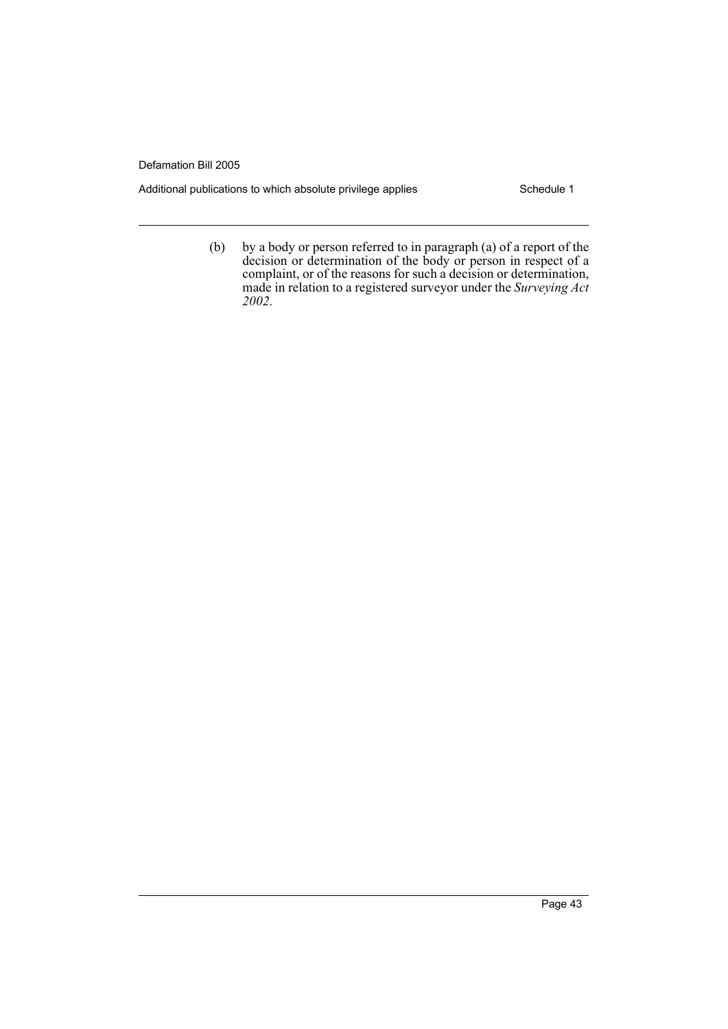(b) by a body or person referred to in paragraph (a) of a report of the decision or determination of the body or person in respect of a complaint, or of the reasons for such a decision or determination, made in relation to a registered surveyor under the *Surveying Act 2002*.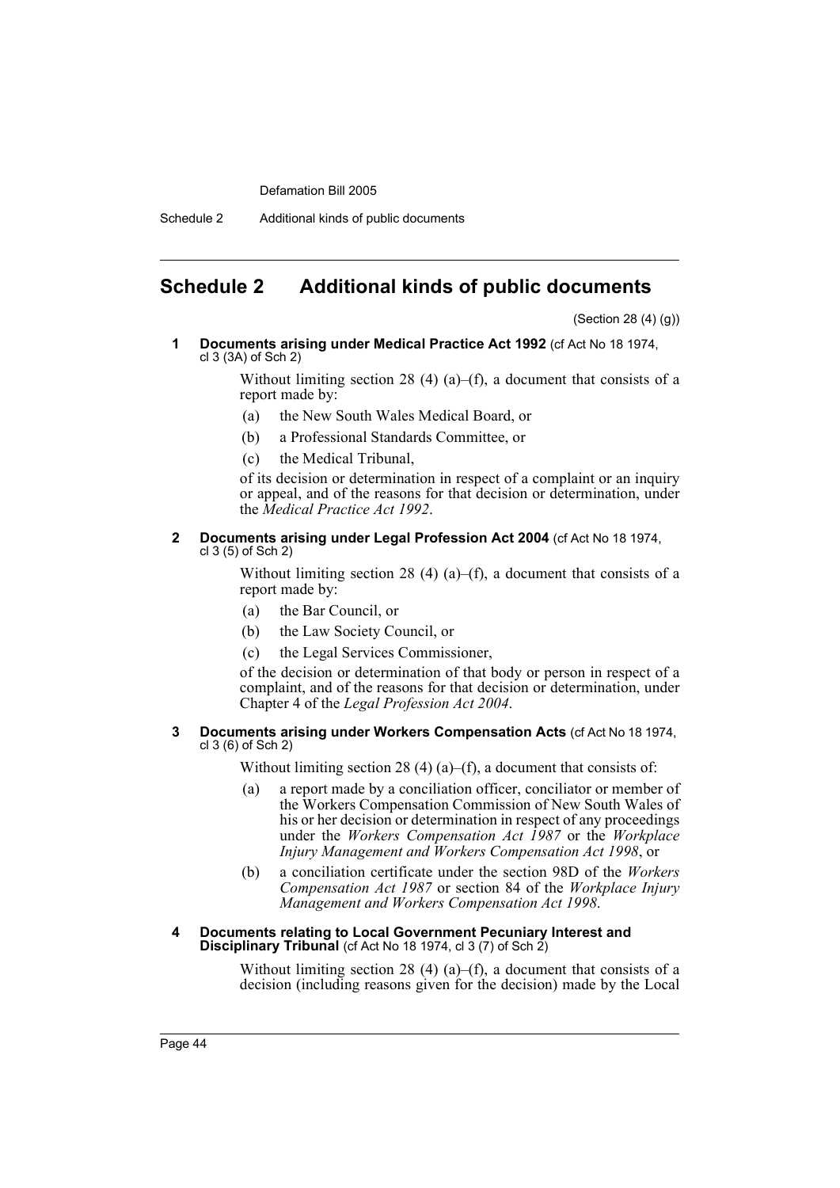# Schedule 2 Additional kinds of public documents

(Section 28 (4) (g))

**1 Documents arising under Medical Practice Act 1992** (cf Act No 18 1974, cl 3 (3A) of Sch 2)

Without limiting section 28 (4) (a)–(f), a document that consists of a report made by:

(a) the New South Wales Medical Board, or

(b) a Professional Standards Committee, or

(c) the Medical Tribunal,

of its decision or determination in respect of a complaint or an inquiry or appeal, and of the reasons for that decision or determination, under the *Medical Practice Act 1992*.

**2 Documents arising under Legal Profession Act 2004** (cf Act No 18 1974, cl 3 (5) of Sch 2)

Without limiting section 28 (4) (a)–(f), a document that consists of a report made by:

(a) the Bar Council, or

(b) the Law Society Council, or

(c) the Legal Services Commissioner,

of the decision or determination of that body or person in respect of a complaint, and of the reasons for that decision or determination, under Chapter 4 of the *Legal Profession Act 2004*.

**3 Documents arising under Workers Compensation Acts** (cf Act No 18 1974, cl 3 (6) of Sch 2)

Without limiting section 28 (4) (a)–(f), a document that consists of:

(a) a report made by a conciliation officer, conciliator or member of the Workers Compensation Commission of New South Wales of his or her decision or determination in respect of any proceedings under the *Workers Compensation Act 1987* or the *Workplace Injury Management and Workers Compensation Act 1998*, or

(b) a conciliation certificate under the section 98D of the *Workers Compensation Act 1987* or section 84 of the *Workplace Injury Management and Workers Compensation Act 1998*.

**4 Documents relating to Local Government Pecuniary Interest and Disciplinary Tribunal** (cf Act No 18 1974, cl 3 (7) of Sch 2)

Without limiting section 28 (4) (a)–(f), a document that consists of a decision (including reasons given for the decision) made by the Local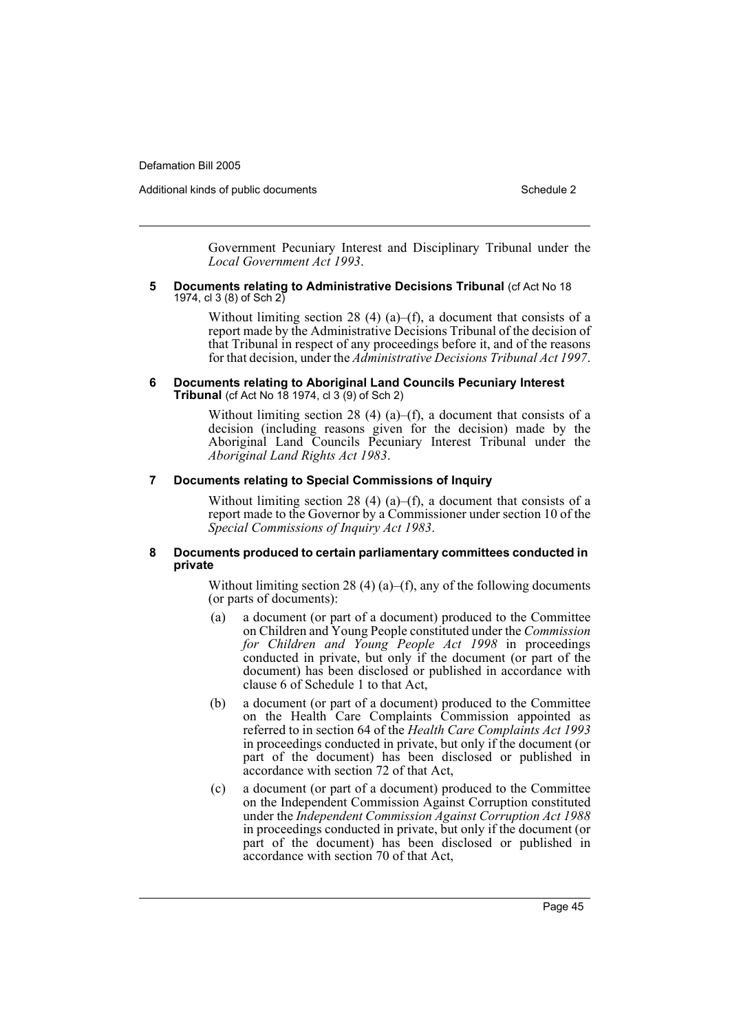Government Pecuniary Interest and Disciplinary Tribunal under the *Local Government Act 1993*.

**5 Documents relating to Administrative Decisions Tribunal** (cf Act No 18 1974, cl 3 (8) of Sch 2)

Without limiting section 28 (4) (a)–(f), a document that consists of a report made by the Administrative Decisions Tribunal of the decision of that Tribunal in respect of any proceedings before it, and of the reasons for that decision, under the *Administrative Decisions Tribunal Act 1997*.

**6 Documents relating to Aboriginal Land Councils Pecuniary Interest Tribunal** (cf Act No 18 1974, cl 3 (9) of Sch 2)

Without limiting section 28 (4) (a)–(f), a document that consists of a decision (including reasons given for the decision) made by the Aboriginal Land Councils Pecuniary Interest Tribunal under the *Aboriginal Land Rights Act 1983*.

**7 Documents relating to Special Commissions of Inquiry**

Without limiting section 28 (4) (a)–(f), a document that consists of a report made to the Governor by a Commissioner under section 10 of the *Special Commissions of Inquiry Act 1983*.

**8 Documents produced to certain parliamentary committees conducted in private**

Without limiting section 28 (4) (a)–(f), any of the following documents (or parts of documents):

(a) a document (or part of a document) produced to the Committee on Children and Young People constituted under the *Commission for Children and Young People Act 1998* in proceedings conducted in private, but only if the document (or part of the document) has been disclosed or published in accordance with clause 6 of Schedule 1 to that Act,

(b) a document (or part of a document) produced to the Committee on the Health Care Complaints Commission appointed as referred to in section 64 of the *Health Care Complaints Act 1993* in proceedings conducted in private, but only if the document (or part of the document) has been disclosed or published in accordance with section 72 of that Act,

(c) a document (or part of a document) produced to the Committee on the Independent Commission Against Corruption constituted under the *Independent Commission Against Corruption Act 1988* in proceedings conducted in private, but only if the document (or part of the document) has been disclosed or published in accordance with section 70 of that Act,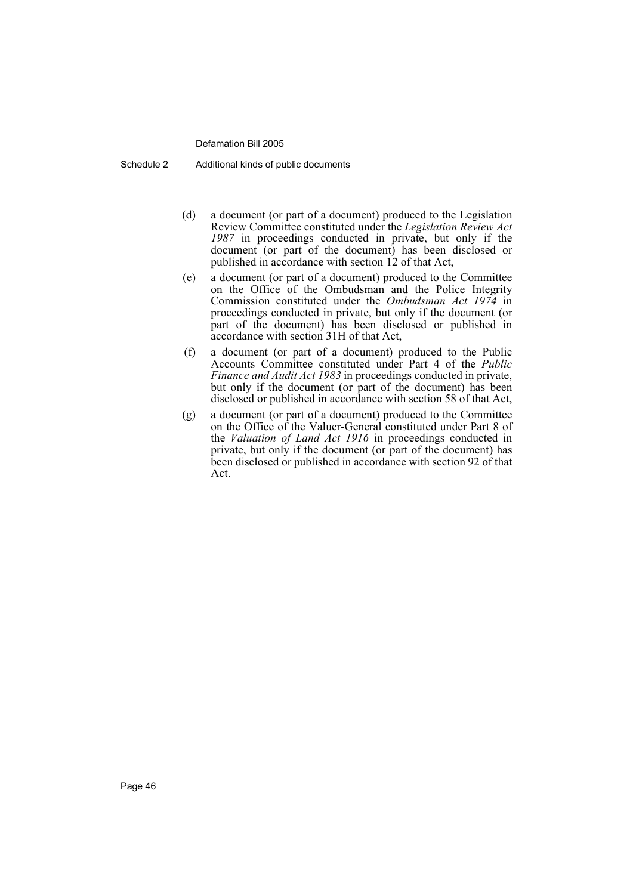(d) a document (or part of a document) produced to the Legislation Review Committee constituted under the *Legislation Review Act 1987* in proceedings conducted in private, but only if the document (or part of the document) has been disclosed or published in accordance with section 12 of that Act,

(e) a document (or part of a document) produced to the Committee on the Office of the Ombudsman and the Police Integrity Commission constituted under the *Ombudsman Act 1974* in proceedings conducted in private, but only if the document (or part of the document) has been disclosed or published in accordance with section 31H of that Act,

(f) a document (or part of a document) produced to the Public Accounts Committee constituted under Part 4 of the *Public Finance and Audit Act 1983* in proceedings conducted in private, but only if the document (or part of the document) has been disclosed or published in accordance with section 58 of that Act,

(g) a document (or part of a document) produced to the Committee on the Office of the Valuer-General constituted under Part 8 of the *Valuation of Land Act 1916* in proceedings conducted in private, but only if the document (or part of the document) has been disclosed or published in accordance with section 92 of that Act.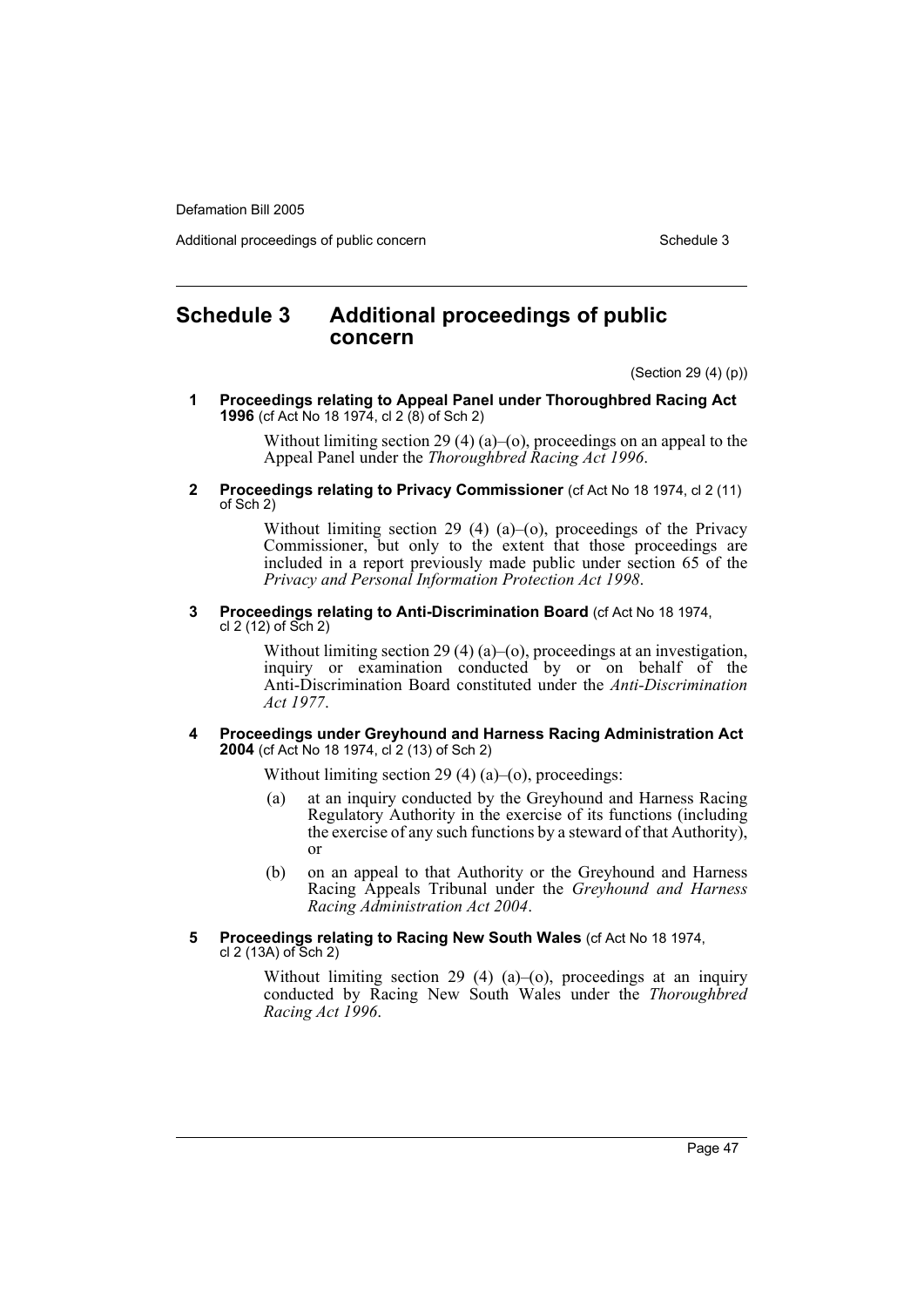## Schedule 3 Additional proceedings of public concern

(Section 29 (4) (p))

**1 Proceedings relating to Appeal Panel under Thoroughbred Racing Act 1996** (cf Act No 18 1974, cl 2 (8) of Sch 2)

Without limiting section 29 (4) (a)–(o), proceedings on an appeal to the Appeal Panel under the *Thoroughbred Racing Act 1996*.

**2 Proceedings relating to Privacy Commissioner** (cf Act No 18 1974, cl 2 (11) of Sch 2)

Without limiting section 29 (4) (a)–(o), proceedings of the Privacy Commissioner, but only to the extent that those proceedings are included in a report previously made public under section 65 of the *Privacy and Personal Information Protection Act 1998*.

**3 Proceedings relating to Anti-Discrimination Board** (cf Act No 18 1974, cl 2 (12) of Sch 2)

Without limiting section 29 (4) (a)–(o), proceedings at an investigation, inquiry or examination conducted by or on behalf of the Anti-Discrimination Board constituted under the *Anti-Discrimination Act 1977*.

**4 Proceedings under Greyhound and Harness Racing Administration Act 2004** (cf Act No 18 1974, cl 2 (13) of Sch 2)

Without limiting section 29 (4) (a)–(o), proceedings:

(a) at an inquiry conducted by the Greyhound and Harness Racing Regulatory Authority in the exercise of its functions (including the exercise of any such functions by a steward of that Authority), or

(b) on an appeal to that Authority or the Greyhound and Harness Racing Appeals Tribunal under the *Greyhound and Harness Racing Administration Act 2004*.

**5 Proceedings relating to Racing New South Wales** (cf Act No 18 1974, cl 2 (13A) of Sch 2)

Without limiting section 29 (4) (a)–(o), proceedings at an inquiry conducted by Racing New South Wales under the *Thoroughbred Racing Act 1996*.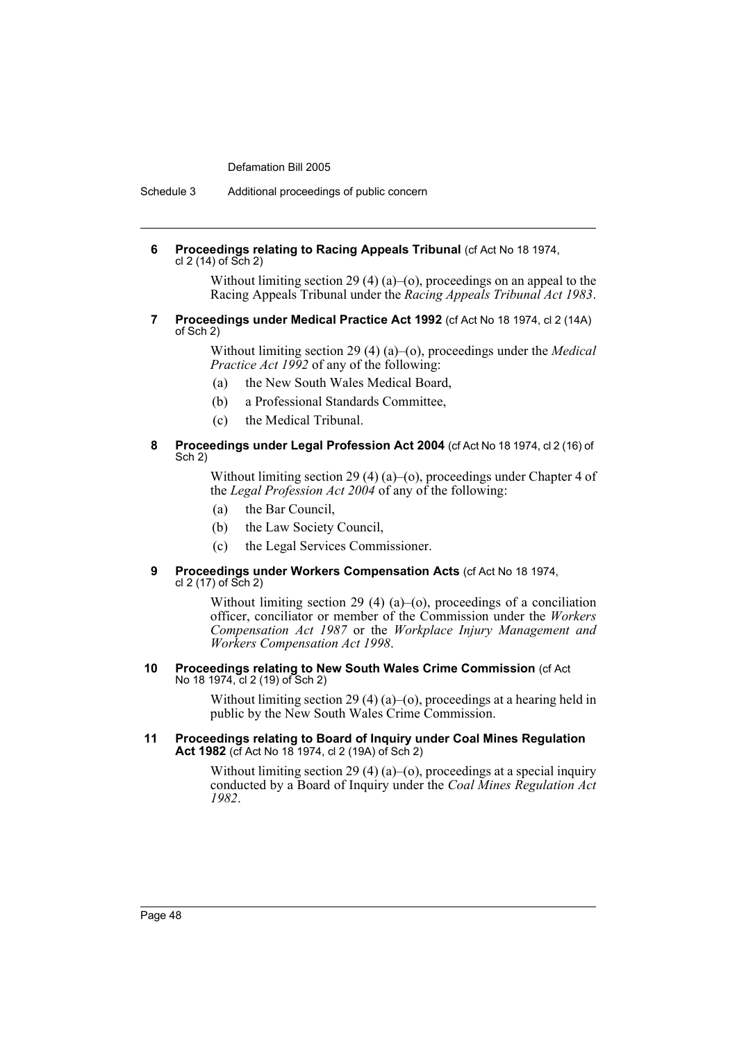**6 Proceedings relating to Racing Appeals Tribunal** (cf Act No 18 1974, cl 2 (14) of Sch 2)

Without limiting section 29 (4) (a)–(o), proceedings on an appeal to the Racing Appeals Tribunal under the *Racing Appeals Tribunal Act 1983*.

**7 Proceedings under Medical Practice Act 1992** (cf Act No 18 1974, cl 2 (14A) of Sch 2)

Without limiting section 29 (4) (a)–(o), proceedings under the *Medical Practice Act 1992* of any of the following:

(a) the New South Wales Medical Board,

(b) a Professional Standards Committee,

(c) the Medical Tribunal.

**8 Proceedings under Legal Profession Act 2004** (cf Act No 18 1974, cl 2 (16) of Sch 2)

Without limiting section 29 (4) (a)–(o), proceedings under Chapter 4 of the *Legal Profession Act 2004* of any of the following:

(a) the Bar Council,

(b) the Law Society Council,

(c) the Legal Services Commissioner.

**9 Proceedings under Workers Compensation Acts** (cf Act No 18 1974, cl 2 (17) of Sch 2)

Without limiting section 29 (4) (a)–(o), proceedings of a conciliation officer, conciliator or member of the Commission under the *Workers Compensation Act 1987* or the *Workplace Injury Management and Workers Compensation Act 1998*.

**10 Proceedings relating to New South Wales Crime Commission** (cf Act No 18 1974, cl 2 (19) of Sch 2)

Without limiting section 29 (4) (a)–(o), proceedings at a hearing held in public by the New South Wales Crime Commission.

**11 Proceedings relating to Board of Inquiry under Coal Mines Regulation Act 1982** (cf Act No 18 1974, cl 2 (19A) of Sch 2)

Without limiting section 29 (4) (a)–(o), proceedings at a special inquiry conducted by a Board of Inquiry under the *Coal Mines Regulation Act 1982*.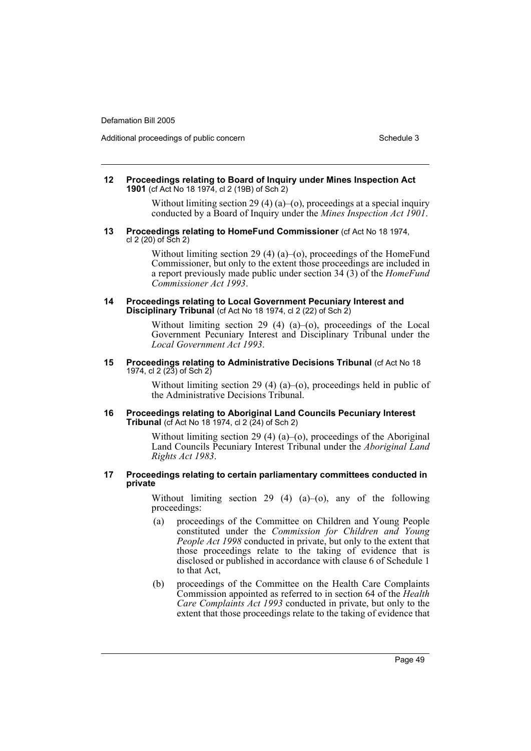**12 Proceedings relating to Board of Inquiry under Mines Inspection Act 1901** (cf Act No 18 1974, cl 2 (19B) of Sch 2)

Without limiting section 29 (4) (a)–(o), proceedings at a special inquiry conducted by a Board of Inquiry under the *Mines Inspection Act 1901*.

**13 Proceedings relating to HomeFund Commissioner** (cf Act No 18 1974, cl 2 (20) of Sch 2)

Without limiting section 29 (4) (a)–(o), proceedings of the HomeFund Commissioner, but only to the extent those proceedings are included in a report previously made public under section 34 (3) of the *HomeFund Commissioner Act 1993*.

**14 Proceedings relating to Local Government Pecuniary Interest and Disciplinary Tribunal** (cf Act No 18 1974, cl 2 (22) of Sch 2)

Without limiting section 29 (4) (a)–(o), proceedings of the Local Government Pecuniary Interest and Disciplinary Tribunal under the *Local Government Act 1993*.

**15 Proceedings relating to Administrative Decisions Tribunal** (cf Act No 18 1974, cl 2 (23) of Sch 2)

Without limiting section 29 (4) (a)–(o), proceedings held in public of the Administrative Decisions Tribunal.

**16 Proceedings relating to Aboriginal Land Councils Pecuniary Interest Tribunal** (cf Act No 18 1974, cl 2 (24) of Sch 2)

Without limiting section 29 (4) (a)–(o), proceedings of the Aboriginal Land Councils Pecuniary Interest Tribunal under the *Aboriginal Land Rights Act 1983*.

**17 Proceedings relating to certain parliamentary committees conducted in private**

Without limiting section 29 (4) (a)–(o), any of the following proceedings:

(a) proceedings of the Committee on Children and Young People constituted under the *Commission for Children and Young People Act 1998* conducted in private, but only to the extent that those proceedings relate to the taking of evidence that is disclosed or published in accordance with clause 6 of Schedule 1 to that Act,

(b) proceedings of the Committee on the Health Care Complaints Commission appointed as referred to in section 64 of the *Health Care Complaints Act 1993* conducted in private, but only to the extent that those proceedings relate to the taking of evidence that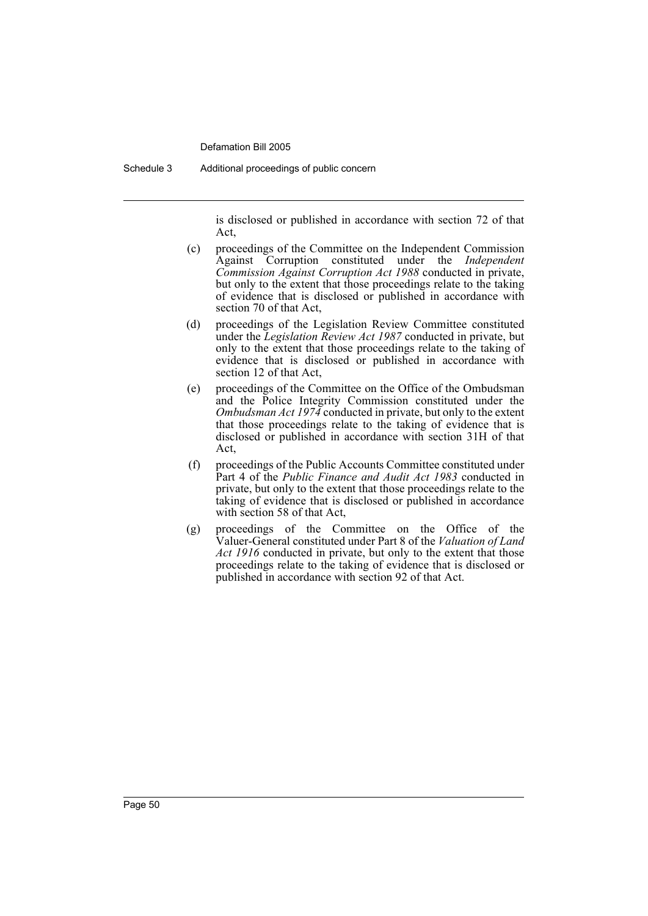is disclosed or published in accordance with section 72 of that Act,

(c) proceedings of the Committee on the Independent Commission Against Corruption constituted under the *Independent Commission Against Corruption Act 1988* conducted in private, but only to the extent that those proceedings relate to the taking of evidence that is disclosed or published in accordance with section 70 of that Act,

(d) proceedings of the Legislation Review Committee constituted under the *Legislation Review Act 1987* conducted in private, but only to the extent that those proceedings relate to the taking of evidence that is disclosed or published in accordance with section 12 of that Act,

(e) proceedings of the Committee on the Office of the Ombudsman and the Police Integrity Commission constituted under the *Ombudsman Act 1974* conducted in private, but only to the extent that those proceedings relate to the taking of evidence that is disclosed or published in accordance with section 31H of that Act,

(f) proceedings of the Public Accounts Committee constituted under Part 4 of the *Public Finance and Audit Act 1983* conducted in private, but only to the extent that those proceedings relate to the taking of evidence that is disclosed or published in accordance with section 58 of that Act,

(g) proceedings of the Committee on the Office of the Valuer-General constituted under Part 8 of the *Valuation of Land Act 1916* conducted in private, but only to the extent that those proceedings relate to the taking of evidence that is disclosed or published in accordance with section 92 of that Act.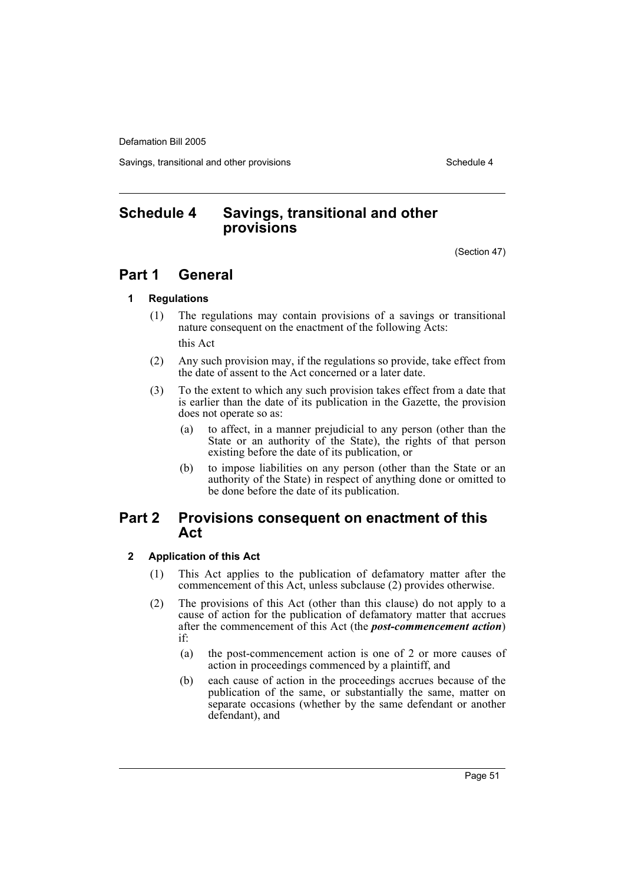# Schedule 4 Savings, transitional and other provisions

(Section 47)

## Part 1 General

### 1 Regulations

(1) The regulations may contain provisions of a savings or transitional nature consequent on the enactment of the following Acts:

this Act

(2) Any such provision may, if the regulations so provide, take effect from the date of assent to the Act concerned or a later date.

(3) To the extent to which any such provision takes effect from a date that is earlier than the date of its publication in the Gazette, the provision does not operate so as:

- (a) to affect, in a manner prejudicial to any person (other than the State or an authority of the State), the rights of that person existing before the date of its publication, or
- (b) to impose liabilities on any person (other than the State or an authority of the State) in respect of anything done or omitted to be done before the date of its publication.

## Part 2 Provisions consequent on enactment of this Act

### 2 Application of this Act

(1) This Act applies to the publication of defamatory matter after the commencement of this Act, unless subclause (2) provides otherwise.

(2) The provisions of this Act (other than this clause) do not apply to a cause of action for the publication of defamatory matter that accrues after the commencement of this Act (the ***post-commencement action***) if:

- (a) the post-commencement action is one of 2 or more causes of action in proceedings commenced by a plaintiff, and
- (b) each cause of action in the proceedings accrues because of the publication of the same, or substantially the same, matter on separate occasions (whether by the same defendant or another defendant), and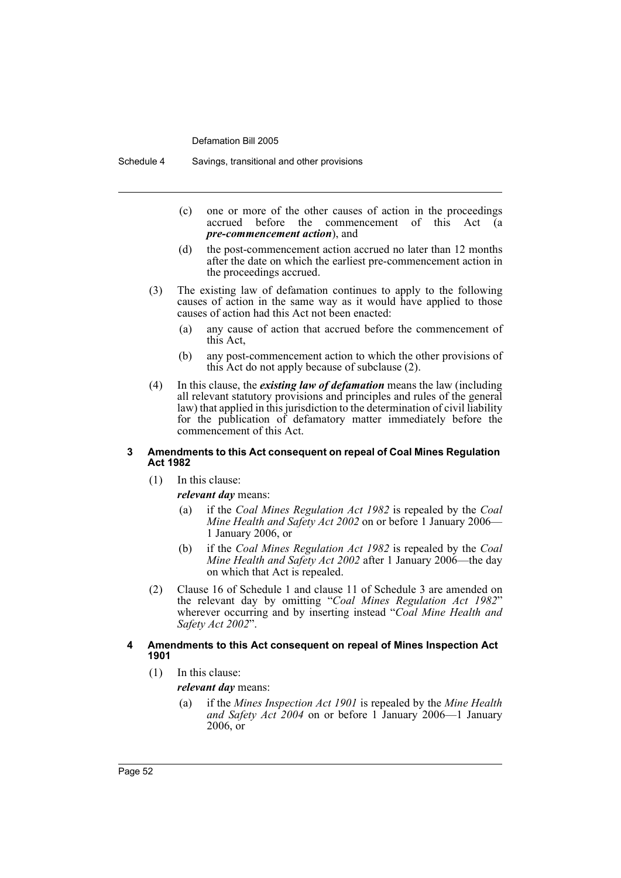(c) one or more of the other causes of action in the proceedings accrued before the commencement of this Act (a ***pre-commencement action***), and

(d) the post-commencement action accrued no later than 12 months after the date on which the earliest pre-commencement action in the proceedings accrued.

(3) The existing law of defamation continues to apply to the following causes of action in the same way as it would have applied to those causes of action had this Act not been enacted:

(a) any cause of action that accrued before the commencement of this Act,

(b) any post-commencement action to which the other provisions of this Act do not apply because of subclause (2).

(4) In this clause, the ***existing law of defamation*** means the law (including all relevant statutory provisions and principles and rules of the general law) that applied in this jurisdiction to the determination of civil liability for the publication of defamatory matter immediately before the commencement of this Act.

#### 3 Amendments to this Act consequent on repeal of Coal Mines Regulation Act 1982

(1) In this clause:

***relevant day*** means:

(a) if the *Coal Mines Regulation Act 1982* is repealed by the *Coal Mine Health and Safety Act 2002* on or before 1 January 2006—1 January 2006, or

(b) if the *Coal Mines Regulation Act 1982* is repealed by the *Coal Mine Health and Safety Act 2002* after 1 January 2006—the day on which that Act is repealed.

(2) Clause 16 of Schedule 1 and clause 11 of Schedule 3 are amended on the relevant day by omitting "*Coal Mines Regulation Act 1982*" wherever occurring and by inserting instead "*Coal Mine Health and Safety Act 2002*".

#### 4 Amendments to this Act consequent on repeal of Mines Inspection Act 1901

(1) In this clause:

***relevant day*** means:

(a) if the *Mines Inspection Act 1901* is repealed by the *Mine Health and Safety Act 2004* on or before 1 January 2006—1 January 2006, or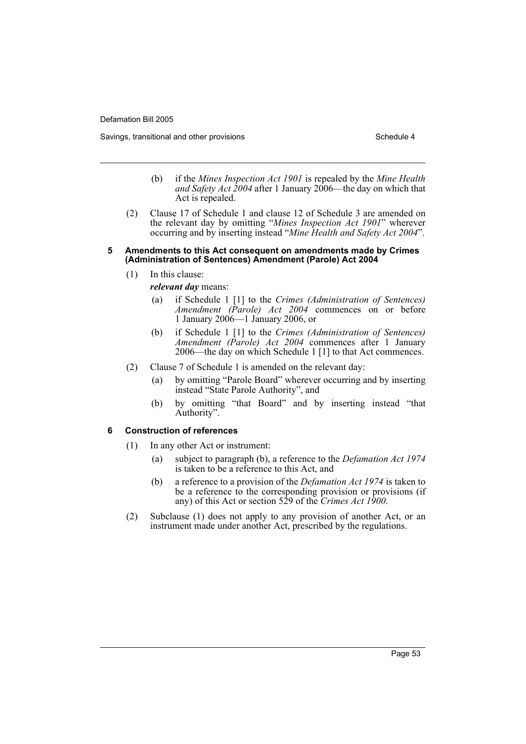(b) if the *Mines Inspection Act 1901* is repealed by the *Mine Health and Safety Act 2004* after 1 January 2006—the day on which that Act is repealed.

(2) Clause 17 of Schedule 1 and clause 12 of Schedule 3 are amended on the relevant day by omitting "*Mines Inspection Act 1901*" wherever occurring and by inserting instead "*Mine Health and Safety Act 2004*".

#### 5 Amendments to this Act consequent on amendments made by Crimes (Administration of Sentences) Amendment (Parole) Act 2004

(1) In this clause:

***relevant day*** means:

(a) if Schedule 1 [1] to the *Crimes (Administration of Sentences) Amendment (Parole) Act 2004* commences on or before 1 January 2006—1 January 2006, or

(b) if Schedule 1 [1] to the *Crimes (Administration of Sentences) Amendment (Parole) Act 2004* commences after 1 January 2006—the day on which Schedule 1 [1] to that Act commences.

(2) Clause 7 of Schedule 1 is amended on the relevant day:

(a) by omitting "Parole Board" wherever occurring and by inserting instead "State Parole Authority", and

(b) by omitting "that Board" and by inserting instead "that Authority".

#### 6 Construction of references

(1) In any other Act or instrument:

(a) subject to paragraph (b), a reference to the *Defamation Act 1974* is taken to be a reference to this Act, and

(b) a reference to a provision of the *Defamation Act 1974* is taken to be a reference to the corresponding provision or provisions (if any) of this Act or section 529 of the *Crimes Act 1900*.

(2) Subclause (1) does not apply to any provision of another Act, or an instrument made under another Act, prescribed by the regulations.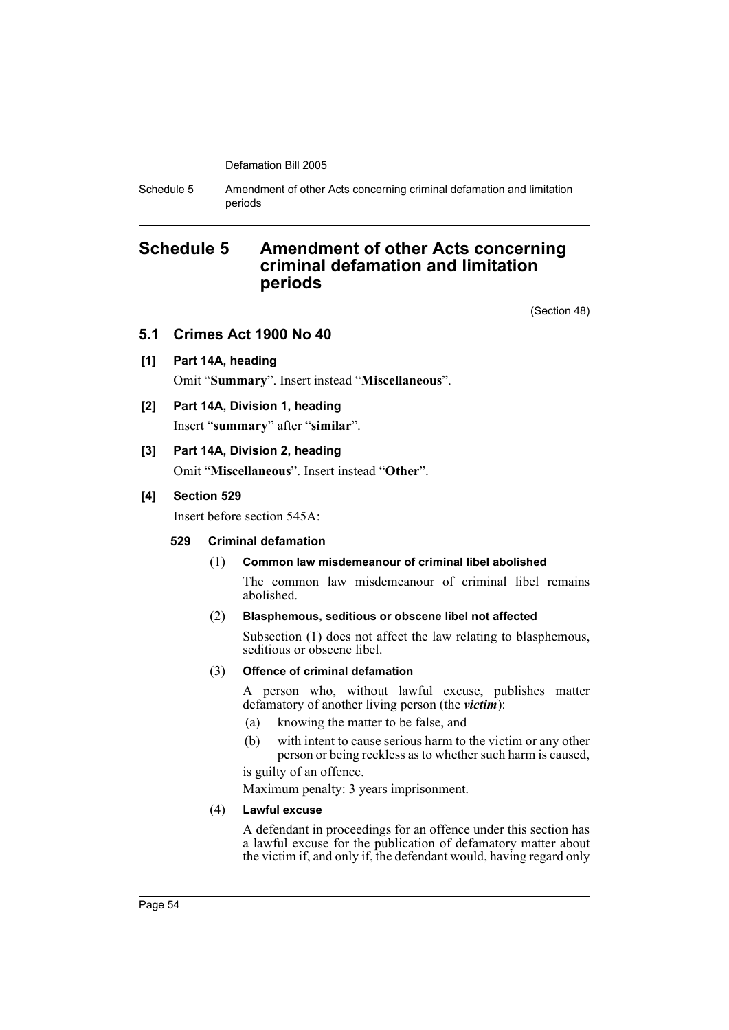# Schedule 5 Amendment of other Acts concerning criminal defamation and limitation periods

(Section 48)

## 5.1 Crimes Act 1900 No 40

**[1] Part 14A, heading**

Omit "**Summary**". Insert instead "**Miscellaneous**".

**[2] Part 14A, Division 1, heading**

Insert "**summary**" after "**similar**".

**[3] Part 14A, Division 2, heading**

Omit "**Miscellaneous**". Insert instead "**Other**".

**[4] Section 529**

Insert before section 545A:

**529 Criminal defamation**

(1) **Common law misdemeanour of criminal libel abolished**

The common law misdemeanour of criminal libel remains abolished.

(2) **Blasphemous, seditious or obscene libel not affected**

Subsection (1) does not affect the law relating to blasphemous, seditious or obscene libel.

(3) **Offence of criminal defamation**

A person who, without lawful excuse, publishes matter defamatory of another living person (the ***victim***):

(a) knowing the matter to be false, and

(b) with intent to cause serious harm to the victim or any other person or being reckless as to whether such harm is caused,

is guilty of an offence.

Maximum penalty: 3 years imprisonment.

(4) **Lawful excuse**

A defendant in proceedings for an offence under this section has a lawful excuse for the publication of defamatory matter about the victim if, and only if, the defendant would, having regard only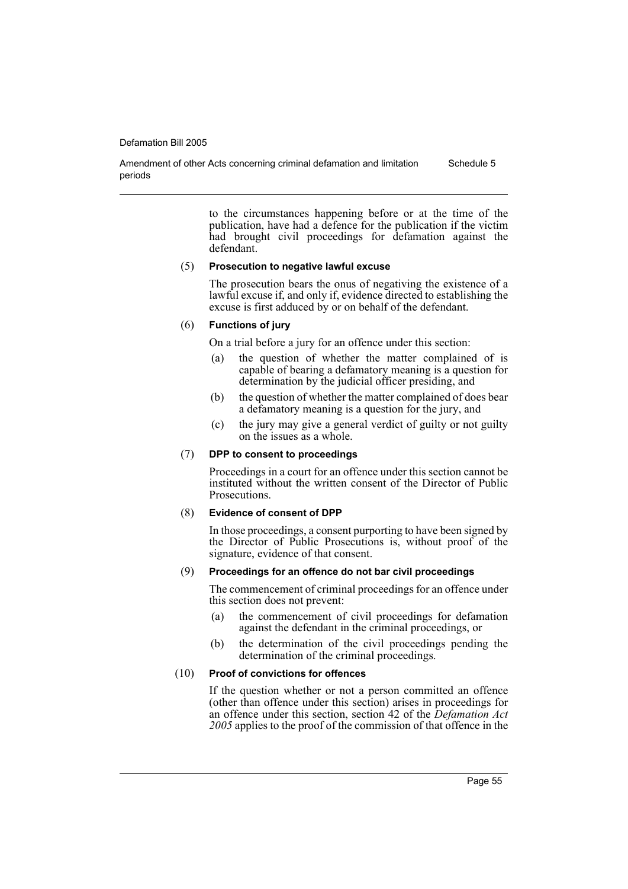to the circumstances happening before or at the time of the publication, have had a defence for the publication if the victim had brought civil proceedings for defamation against the defendant.

(5) **Prosecution to negative lawful excuse**

The prosecution bears the onus of negativing the existence of a lawful excuse if, and only if, evidence directed to establishing the excuse is first adduced by or on behalf of the defendant.

(6) **Functions of jury**

On a trial before a jury for an offence under this section:

- (a) the question of whether the matter complained of is capable of bearing a defamatory meaning is a question for determination by the judicial officer presiding, and
- (b) the question of whether the matter complained of does bear a defamatory meaning is a question for the jury, and
- (c) the jury may give a general verdict of guilty or not guilty on the issues as a whole.

(7) **DPP to consent to proceedings**

Proceedings in a court for an offence under this section cannot be instituted without the written consent of the Director of Public Prosecutions.

(8) **Evidence of consent of DPP**

In those proceedings, a consent purporting to have been signed by the Director of Public Prosecutions is, without proof of the signature, evidence of that consent.

(9) **Proceedings for an offence do not bar civil proceedings**

The commencement of criminal proceedings for an offence under this section does not prevent:

- (a) the commencement of civil proceedings for defamation against the defendant in the criminal proceedings, or
- (b) the determination of the civil proceedings pending the determination of the criminal proceedings.

(10) **Proof of convictions for offences**

If the question whether or not a person committed an offence (other than offence under this section) arises in proceedings for an offence under this section, section 42 of the *Defamation Act 2005* applies to the proof of the commission of that offence in the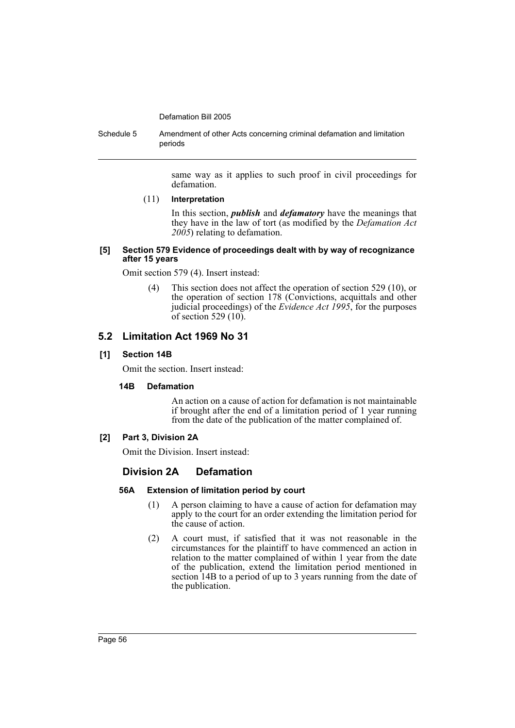same way as it applies to such proof in civil proceedings for defamation.

(11) **Interpretation**

In this section, ***publish*** and ***defamatory*** have the meanings that they have in the law of tort (as modified by the *Defamation Act 2005*) relating to defamation.

**[5] Section 579 Evidence of proceedings dealt with by way of recognizance after 15 years**

Omit section 579 (4). Insert instead:

(4) This section does not affect the operation of section 529 (10), or the operation of section 178 (Convictions, acquittals and other judicial proceedings) of the *Evidence Act 1995*, for the purposes of section 529 (10).

## 5.2 Limitation Act 1969 No 31

**[1] Section 14B**

Omit the section. Insert instead:

**14B Defamation**

An action on a cause of action for defamation is not maintainable if brought after the end of a limitation period of 1 year running from the date of the publication of the matter complained of.

**[2] Part 3, Division 2A**

Omit the Division. Insert instead:

### Division 2A Defamation

**56A Extension of limitation period by court**

(1) A person claiming to have a cause of action for defamation may apply to the court for an order extending the limitation period for the cause of action.

(2) A court must, if satisfied that it was not reasonable in the circumstances for the plaintiff to have commenced an action in relation to the matter complained of within 1 year from the date of the publication, extend the limitation period mentioned in section 14B to a period of up to 3 years running from the date of the publication.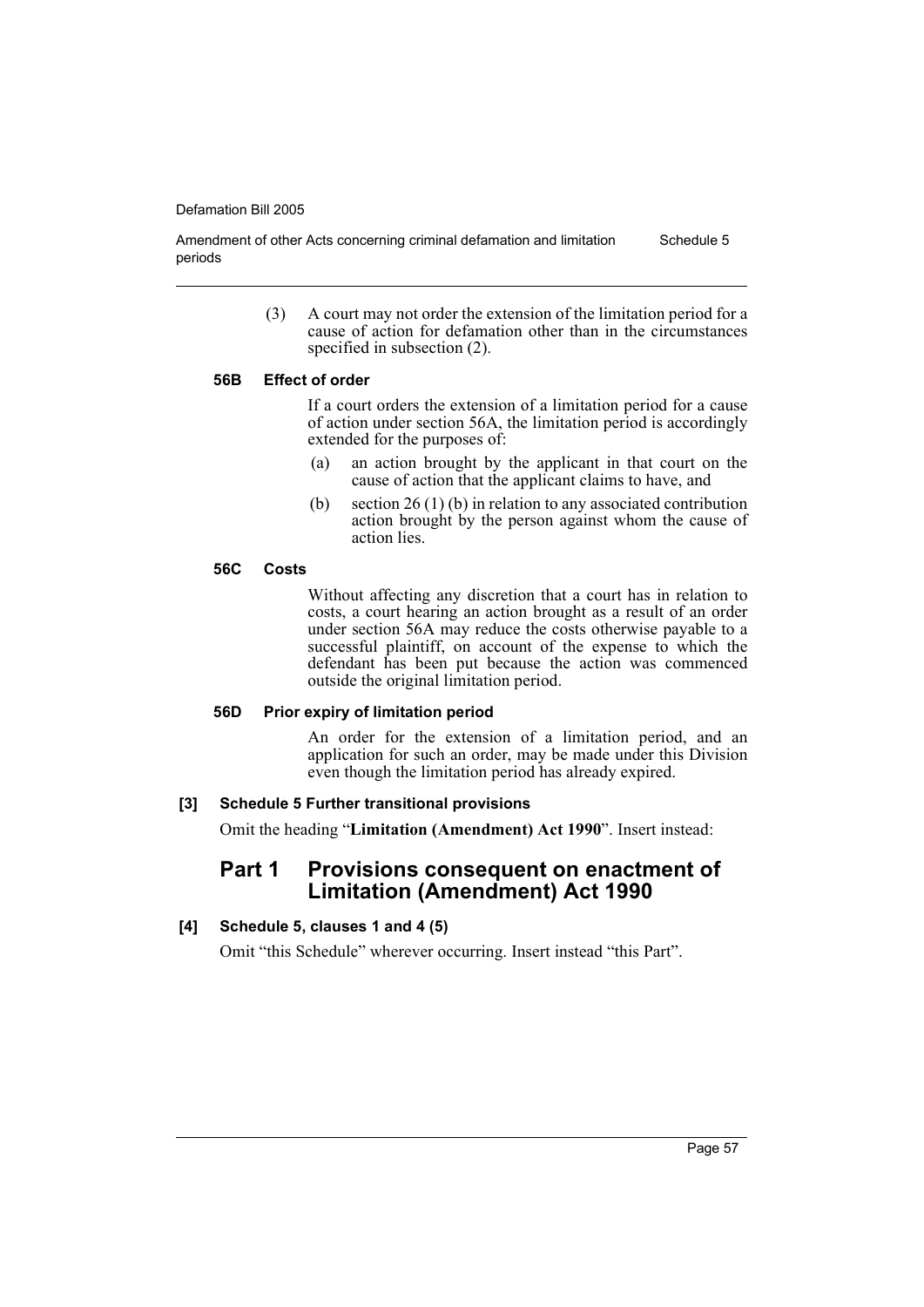(3) A court may not order the extension of the limitation period for a cause of action for defamation other than in the circumstances specified in subsection (2).

#### 56B Effect of order

If a court orders the extension of a limitation period for a cause of action under section 56A, the limitation period is accordingly extended for the purposes of:

(a) an action brought by the applicant in that court on the cause of action that the applicant claims to have, and

(b) section 26 (1) (b) in relation to any associated contribution action brought by the person against whom the cause of action lies.

#### 56C Costs

Without affecting any discretion that a court has in relation to costs, a court hearing an action brought as a result of an order under section 56A may reduce the costs otherwise payable to a successful plaintiff, on account of the expense to which the defendant has been put because the action was commenced outside the original limitation period.

#### 56D Prior expiry of limitation period

An order for the extension of a limitation period, and an application for such an order, may be made under this Division even though the limitation period has already expired.

#### [3] Schedule 5 Further transitional provisions

Omit the heading "**Limitation (Amendment) Act 1990**". Insert instead:

## Part 1 Provisions consequent on enactment of Limitation (Amendment) Act 1990

#### [4] Schedule 5, clauses 1 and 4 (5)

Omit "this Schedule" wherever occurring. Insert instead "this Part".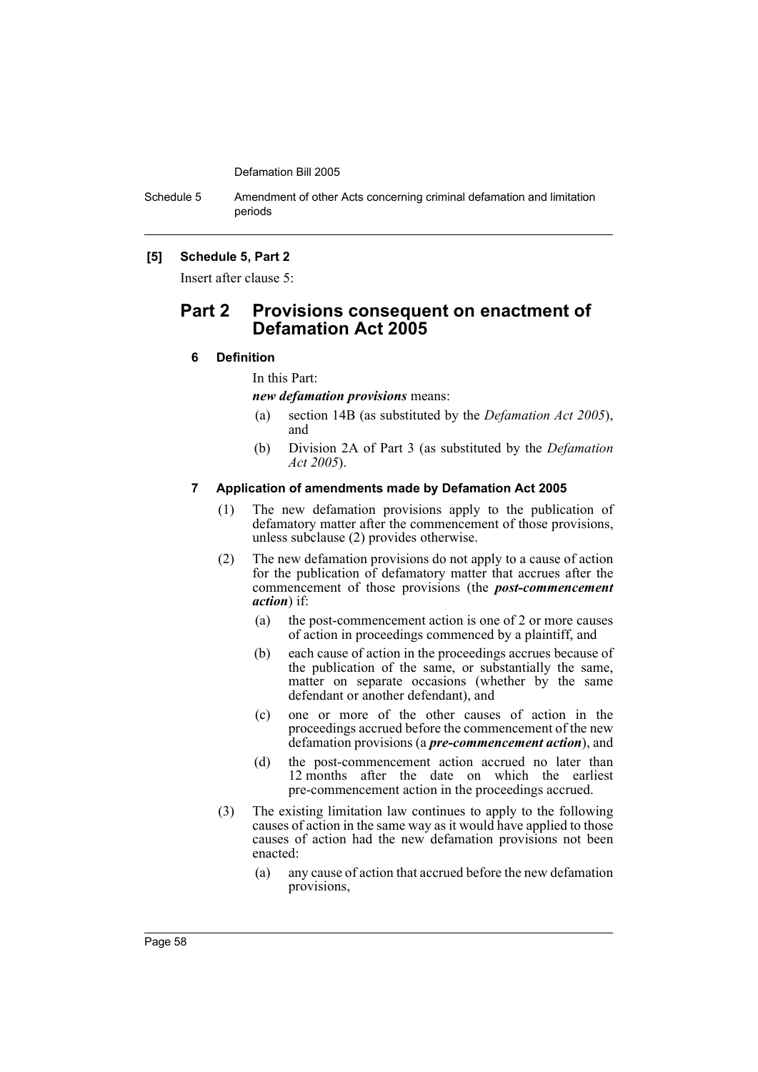**[5] Schedule 5, Part 2**

Insert after clause 5:

## Part 2 Provisions consequent on enactment of Defamation Act 2005

### 6 Definition

In this Part:

***new defamation provisions*** means:

(a) section 14B (as substituted by the *Defamation Act 2005*), and

(b) Division 2A of Part 3 (as substituted by the *Defamation Act 2005*).

### 7 Application of amendments made by Defamation Act 2005

(1) The new defamation provisions apply to the publication of defamatory matter after the commencement of those provisions, unless subclause (2) provides otherwise.

(2) The new defamation provisions do not apply to a cause of action for the publication of defamatory matter that accrues after the commencement of those provisions (the ***post-commencement action***) if:

(a) the post-commencement action is one of 2 or more causes of action in proceedings commenced by a plaintiff, and

(b) each cause of action in the proceedings accrues because of the publication of the same, or substantially the same, matter on separate occasions (whether by the same defendant or another defendant), and

(c) one or more of the other causes of action in the proceedings accrued before the commencement of the new defamation provisions (a ***pre-commencement action***), and

(d) the post-commencement action accrued no later than 12 months after the date on which the earliest pre-commencement action in the proceedings accrued.

(3) The existing limitation law continues to apply to the following causes of action in the same way as it would have applied to those causes of action had the new defamation provisions not been enacted:

(a) any cause of action that accrued before the new defamation provisions,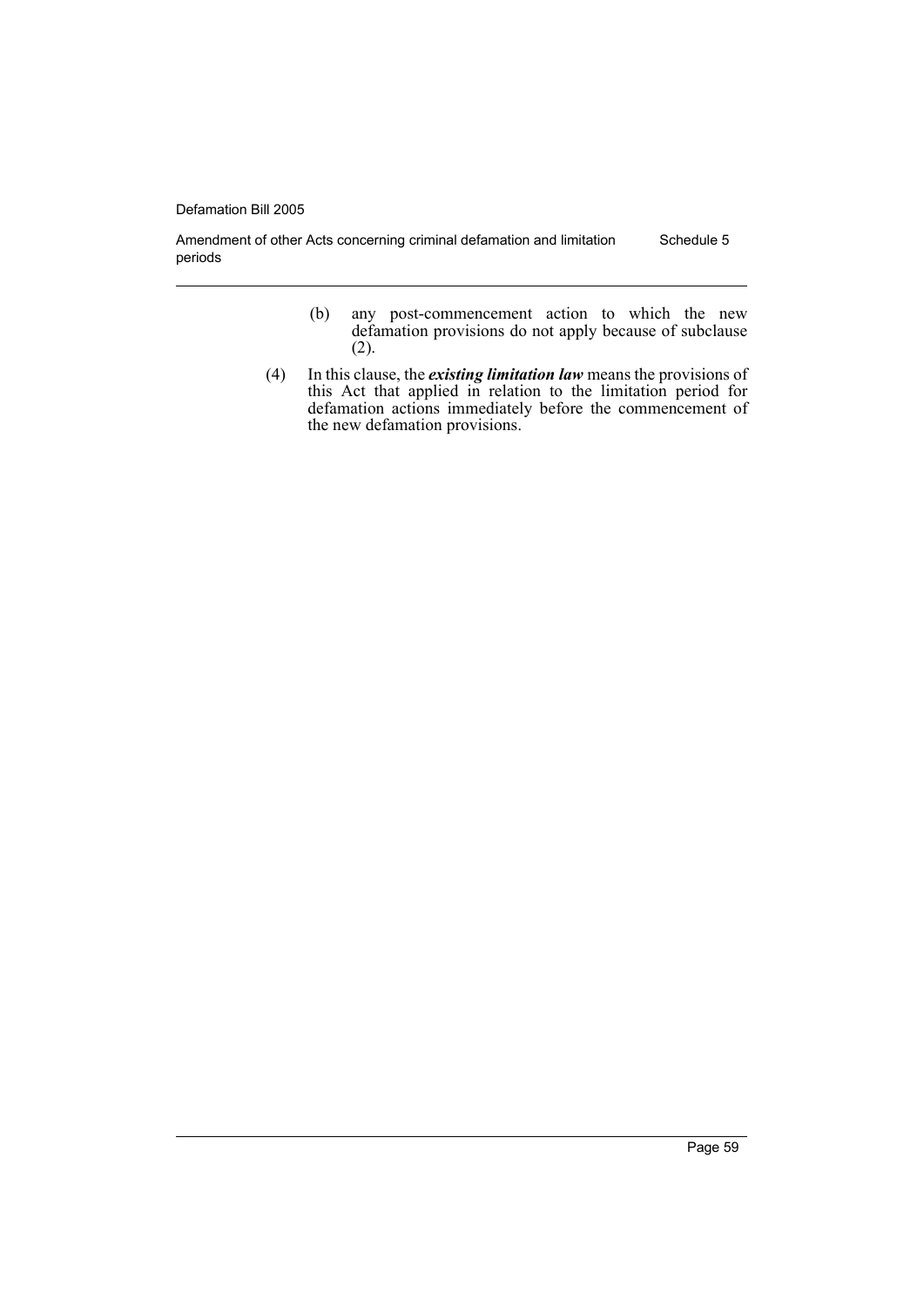(b) any post-commencement action to which the new defamation provisions do not apply because of subclause (2).

(4) In this clause, the ***existing limitation law*** means the provisions of this Act that applied in relation to the limitation period for defamation actions immediately before the commencement of the new defamation provisions.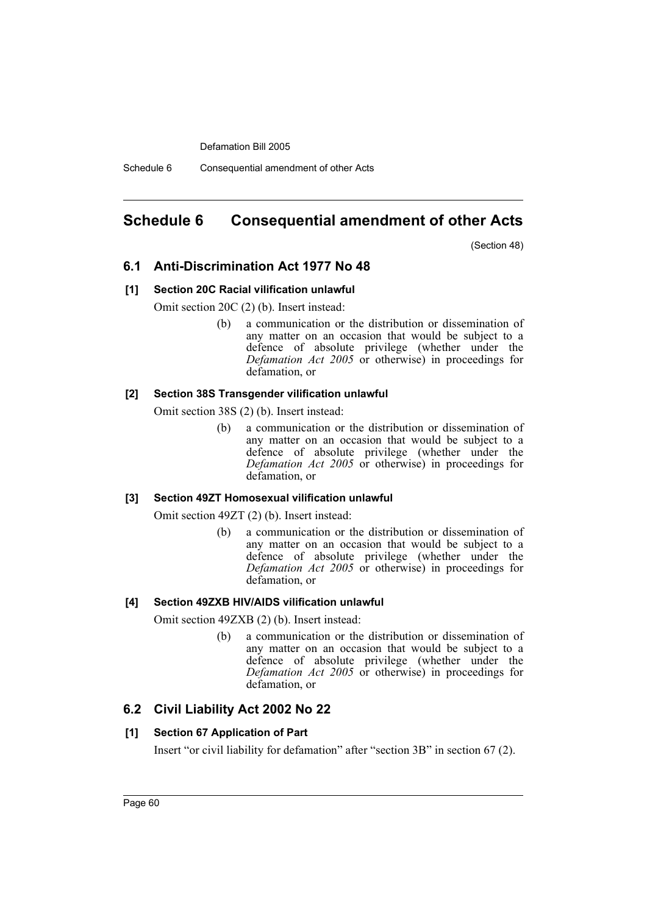# Schedule 6 Consequential amendment of other Acts

(Section 48)

## 6.1 Anti-Discrimination Act 1977 No 48

### [1] Section 20C Racial vilification unlawful

Omit section 20C (2) (b). Insert instead:

> (b) a communication or the distribution or dissemination of any matter on an occasion that would be subject to a defence of absolute privilege (whether under the *Defamation Act 2005* or otherwise) in proceedings for defamation, or

### [2] Section 38S Transgender vilification unlawful

Omit section 38S (2) (b). Insert instead:

> (b) a communication or the distribution or dissemination of any matter on an occasion that would be subject to a defence of absolute privilege (whether under the *Defamation Act 2005* or otherwise) in proceedings for defamation, or

### [3] Section 49ZT Homosexual vilification unlawful

Omit section 49ZT (2) (b). Insert instead:

> (b) a communication or the distribution or dissemination of any matter on an occasion that would be subject to a defence of absolute privilege (whether under the *Defamation Act 2005* or otherwise) in proceedings for defamation, or

### [4] Section 49ZXB HIV/AIDS vilification unlawful

Omit section 49ZXB (2) (b). Insert instead:

> (b) a communication or the distribution or dissemination of any matter on an occasion that would be subject to a defence of absolute privilege (whether under the *Defamation Act 2005* or otherwise) in proceedings for defamation, or

## 6.2 Civil Liability Act 2002 No 22

### [1] Section 67 Application of Part

Insert "or civil liability for defamation" after "section 3B" in section 67 (2).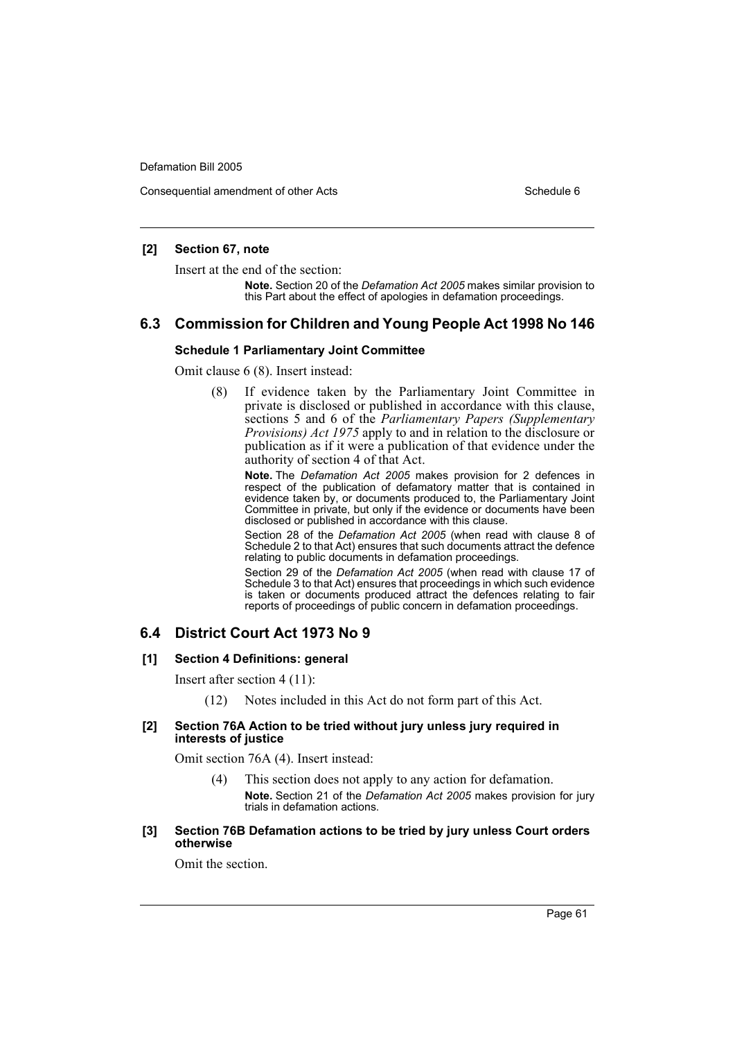**[2] Section 67, note**

Insert at the end of the section:

> **Note.** Section 20 of the *Defamation Act 2005* makes similar provision to this Part about the effect of apologies in defamation proceedings.

## 6.3 Commission for Children and Young People Act 1998 No 146

### Schedule 1 Parliamentary Joint Committee

Omit clause 6 (8). Insert instead:

> (8) If evidence taken by the Parliamentary Joint Committee in private is disclosed or published in accordance with this clause, sections 5 and 6 of the *Parliamentary Papers (Supplementary Provisions) Act 1975* apply to and in relation to the disclosure or publication as if it were a publication of that evidence under the authority of section 4 of that Act.
>
> **Note.** The *Defamation Act 2005* makes provision for 2 defences in respect of the publication of defamatory matter that is contained in evidence taken by, or documents produced to, the Parliamentary Joint Committee in private, but only if the evidence or documents have been disclosed or published in accordance with this clause.
>
> Section 28 of the *Defamation Act 2005* (when read with clause 8 of Schedule 2 to that Act) ensures that such documents attract the defence relating to public documents in defamation proceedings.
>
> Section 29 of the *Defamation Act 2005* (when read with clause 17 of Schedule 3 to that Act) ensures that proceedings in which such evidence is taken or documents produced attract the defences relating to fair reports of proceedings of public concern in defamation proceedings.

## 6.4 District Court Act 1973 No 9

**[1] Section 4 Definitions: general**

Insert after section 4 (11):

> (12) Notes included in this Act do not form part of this Act.

**[2] Section 76A Action to be tried without jury unless jury required in interests of justice**

Omit section 76A (4). Insert instead:

> (4) This section does not apply to any action for defamation.
>
> **Note.** Section 21 of the *Defamation Act 2005* makes provision for jury trials in defamation actions.

**[3] Section 76B Defamation actions to be tried by jury unless Court orders otherwise**

Omit the section.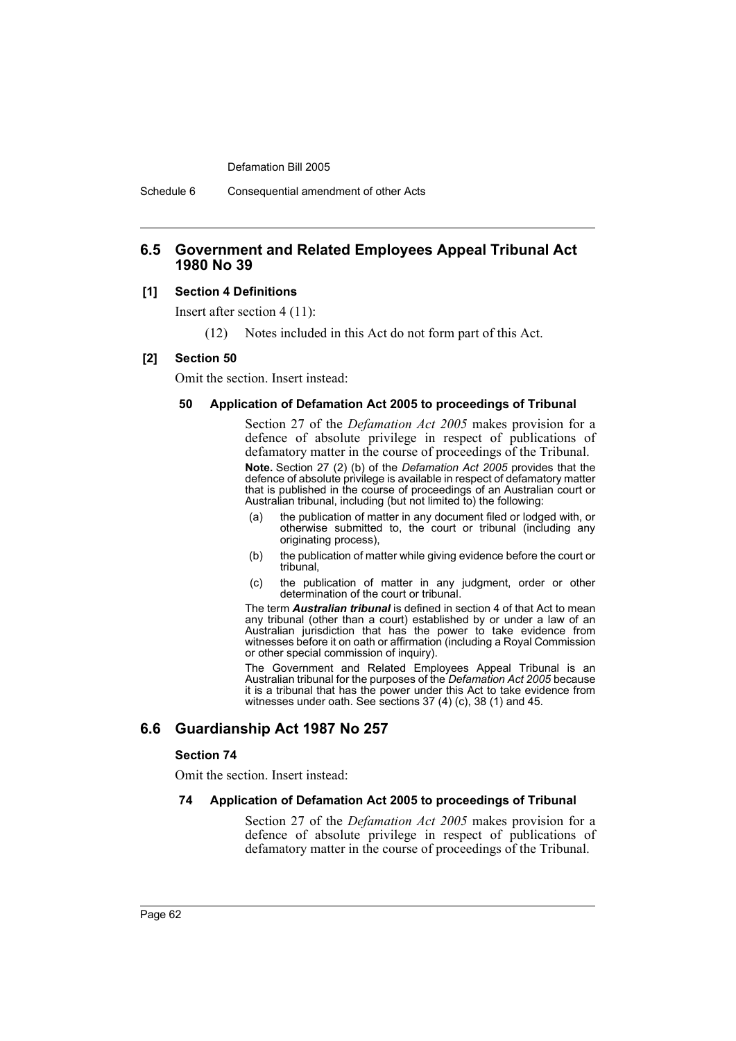## 6.5 Government and Related Employees Appeal Tribunal Act 1980 No 39

**[1] Section 4 Definitions**

Insert after section 4 (11):

(12) Notes included in this Act do not form part of this Act.

**[2] Section 50**

Omit the section. Insert instead:

**50 Application of Defamation Act 2005 to proceedings of Tribunal**

Section 27 of the *Defamation Act 2005* makes provision for a defence of absolute privilege in respect of publications of defamatory matter in the course of proceedings of the Tribunal.

**Note.** Section 27 (2) (b) of the *Defamation Act 2005* provides that the defence of absolute privilege is available in respect of defamatory matter that is published in the course of proceedings of an Australian court or Australian tribunal, including (but not limited to) the following:

- (a) the publication of matter in any document filed or lodged with, or otherwise submitted to, the court or tribunal (including any originating process),
- (b) the publication of matter while giving evidence before the court or tribunal,
- (c) the publication of matter in any judgment, order or other determination of the court or tribunal.

The term ***Australian tribunal*** is defined in section 4 of that Act to mean any tribunal (other than a court) established by or under a law of an Australian jurisdiction that has the power to take evidence from witnesses before it on oath or affirmation (including a Royal Commission or other special commission of inquiry).

The Government and Related Employees Appeal Tribunal is an Australian tribunal for the purposes of the *Defamation Act 2005* because it is a tribunal that has the power under this Act to take evidence from witnesses under oath. See sections 37 (4) (c), 38 (1) and 45.

## 6.6 Guardianship Act 1987 No 257

**Section 74**

Omit the section. Insert instead:

**74 Application of Defamation Act 2005 to proceedings of Tribunal**

Section 27 of the *Defamation Act 2005* makes provision for a defence of absolute privilege in respect of publications of defamatory matter in the course of proceedings of the Tribunal.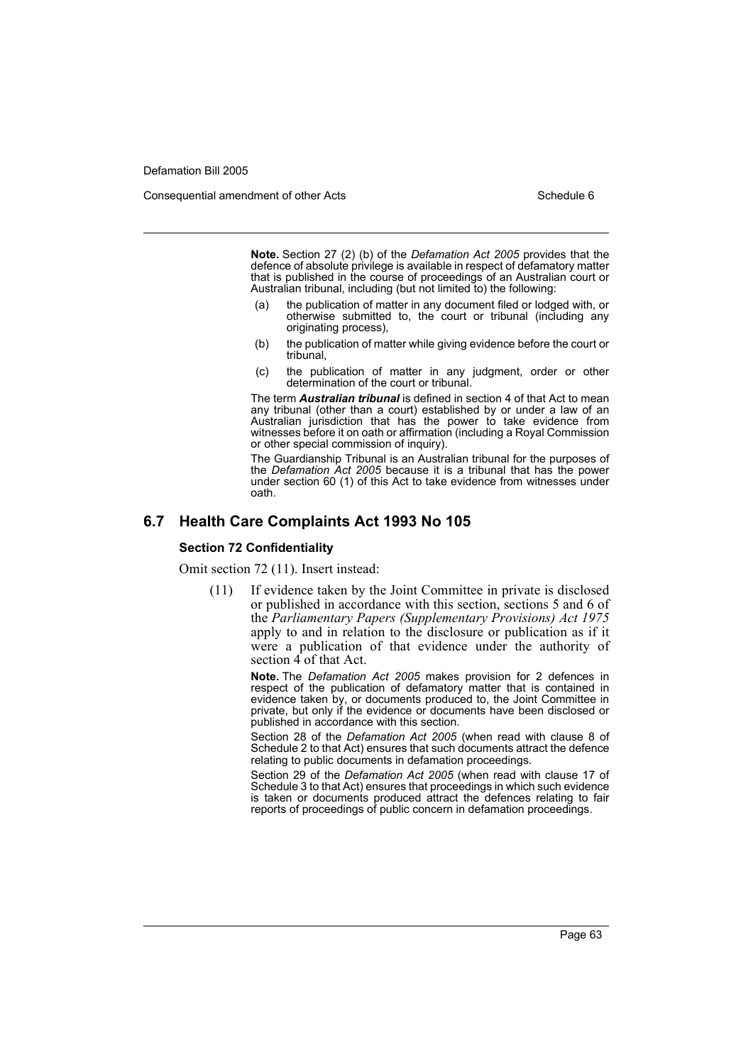**Note.** Section 27 (2) (b) of the *Defamation Act 2005* provides that the defence of absolute privilege is available in respect of defamatory matter that is published in the course of proceedings of an Australian court or Australian tribunal, including (but not limited to) the following:

(a) the publication of matter in any document filed or lodged with, or otherwise submitted to, the court or tribunal (including any originating process),

(b) the publication of matter while giving evidence before the court or tribunal,

(c) the publication of matter in any judgment, order or other determination of the court or tribunal.

The term ***Australian tribunal*** is defined in section 4 of that Act to mean any tribunal (other than a court) established by or under a law of an Australian jurisdiction that has the power to take evidence from witnesses before it on oath or affirmation (including a Royal Commission or other special commission of inquiry).

The Guardianship Tribunal is an Australian tribunal for the purposes of the *Defamation Act 2005* because it is a tribunal that has the power under section 60 (1) of this Act to take evidence from witnesses under oath.

## 6.7 Health Care Complaints Act 1993 No 105

### Section 72 Confidentiality

Omit section 72 (11). Insert instead:

(11) If evidence taken by the Joint Committee in private is disclosed or published in accordance with this section, sections 5 and 6 of the *Parliamentary Papers (Supplementary Provisions) Act 1975* apply to and in relation to the disclosure or publication as if it were a publication of that evidence under the authority of section 4 of that Act.

**Note.** The *Defamation Act 2005* makes provision for 2 defences in respect of the publication of defamatory matter that is contained in evidence taken by, or documents produced to, the Joint Committee in private, but only if the evidence or documents have been disclosed or published in accordance with this section.

Section 28 of the *Defamation Act 2005* (when read with clause 8 of Schedule 2 to that Act) ensures that such documents attract the defence relating to public documents in defamation proceedings.

Section 29 of the *Defamation Act 2005* (when read with clause 17 of Schedule 3 to that Act) ensures that proceedings in which such evidence is taken or documents produced attract the defences relating to fair reports of proceedings of public concern in defamation proceedings.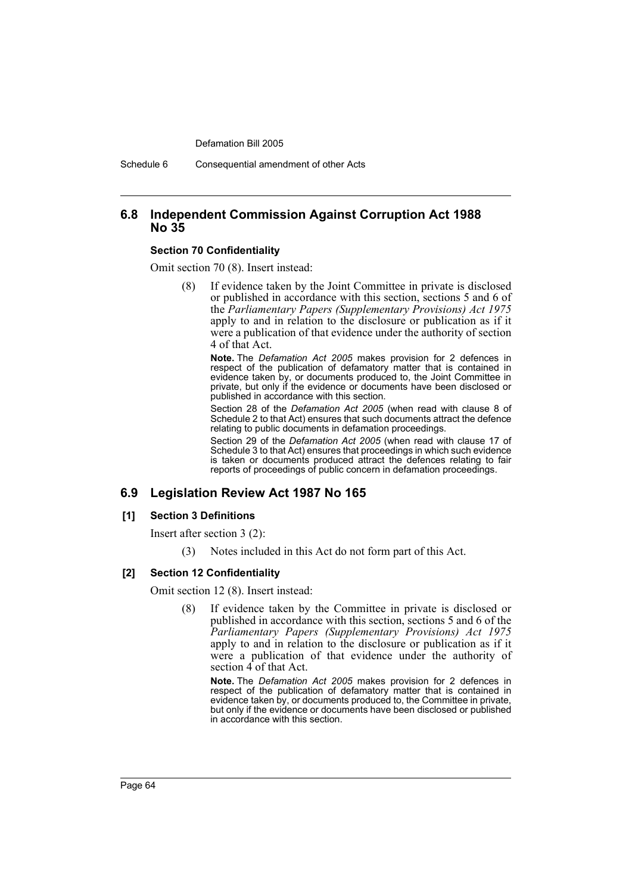## 6.8 Independent Commission Against Corruption Act 1988 No 35

**Section 70 Confidentiality**

Omit section 70 (8). Insert instead:

> (8) If evidence taken by the Joint Committee in private is disclosed or published in accordance with this section, sections 5 and 6 of the *Parliamentary Papers (Supplementary Provisions) Act 1975* apply to and in relation to the disclosure or publication as if it were a publication of that evidence under the authority of section 4 of that Act.
>
> **Note.** The *Defamation Act 2005* makes provision for 2 defences in respect of the publication of defamatory matter that is contained in evidence taken by, or documents produced to, the Joint Committee in private, but only if the evidence or documents have been disclosed or published in accordance with this section.
>
> Section 28 of the *Defamation Act 2005* (when read with clause 8 of Schedule 2 to that Act) ensures that such documents attract the defence relating to public documents in defamation proceedings.
>
> Section 29 of the *Defamation Act 2005* (when read with clause 17 of Schedule 3 to that Act) ensures that proceedings in which such evidence is taken or documents produced attract the defences relating to fair reports of proceedings of public concern in defamation proceedings.

## 6.9 Legislation Review Act 1987 No 165

**[1] Section 3 Definitions**

Insert after section 3 (2):

> (3) Notes included in this Act do not form part of this Act.

**[2] Section 12 Confidentiality**

Omit section 12 (8). Insert instead:

> (8) If evidence taken by the Committee in private is disclosed or published in accordance with this section, sections 5 and 6 of the *Parliamentary Papers (Supplementary Provisions) Act 1975* apply to and in relation to the disclosure or publication as if it were a publication of that evidence under the authority of section 4 of that Act.
>
> **Note.** The *Defamation Act 2005* makes provision for 2 defences in respect of the publication of defamatory matter that is contained in evidence taken by, or documents produced to, the Committee in private, but only if the evidence or documents have been disclosed or published in accordance with this section.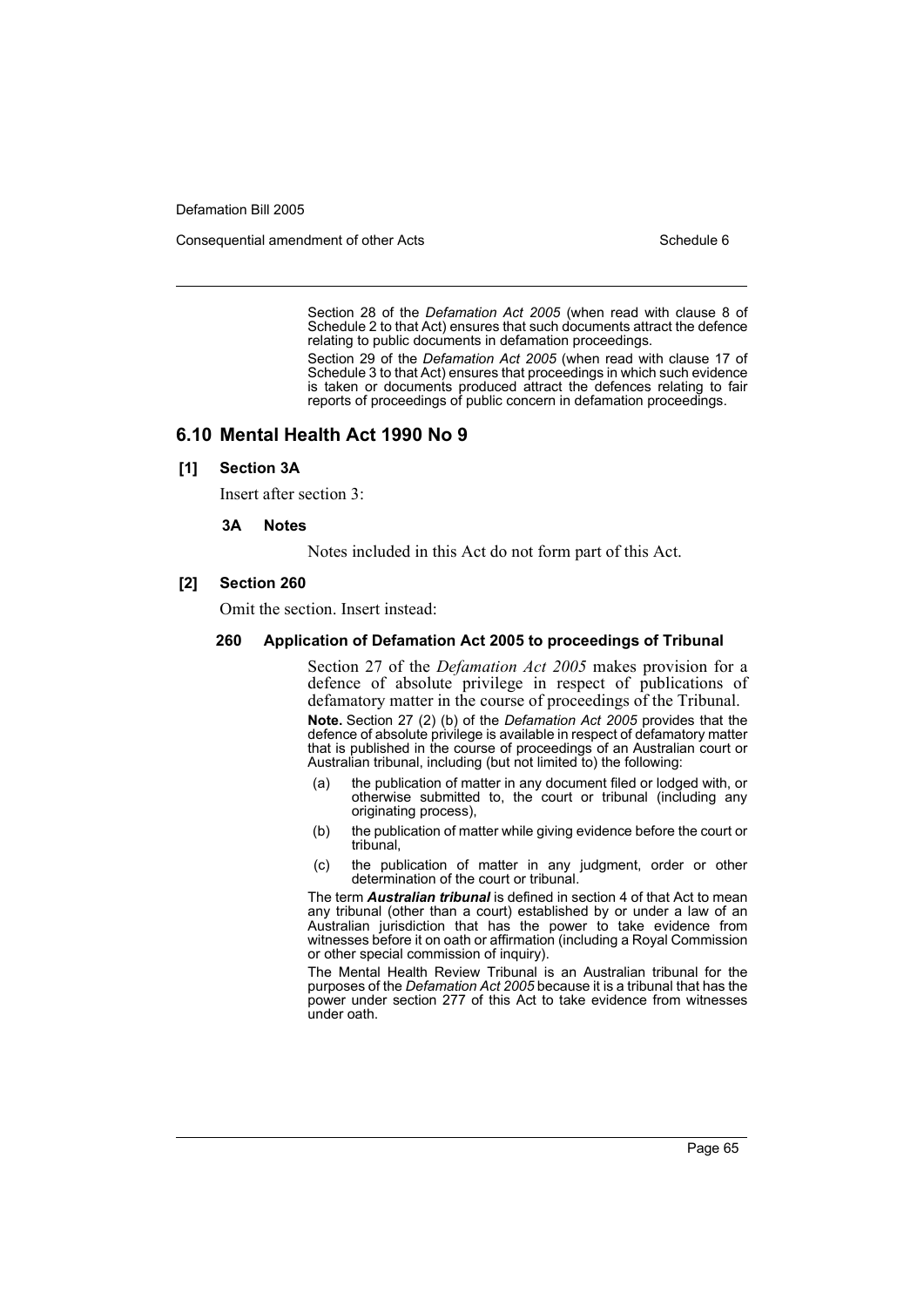Section 28 of the *Defamation Act 2005* (when read with clause 8 of Schedule 2 to that Act) ensures that such documents attract the defence relating to public documents in defamation proceedings.

Section 29 of the *Defamation Act 2005* (when read with clause 17 of Schedule 3 to that Act) ensures that proceedings in which such evidence is taken or documents produced attract the defences relating to fair reports of proceedings of public concern in defamation proceedings.

## 6.10 Mental Health Act 1990 No 9

### [1] Section 3A

Insert after section 3:

#### 3A Notes

Notes included in this Act do not form part of this Act.

### [2] Section 260

Omit the section. Insert instead:

#### 260 Application of Defamation Act 2005 to proceedings of Tribunal

Section 27 of the *Defamation Act 2005* makes provision for a defence of absolute privilege in respect of publications of defamatory matter in the course of proceedings of the Tribunal.

**Note.** Section 27 (2) (b) of the *Defamation Act 2005* provides that the defence of absolute privilege is available in respect of defamatory matter that is published in the course of proceedings of an Australian court or Australian tribunal, including (but not limited to) the following:

- (a) the publication of matter in any document filed or lodged with, or otherwise submitted to, the court or tribunal (including any originating process),
- (b) the publication of matter while giving evidence before the court or tribunal,
- (c) the publication of matter in any judgment, order or other determination of the court or tribunal.

The term ***Australian tribunal*** is defined in section 4 of that Act to mean any tribunal (other than a court) established by or under a law of an Australian jurisdiction that has the power to take evidence from witnesses before it on oath or affirmation (including a Royal Commission or other special commission of inquiry).

The Mental Health Review Tribunal is an Australian tribunal for the purposes of the *Defamation Act 2005* because it is a tribunal that has the power under section 277 of this Act to take evidence from witnesses under oath.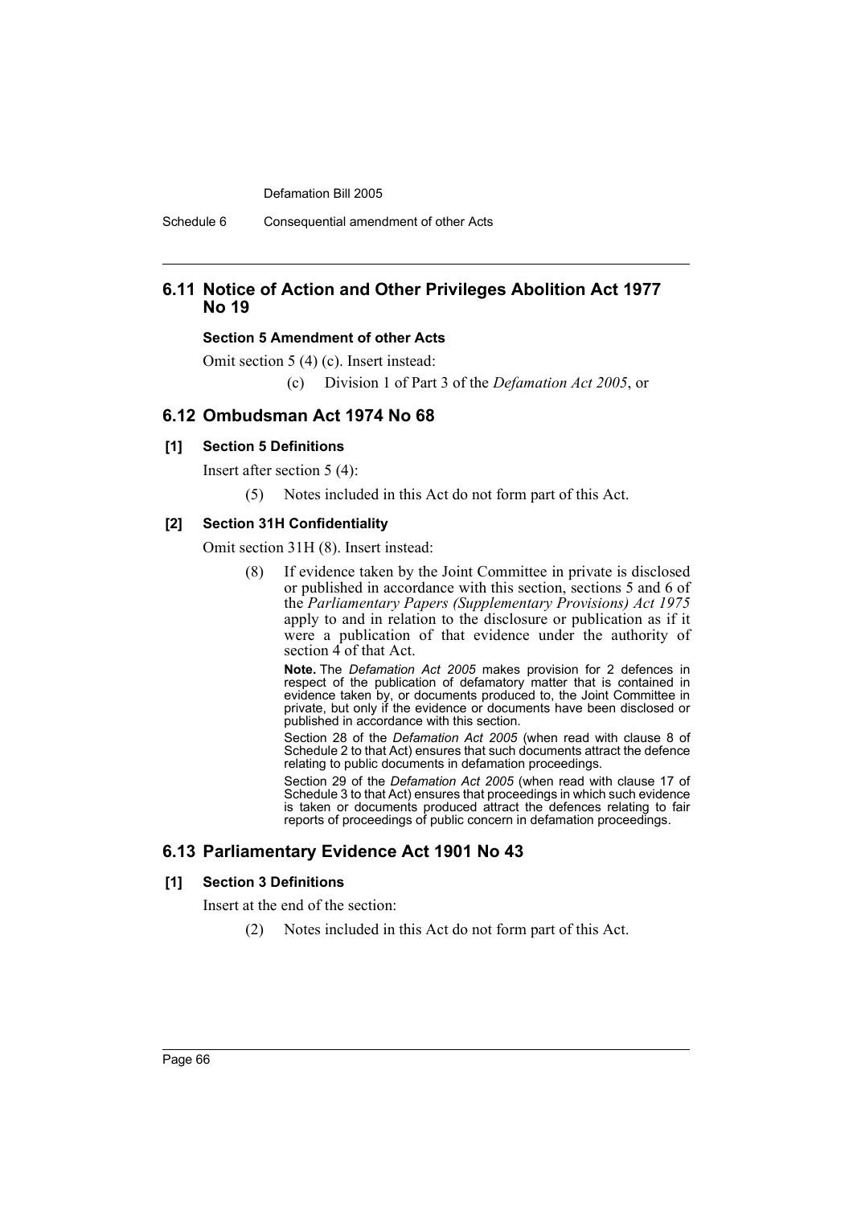## 6.11 Notice of Action and Other Privileges Abolition Act 1977 No 19

#### Section 5 Amendment of other Acts

Omit section 5 (4) (c). Insert instead:

(c) Division 1 of Part 3 of the *Defamation Act 2005*, or

## 6.12 Ombudsman Act 1974 No 68

#### [1] Section 5 Definitions

Insert after section 5 (4):

(5) Notes included in this Act do not form part of this Act.

#### [2] Section 31H Confidentiality

Omit section 31H (8). Insert instead:

(8) If evidence taken by the Joint Committee in private is disclosed or published in accordance with this section, sections 5 and 6 of the *Parliamentary Papers (Supplementary Provisions) Act 1975* apply to and in relation to the disclosure or publication as if it were a publication of that evidence under the authority of section 4 of that Act.

**Note.** The *Defamation Act 2005* makes provision for 2 defences in respect of the publication of defamatory matter that is contained in evidence taken by, or documents produced to, the Joint Committee in private, but only if the evidence or documents have been disclosed or published in accordance with this section.

Section 28 of the *Defamation Act 2005* (when read with clause 8 of Schedule 2 to that Act) ensures that such documents attract the defence relating to public documents in defamation proceedings.

Section 29 of the *Defamation Act 2005* (when read with clause 17 of Schedule 3 to that Act) ensures that proceedings in which such evidence is taken or documents produced attract the defences relating to fair reports of proceedings of public concern in defamation proceedings.

## 6.13 Parliamentary Evidence Act 1901 No 43

#### [1] Section 3 Definitions

Insert at the end of the section:

(2) Notes included in this Act do not form part of this Act.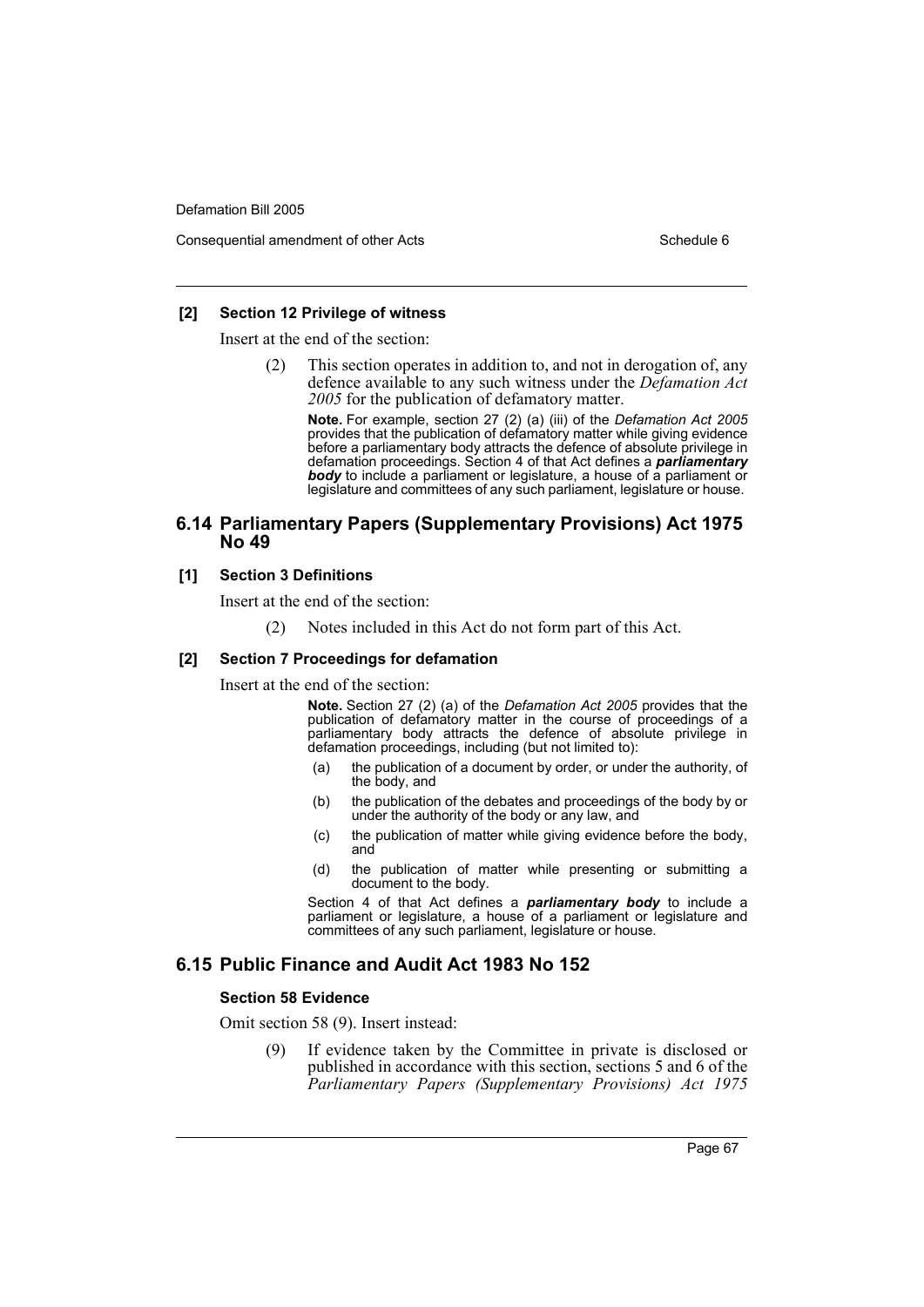**[2] Section 12 Privilege of witness**

Insert at the end of the section:

> (2) This section operates in addition to, and not in derogation of, any defence available to any such witness under the *Defamation Act 2005* for the publication of defamatory matter.
>
> **Note.** For example, section 27 (2) (a) (iii) of the *Defamation Act 2005* provides that the publication of defamatory matter while giving evidence before a parliamentary body attracts the defence of absolute privilege in defamation proceedings. Section 4 of that Act defines a ***parliamentary body*** to include a parliament or legislature, a house of a parliament or legislature and committees of any such parliament, legislature or house.

## 6.14 Parliamentary Papers (Supplementary Provisions) Act 1975 No 49

**[1] Section 3 Definitions**

Insert at the end of the section:

> (2) Notes included in this Act do not form part of this Act.

**[2] Section 7 Proceedings for defamation**

Insert at the end of the section:

> **Note.** Section 27 (2) (a) of the *Defamation Act 2005* provides that the publication of defamatory matter in the course of proceedings of a parliamentary body attracts the defence of absolute privilege in defamation proceedings, including (but not limited to):
>
> (a) the publication of a document by order, or under the authority, of the body, and
>
> (b) the publication of the debates and proceedings of the body by or under the authority of the body or any law, and
>
> (c) the publication of matter while giving evidence before the body, and
>
> (d) the publication of matter while presenting or submitting a document to the body.
>
> Section 4 of that Act defines a ***parliamentary body*** to include a parliament or legislature, a house of a parliament or legislature and committees of any such parliament, legislature or house.

## 6.15 Public Finance and Audit Act 1983 No 152

**Section 58 Evidence**

Omit section 58 (9). Insert instead:

> (9) If evidence taken by the Committee in private is disclosed or published in accordance with this section, sections 5 and 6 of the *Parliamentary Papers (Supplementary Provisions) Act 1975*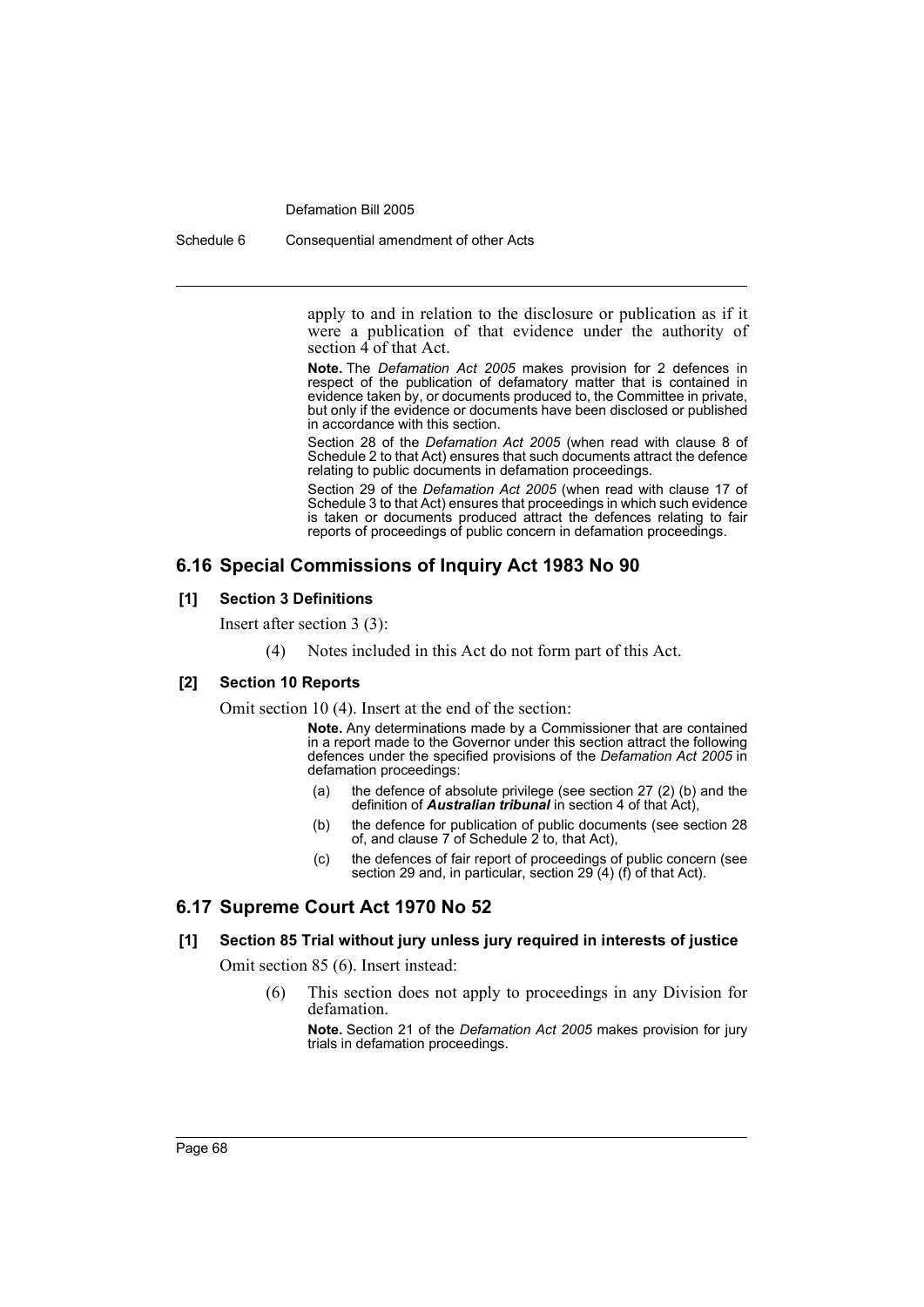apply to and in relation to the disclosure or publication as if it were a publication of that evidence under the authority of section 4 of that Act.

**Note.** The *Defamation Act 2005* makes provision for 2 defences in respect of the publication of defamatory matter that is contained in evidence taken by, or documents produced to, the Committee in private, but only if the evidence or documents have been disclosed or published in accordance with this section.

Section 28 of the *Defamation Act 2005* (when read with clause 8 of Schedule 2 to that Act) ensures that such documents attract the defence relating to public documents in defamation proceedings.

Section 29 of the *Defamation Act 2005* (when read with clause 17 of Schedule 3 to that Act) ensures that proceedings in which such evidence is taken or documents produced attract the defences relating to fair reports of proceedings of public concern in defamation proceedings.

## 6.16 Special Commissions of Inquiry Act 1983 No 90

### [1] Section 3 Definitions

Insert after section 3 (3):

(4) Notes included in this Act do not form part of this Act.

### [2] Section 10 Reports

Omit section 10 (4). Insert at the end of the section:

**Note.** Any determinations made by a Commissioner that are contained in a report made to the Governor under this section attract the following defences under the specified provisions of the *Defamation Act 2005* in defamation proceedings:

(a) the defence of absolute privilege (see section 27 (2) (b) and the definition of ***Australian tribunal*** in section 4 of that Act),

(b) the defence for publication of public documents (see section 28 of, and clause 7 of Schedule 2 to, that Act),

(c) the defences of fair report of proceedings of public concern (see section 29 and, in particular, section 29 (4) (f) of that Act).

## 6.17 Supreme Court Act 1970 No 52

### [1] Section 85 Trial without jury unless jury required in interests of justice

Omit section 85 (6). Insert instead:

(6) This section does not apply to proceedings in any Division for defamation.

**Note.** Section 21 of the *Defamation Act 2005* makes provision for jury trials in defamation proceedings.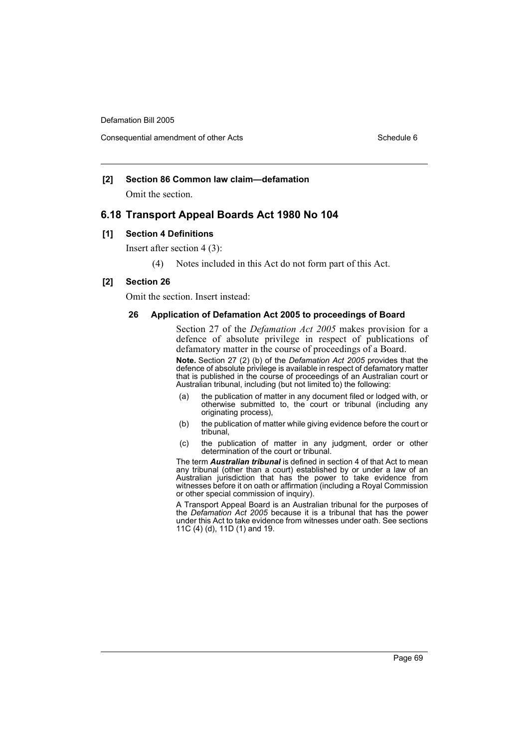**[2] Section 86 Common law claim—defamation**

Omit the section.

## 6.18 Transport Appeal Boards Act 1980 No 104

**[1] Section 4 Definitions**

Insert after section 4 (3):

(4) Notes included in this Act do not form part of this Act.

**[2] Section 26**

Omit the section. Insert instead:

**26 Application of Defamation Act 2005 to proceedings of Board**

Section 27 of the *Defamation Act 2005* makes provision for a defence of absolute privilege in respect of publications of defamatory matter in the course of proceedings of a Board.

**Note.** Section 27 (2) (b) of the *Defamation Act 2005* provides that the defence of absolute privilege is available in respect of defamatory matter that is published in the course of proceedings of an Australian court or Australian tribunal, including (but not limited to) the following:

(a) the publication of matter in any document filed or lodged with, or otherwise submitted to, the court or tribunal (including any originating process),

(b) the publication of matter while giving evidence before the court or tribunal,

(c) the publication of matter in any judgment, order or other determination of the court or tribunal.

The term ***Australian tribunal*** is defined in section 4 of that Act to mean any tribunal (other than a court) established by or under a law of an Australian jurisdiction that has the power to take evidence from witnesses before it on oath or affirmation (including a Royal Commission or other special commission of inquiry).

A Transport Appeal Board is an Australian tribunal for the purposes of the *Defamation Act 2005* because it is a tribunal that has the power under this Act to take evidence from witnesses under oath. See sections 11C (4) (d), 11D (1) and 19.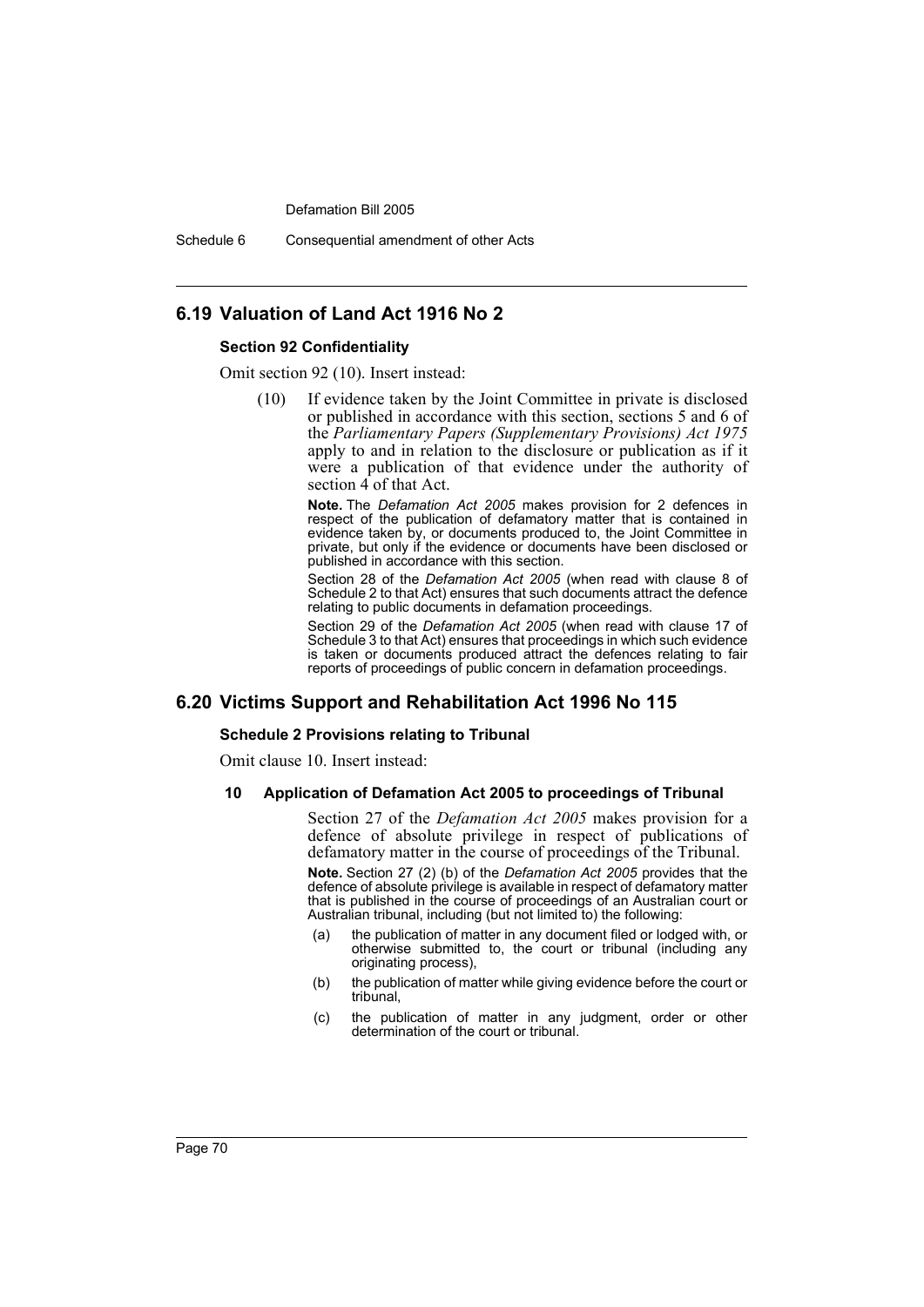## 6.19 Valuation of Land Act 1916 No 2

### Section 92 Confidentiality

Omit section 92 (10). Insert instead:

(10) If evidence taken by the Joint Committee in private is disclosed or published in accordance with this section, sections 5 and 6 of the *Parliamentary Papers (Supplementary Provisions) Act 1975* apply to and in relation to the disclosure or publication as if it were a publication of that evidence under the authority of section 4 of that Act.

**Note.** The *Defamation Act 2005* makes provision for 2 defences in respect of the publication of defamatory matter that is contained in evidence taken by, or documents produced to, the Joint Committee in private, but only if the evidence or documents have been disclosed or published in accordance with this section.

Section 28 of the *Defamation Act 2005* (when read with clause 8 of Schedule 2 to that Act) ensures that such documents attract the defence relating to public documents in defamation proceedings.

Section 29 of the *Defamation Act 2005* (when read with clause 17 of Schedule 3 to that Act) ensures that proceedings in which such evidence is taken or documents produced attract the defences relating to fair reports of proceedings of public concern in defamation proceedings.

## 6.20 Victims Support and Rehabilitation Act 1996 No 115

### Schedule 2 Provisions relating to Tribunal

Omit clause 10. Insert instead:

#### 10 Application of Defamation Act 2005 to proceedings of Tribunal

Section 27 of the *Defamation Act 2005* makes provision for a defence of absolute privilege in respect of publications of defamatory matter in the course of proceedings of the Tribunal.

**Note.** Section 27 (2) (b) of the *Defamation Act 2005* provides that the defence of absolute privilege is available in respect of defamatory matter that is published in the course of proceedings of an Australian court or Australian tribunal, including (but not limited to) the following:

- (a) the publication of matter in any document filed or lodged with, or otherwise submitted to, the court or tribunal (including any originating process),
- (b) the publication of matter while giving evidence before the court or tribunal,
- (c) the publication of matter in any judgment, order or other determination of the court or tribunal.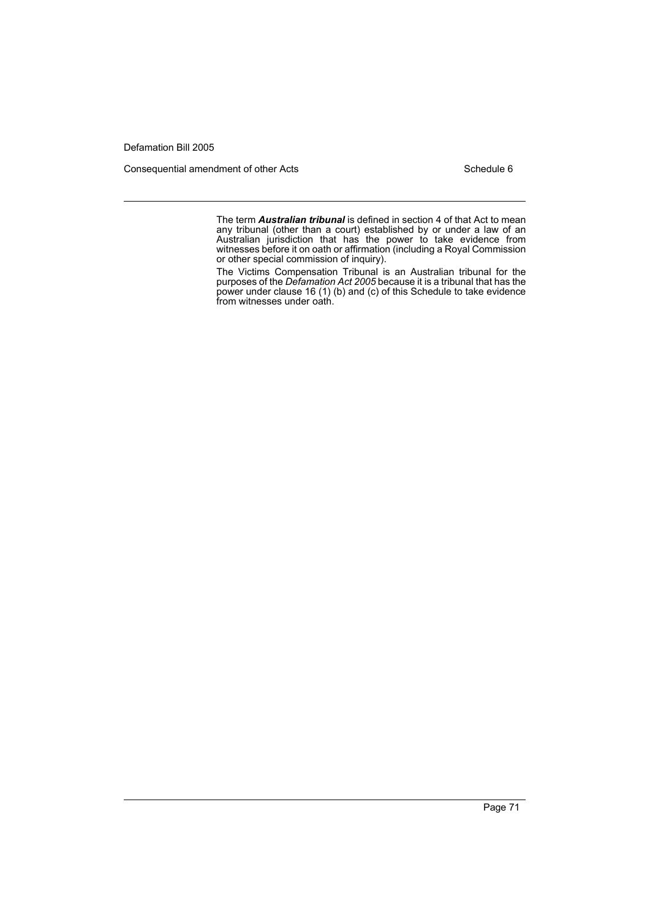The term ***Australian tribunal*** is defined in section 4 of that Act to mean any tribunal (other than a court) established by or under a law of an Australian jurisdiction that has the power to take evidence from witnesses before it on oath or affirmation (including a Royal Commission or other special commission of inquiry).

The Victims Compensation Tribunal is an Australian tribunal for the purposes of the *Defamation Act 2005* because it is a tribunal that has the power under clause 16 (1) (b) and (c) of this Schedule to take evidence from witnesses under oath.